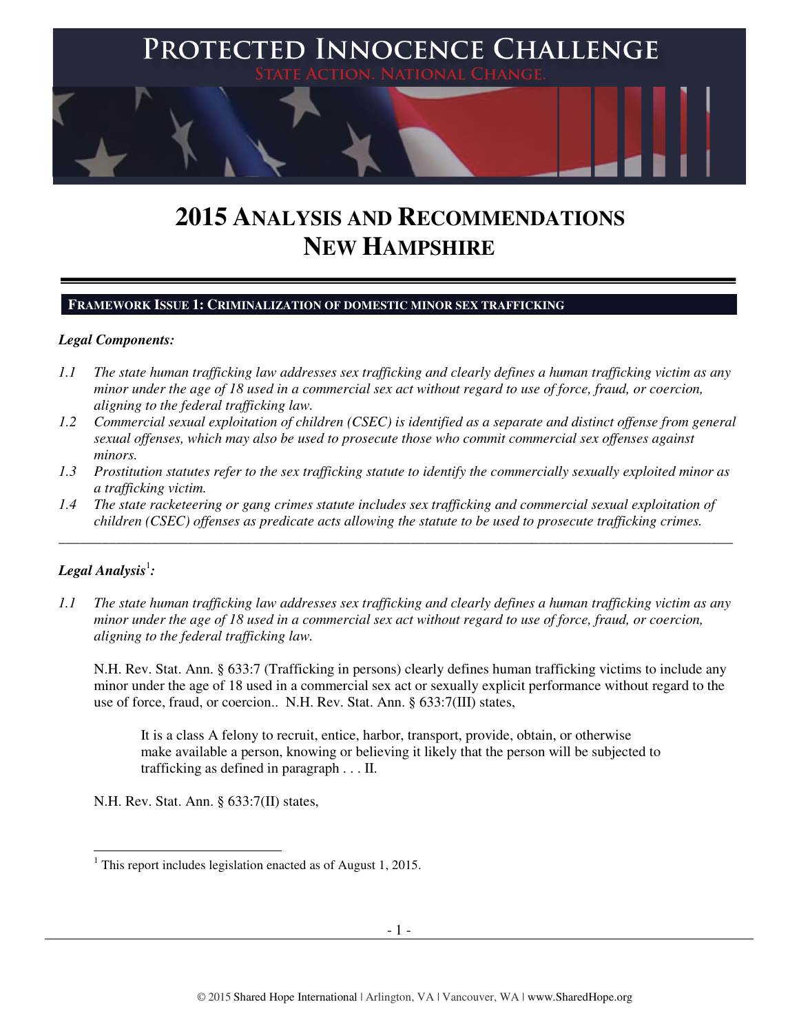# PROTECTED INNOCENCE CHALLENGE

STATE ACTION. NATIONAL CHANGE.

# 2015 ANALYSIS AND RECOMMENDATIONS NEW HAMPSHIRE

## FRAMEWORK ISSUE 1: CRIMINALIZATION OF DOMESTIC MINOR SEX TRAFFICKING

***Legal Components:***

*1.1 The state human trafficking law addresses sex trafficking and clearly defines a human trafficking victim as any minor under the age of 18 used in a commercial sex act without regard to use of force, fraud, or coercion, aligning to the federal trafficking law.*

*1.2 Commercial sexual exploitation of children (CSEC) is identified as a separate and distinct offense from general sexual offenses, which may also be used to prosecute those who commit commercial sex offenses against minors.*

*1.3 Prostitution statutes refer to the sex trafficking statute to identify the commercially sexually exploited minor as a trafficking victim.*

*1.4 The state racketeering or gang crimes statute includes sex trafficking and commercial sexual exploitation of children (CSEC) offenses as predicate acts allowing the statute to be used to prosecute trafficking crimes.*

---

***Legal Analysis[1]:***

*1.1 The state human trafficking law addresses sex trafficking and clearly defines a human trafficking victim as any minor under the age of 18 used in a commercial sex act without regard to use of force, fraud, or coercion, aligning to the federal trafficking law.*

N.H. Rev. Stat. Ann. § 633:7 (Trafficking in persons) clearly defines human trafficking victims to include any minor under the age of 18 used in a commercial sex act or sexually explicit performance without regard to the use of force, fraud, or coercion.. N.H. Rev. Stat. Ann. § 633:7(III) states,

> It is a class A felony to recruit, entice, harbor, transport, provide, obtain, or otherwise make available a person, knowing or believing it likely that the person will be subjected to trafficking as defined in paragraph . . . II.

N.H. Rev. Stat. Ann. § 633:7(II) states,

---

[1] This report includes legislation enacted as of August 1, 2015.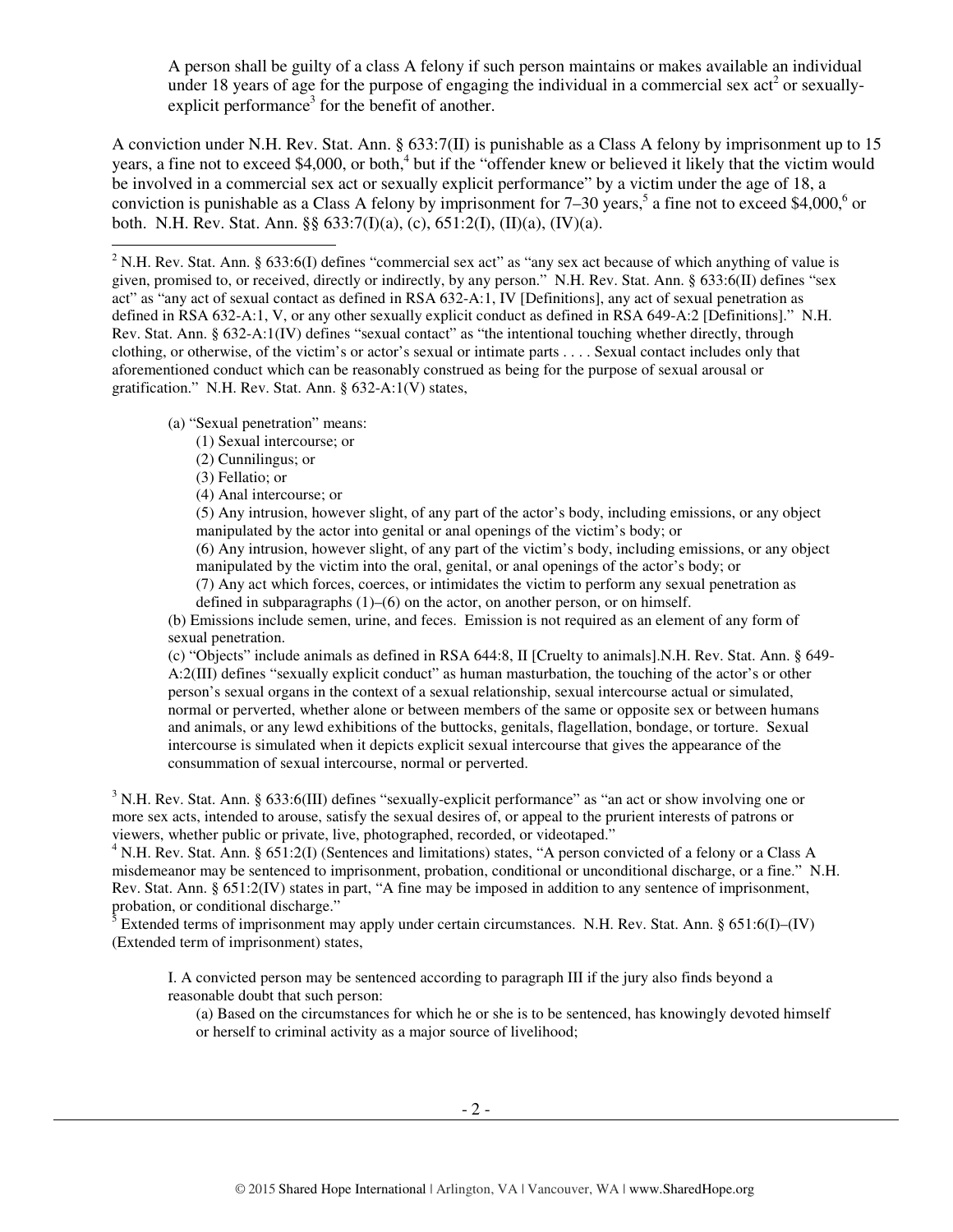> A person shall be guilty of a class A felony if such person maintains or makes available an individual under 18 years of age for the purpose of engaging the individual in a commercial sex act[2] or sexually-explicit performance[3] for the benefit of another.

A conviction under N.H. Rev. Stat. Ann. § 633:7(II) is punishable as a Class A felony by imprisonment up to 15 years, a fine not to exceed $4,000, or both,[4] but if the "offender knew or believed it likely that the victim would be involved in a commercial sex act or sexually explicit performance" by a victim under the age of 18, a conviction is punishable as a Class A felony by imprisonment for 7–30 years,[5] a fine not to exceed $4,000,[6] or both. N.H. Rev. Stat. Ann. §§ 633:7(I)(a), (c), 651:2(I), (II)(a), (IV)(a).

---

[2] N.H. Rev. Stat. Ann. § 633:6(I) defines "commercial sex act" as "any sex act because of which anything of value is given, promised to, or received, directly or indirectly, by any person." N.H. Rev. Stat. Ann. § 633:6(II) defines "sex act" as "any act of sexual contact as defined in RSA 632-A:1, IV [Definitions], any act of sexual penetration as defined in RSA 632-A:1, V, or any other sexually explicit conduct as defined in RSA 649-A:2 [Definitions]." N.H. Rev. Stat. Ann. § 632-A:1(IV) defines "sexual contact" as "the intentional touching whether directly, through clothing, or otherwise, of the victim's or actor's sexual or intimate parts . . . . Sexual contact includes only that aforementioned conduct which can be reasonably construed as being for the purpose of sexual arousal or gratification." N.H. Rev. Stat. Ann. § 632-A:1(V) states,

> (a) "Sexual penetration" means:
> (1) Sexual intercourse; or
> (2) Cunnilingus; or
> (3) Fellatio; or
> (4) Anal intercourse; or
> (5) Any intrusion, however slight, of any part of the actor's body, including emissions, or any object manipulated by the actor into genital or anal openings of the victim's body; or
> (6) Any intrusion, however slight, of any part of the victim's body, including emissions, or any object manipulated by the victim into the oral, genital, or anal openings of the actor's body; or
> (7) Any act which forces, coerces, or intimidates the victim to perform any sexual penetration as defined in subparagraphs (1)–(6) on the actor, on another person, or on himself.
> (b) Emissions include semen, urine, and feces. Emission is not required as an element of any form of sexual penetration.
> (c) "Objects" include animals as defined in RSA 644:8, II [Cruelty to animals].N.H. Rev. Stat. Ann. § 649-A:2(III) defines "sexually explicit conduct" as human masturbation, the touching of the actor's or other person's sexual organs in the context of a sexual relationship, sexual intercourse actual or simulated, normal or perverted, whether alone or between members of the same or opposite sex or between humans and animals, or any lewd exhibitions of the buttocks, genitals, flagellation, bondage, or torture. Sexual intercourse is simulated when it depicts explicit sexual intercourse that gives the appearance of the consummation of sexual intercourse, normal or perverted.

[3] N.H. Rev. Stat. Ann. § 633:6(III) defines "sexually-explicit performance" as "an act or show involving one or more sex acts, intended to arouse, satisfy the sexual desires of, or appeal to the prurient interests of patrons or viewers, whether public or private, live, photographed, recorded, or videotaped."

[4] N.H. Rev. Stat. Ann. § 651:2(I) (Sentences and limitations) states, "A person convicted of a felony or a Class A misdemeanor may be sentenced to imprisonment, probation, conditional or unconditional discharge, or a fine." N.H. Rev. Stat. Ann. § 651:2(IV) states in part, "A fine may be imposed in addition to any sentence of imprisonment, probation, or conditional discharge."

[5] Extended terms of imprisonment may apply under certain circumstances. N.H. Rev. Stat. Ann. § 651:6(I)–(IV) (Extended term of imprisonment) states,

> I. A convicted person may be sentenced according to paragraph III if the jury also finds beyond a reasonable doubt that such person:
> (a) Based on the circumstances for which he or she is to be sentenced, has knowingly devoted himself or herself to criminal activity as a major source of livelihood;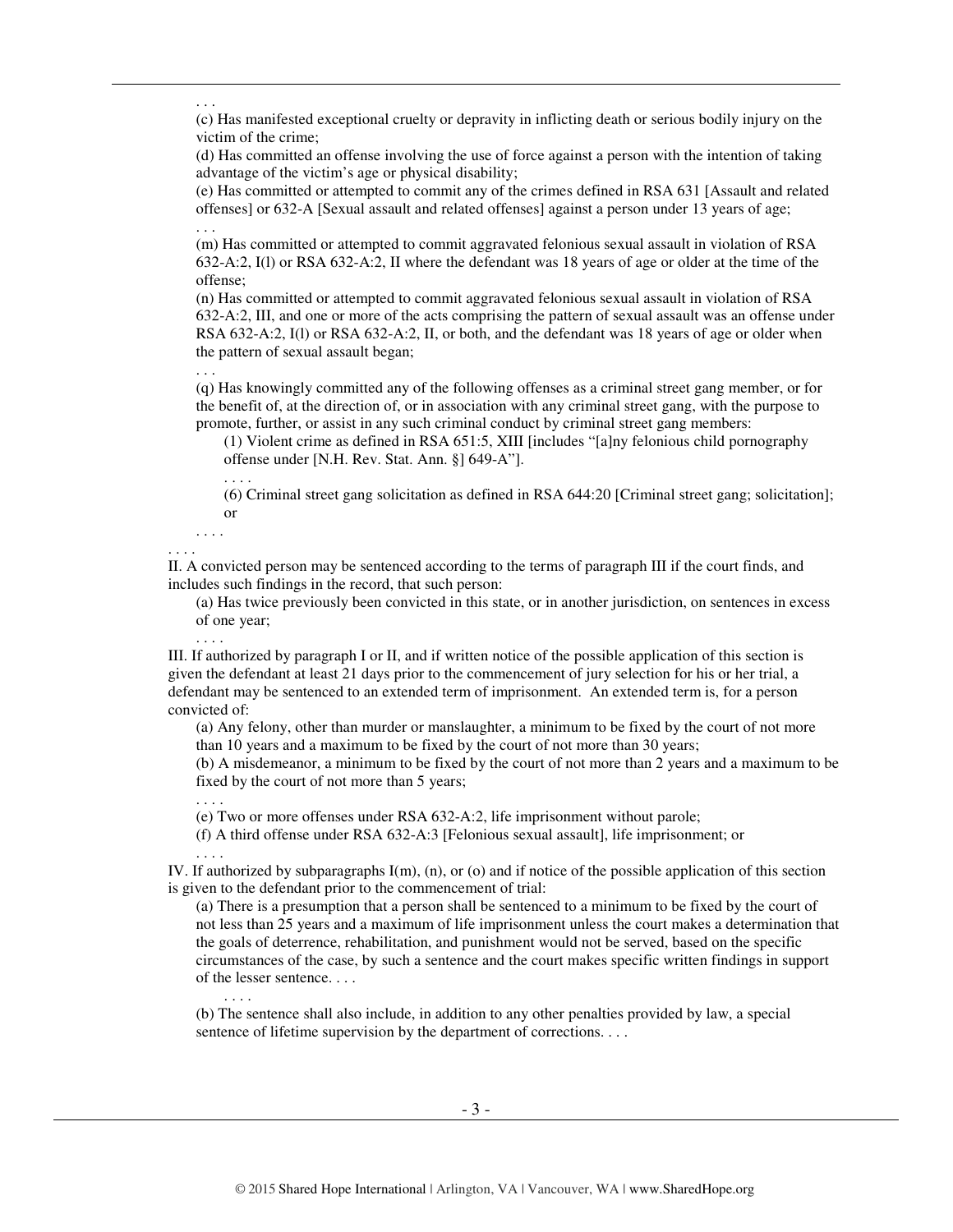. . .

(c) Has manifested exceptional cruelty or depravity in inflicting death or serious bodily injury on the victim of the crime;

(d) Has committed an offense involving the use of force against a person with the intention of taking advantage of the victim's age or physical disability;

(e) Has committed or attempted to commit any of the crimes defined in RSA 631 [Assault and related offenses] or 632-A [Sexual assault and related offenses] against a person under 13 years of age;

. . .

(m) Has committed or attempted to commit aggravated felonious sexual assault in violation of RSA 632-A:2, I(l) or RSA 632-A:2, II where the defendant was 18 years of age or older at the time of the offense;

(n) Has committed or attempted to commit aggravated felonious sexual assault in violation of RSA 632-A:2, III, and one or more of the acts comprising the pattern of sexual assault was an offense under RSA 632-A:2, I(l) or RSA 632-A:2, II, or both, and the defendant was 18 years of age or older when the pattern of sexual assault began;

. . .

(q) Has knowingly committed any of the following offenses as a criminal street gang member, or for the benefit of, at the direction of, or in association with any criminal street gang, with the purpose to promote, further, or assist in any such criminal conduct by criminal street gang members:

(1) Violent crime as defined in RSA 651:5, XIII [includes "[a]ny felonious child pornography offense under [N.H. Rev. Stat. Ann. §] 649-A"].

. . . .

(6) Criminal street gang solicitation as defined in RSA 644:20 [Criminal street gang; solicitation]; or

. . . .

. . . .

II. A convicted person may be sentenced according to the terms of paragraph III if the court finds, and includes such findings in the record, that such person:

(a) Has twice previously been convicted in this state, or in another jurisdiction, on sentences in excess of one year;

. . . .

III. If authorized by paragraph I or II, and if written notice of the possible application of this section is given the defendant at least 21 days prior to the commencement of jury selection for his or her trial, a defendant may be sentenced to an extended term of imprisonment. An extended term is, for a person convicted of:

(a) Any felony, other than murder or manslaughter, a minimum to be fixed by the court of not more than 10 years and a maximum to be fixed by the court of not more than 30 years;

(b) A misdemeanor, a minimum to be fixed by the court of not more than 2 years and a maximum to be fixed by the court of not more than 5 years;

. . . .

(e) Two or more offenses under RSA 632-A:2, life imprisonment without parole;

(f) A third offense under RSA 632-A:3 [Felonious sexual assault], life imprisonment; or

. . . .

IV. If authorized by subparagraphs I(m), (n), or (o) and if notice of the possible application of this section is given to the defendant prior to the commencement of trial:

(a) There is a presumption that a person shall be sentenced to a minimum to be fixed by the court of not less than 25 years and a maximum of life imprisonment unless the court makes a determination that the goals of deterrence, rehabilitation, and punishment would not be served, based on the specific circumstances of the case, by such a sentence and the court makes specific written findings in support of the lesser sentence. . . .

. . . .

(b) The sentence shall also include, in addition to any other penalties provided by law, a special sentence of lifetime supervision by the department of corrections. . . .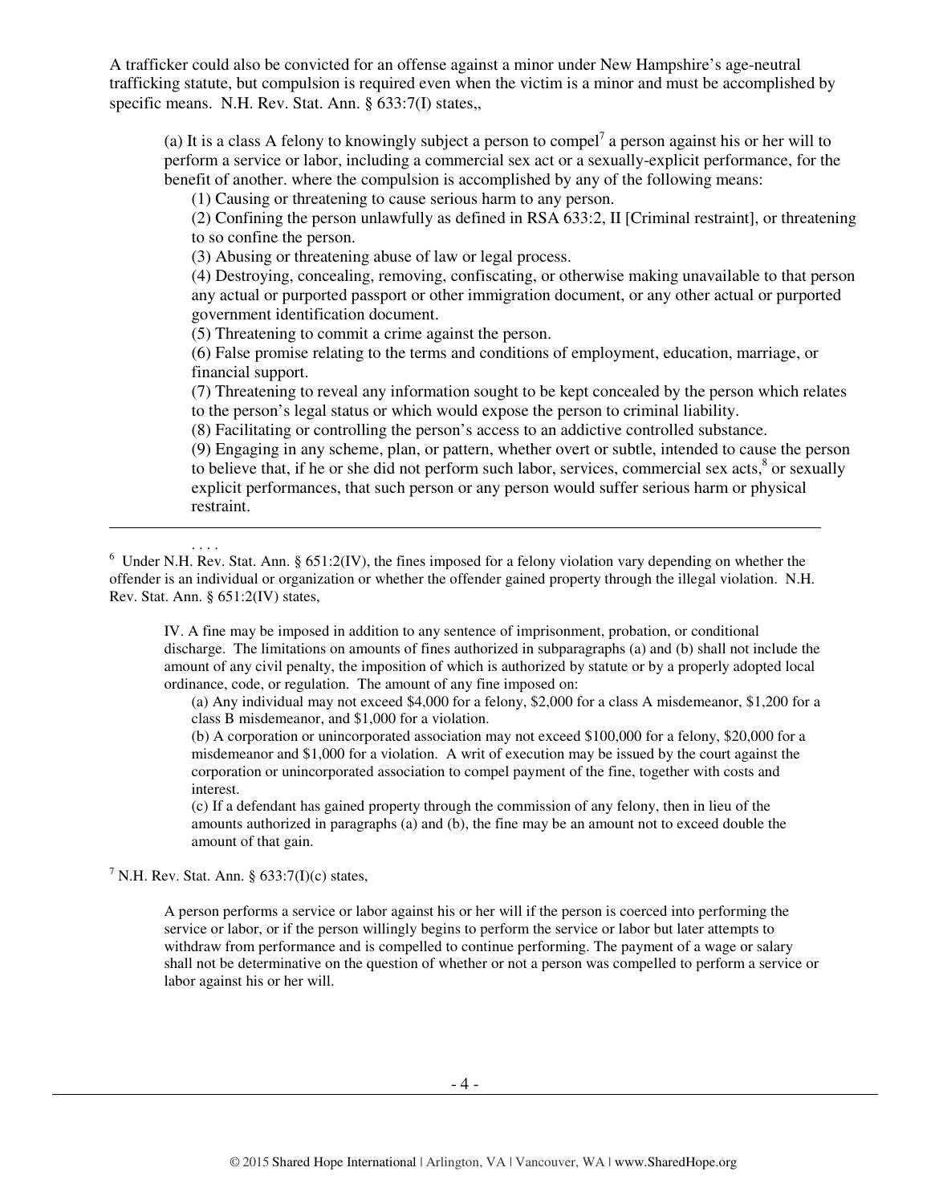A trafficker could also be convicted for an offense against a minor under New Hampshire's age-neutral trafficking statute, but compulsion is required even when the victim is a minor and must be accomplished by specific means. N.H. Rev. Stat. Ann. § 633:7(I) states,,

> (a) It is a class A felony to knowingly subject a person to compel[7] a person against his or her will to perform a service or labor, including a commercial sex act or a sexually-explicit performance, for the benefit of another. where the compulsion is accomplished by any of the following means:
>
> (1) Causing or threatening to cause serious harm to any person.
>
> (2) Confining the person unlawfully as defined in RSA 633:2, II [Criminal restraint], or threatening to so confine the person.
>
> (3) Abusing or threatening abuse of law or legal process.
>
> (4) Destroying, concealing, removing, confiscating, or otherwise making unavailable to that person any actual or purported passport or other immigration document, or any other actual or purported government identification document.
>
> (5) Threatening to commit a crime against the person.
>
> (6) False promise relating to the terms and conditions of employment, education, marriage, or financial support.
>
> (7) Threatening to reveal any information sought to be kept concealed by the person which relates to the person's legal status or which would expose the person to criminal liability.
>
> (8) Facilitating or controlling the person's access to an addictive controlled substance.
>
> (9) Engaging in any scheme, plan, or pattern, whether overt or subtle, intended to cause the person to believe that, if he or she did not perform such labor, services, commercial sex acts,[8] or sexually explicit performances, that such person or any person would suffer serious harm or physical restraint.
>
> . . . .

---

[6] Under N.H. Rev. Stat. Ann. § 651:2(IV), the fines imposed for a felony violation vary depending on whether the offender is an individual or organization or whether the offender gained property through the illegal violation. N.H. Rev. Stat. Ann. § 651:2(IV) states,

> IV. A fine may be imposed in addition to any sentence of imprisonment, probation, or conditional discharge. The limitations on amounts of fines authorized in subparagraphs (a) and (b) shall not include the amount of any civil penalty, the imposition of which is authorized by statute or by a properly adopted local ordinance, code, or regulation. The amount of any fine imposed on:
>
> (a) Any individual may not exceed $4,000 for a felony, $2,000 for a class A misdemeanor, $1,200 for a class B misdemeanor, and $1,000 for a violation.
>
> (b) A corporation or unincorporated association may not exceed $100,000 for a felony, $20,000 for a misdemeanor and $1,000 for a violation. A writ of execution may be issued by the court against the corporation or unincorporated association to compel payment of the fine, together with costs and interest.
>
> (c) If a defendant has gained property through the commission of any felony, then in lieu of the amounts authorized in paragraphs (a) and (b), the fine may be an amount not to exceed double the amount of that gain.

[7] N.H. Rev. Stat. Ann. § 633:7(I)(c) states,

> A person performs a service or labor against his or her will if the person is coerced into performing the service or labor, or if the person willingly begins to perform the service or labor but later attempts to withdraw from performance and is compelled to continue performing. The payment of a wage or salary shall not be determinative on the question of whether or not a person was compelled to perform a service or labor against his or her will.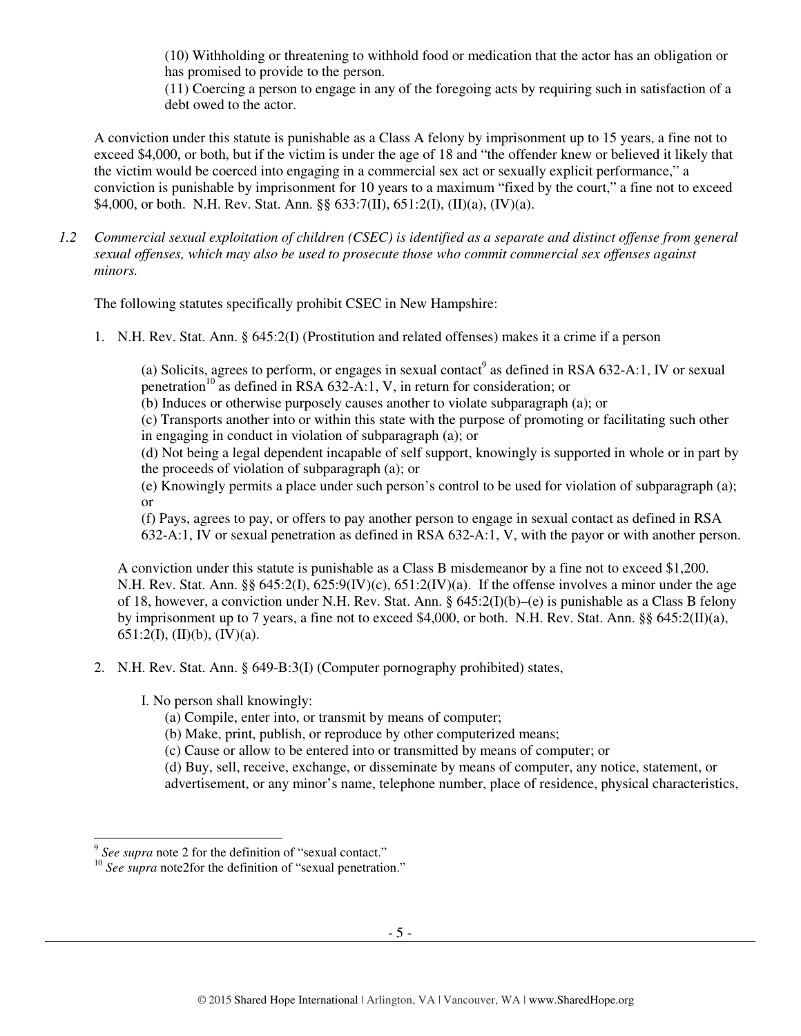(10) Withholding or threatening to withhold food or medication that the actor has an obligation or has promised to provide to the person.

(11) Coercing a person to engage in any of the foregoing acts by requiring such in satisfaction of a debt owed to the actor.

A conviction under this statute is punishable as a Class A felony by imprisonment up to 15 years, a fine not to exceed $4,000, or both, but if the victim is under the age of 18 and "the offender knew or believed it likely that the victim would be coerced into engaging in a commercial sex act or sexually explicit performance," a conviction is punishable by imprisonment for 10 years to a maximum "fixed by the court," a fine not to exceed $4,000, or both. N.H. Rev. Stat. Ann. §§ 633:7(II), 651:2(I), (II)(a), (IV)(a).

*1.2 Commercial sexual exploitation of children (CSEC) is identified as a separate and distinct offense from general sexual offenses, which may also be used to prosecute those who commit commercial sex offenses against minors.*

The following statutes specifically prohibit CSEC in New Hampshire:

1. N.H. Rev. Stat. Ann. § 645:2(I) (Prostitution and related offenses) makes it a crime if a person

   (a) Solicits, agrees to perform, or engages in sexual contact[9] as defined in RSA 632-A:1, IV or sexual penetration[10] as defined in RSA 632-A:1, V, in return for consideration; or
   (b) Induces or otherwise purposely causes another to violate subparagraph (a); or
   (c) Transports another into or within this state with the purpose of promoting or facilitating such other in engaging in conduct in violation of subparagraph (a); or
   (d) Not being a legal dependent incapable of self support, knowingly is supported in whole or in part by the proceeds of violation of subparagraph (a); or
   (e) Knowingly permits a place under such person's control to be used for violation of subparagraph (a); or
   (f) Pays, agrees to pay, or offers to pay another person to engage in sexual contact as defined in RSA 632-A:1, IV or sexual penetration as defined in RSA 632-A:1, V, with the payor or with another person.

   A conviction under this statute is punishable as a Class B misdemeanor by a fine not to exceed $1,200. N.H. Rev. Stat. Ann. §§ 645:2(I), 625:9(IV)(c), 651:2(IV)(a). If the offense involves a minor under the age of 18, however, a conviction under N.H. Rev. Stat. Ann. § 645:2(I)(b)–(e) is punishable as a Class B felony by imprisonment up to 7 years, a fine not to exceed $4,000, or both. N.H. Rev. Stat. Ann. §§ 645:2(II)(a), 651:2(I), (II)(b), (IV)(a).

2. N.H. Rev. Stat. Ann. § 649-B:3(I) (Computer pornography prohibited) states,

   I. No person shall knowingly:
   (a) Compile, enter into, or transmit by means of computer;
   (b) Make, print, publish, or reproduce by other computerized means;
   (c) Cause or allow to be entered into or transmitted by means of computer; or
   (d) Buy, sell, receive, exchange, or disseminate by means of computer, any notice, statement, or advertisement, or any minor's name, telephone number, place of residence, physical characteristics,

---

[9] *See supra* note 2 for the definition of "sexual contact."

[10] *See supra* note2for the definition of "sexual penetration."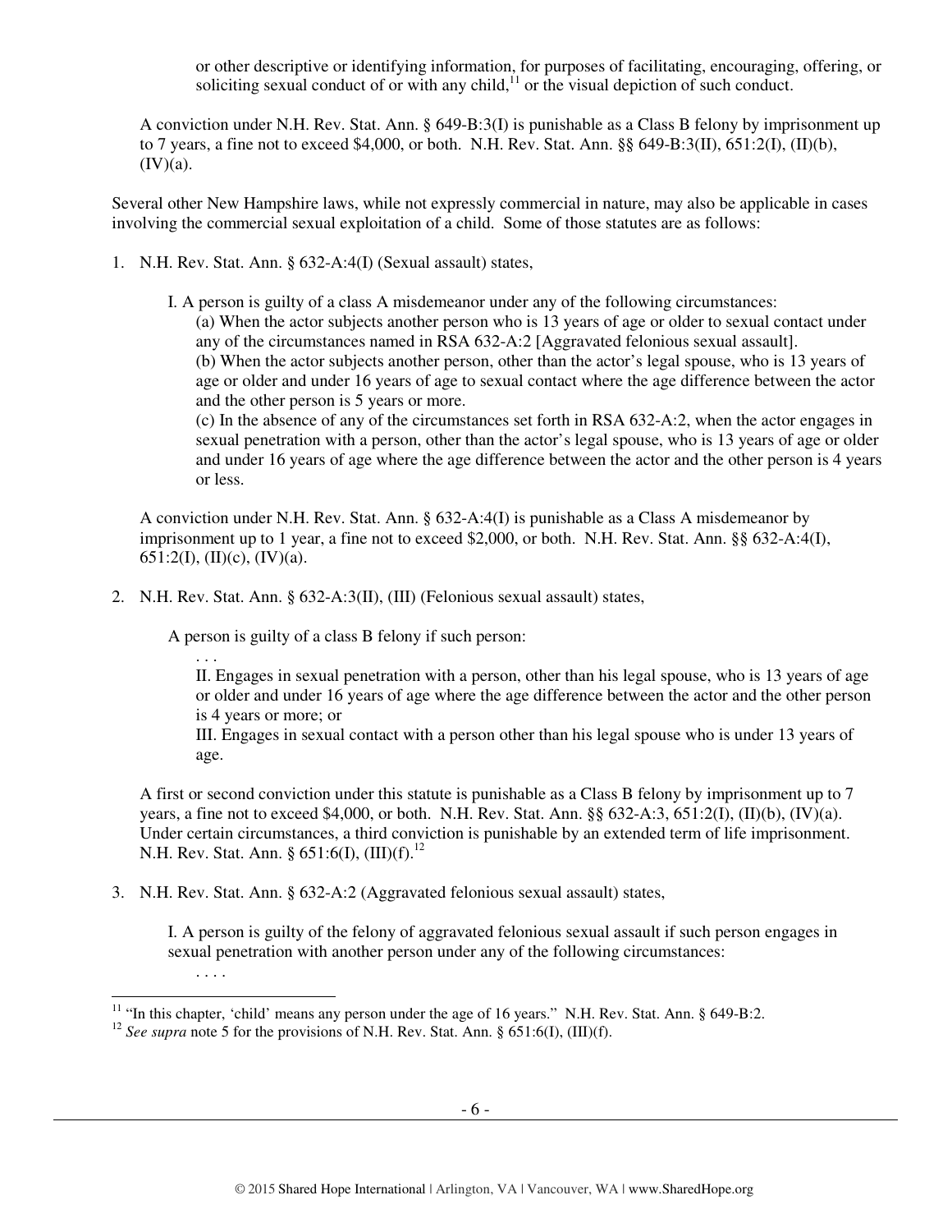or other descriptive or identifying information, for purposes of facilitating, encouraging, offering, or soliciting sexual conduct of or with any child,[11] or the visual depiction of such conduct.

A conviction under N.H. Rev. Stat. Ann. § 649-B:3(I) is punishable as a Class B felony by imprisonment up to 7 years, a fine not to exceed $4,000, or both. N.H. Rev. Stat. Ann. §§ 649-B:3(II), 651:2(I), (II)(b), (IV)(a).

Several other New Hampshire laws, while not expressly commercial in nature, may also be applicable in cases involving the commercial sexual exploitation of a child. Some of those statutes are as follows:

1. N.H. Rev. Stat. Ann. § 632-A:4(I) (Sexual assault) states,

   I. A person is guilty of a class A misdemeanor under any of the following circumstances:
   (a) When the actor subjects another person who is 13 years of age or older to sexual contact under any of the circumstances named in RSA 632-A:2 [Aggravated felonious sexual assault].
   (b) When the actor subjects another person, other than the actor's legal spouse, who is 13 years of age or older and under 16 years of age to sexual contact where the age difference between the actor and the other person is 5 years or more.
   (c) In the absence of any of the circumstances set forth in RSA 632-A:2, when the actor engages in sexual penetration with a person, other than the actor's legal spouse, who is 13 years of age or older and under 16 years of age where the age difference between the actor and the other person is 4 years or less.

   A conviction under N.H. Rev. Stat. Ann. § 632-A:4(I) is punishable as a Class A misdemeanor by imprisonment up to 1 year, a fine not to exceed $2,000, or both. N.H. Rev. Stat. Ann. §§ 632-A:4(I), 651:2(I), (II)(c), (IV)(a).

2. N.H. Rev. Stat. Ann. § 632-A:3(II), (III) (Felonious sexual assault) states,

   A person is guilty of a class B felony if such person:
   . . .
   II. Engages in sexual penetration with a person, other than his legal spouse, who is 13 years of age or older and under 16 years of age where the age difference between the actor and the other person is 4 years or more; or
   III. Engages in sexual contact with a person other than his legal spouse who is under 13 years of age.

   A first or second conviction under this statute is punishable as a Class B felony by imprisonment up to 7 years, a fine not to exceed $4,000, or both. N.H. Rev. Stat. Ann. §§ 632-A:3, 651:2(I), (II)(b), (IV)(a). Under certain circumstances, a third conviction is punishable by an extended term of life imprisonment. N.H. Rev. Stat. Ann. § 651:6(I), (III)(f).[12]

3. N.H. Rev. Stat. Ann. § 632-A:2 (Aggravated felonious sexual assault) states,

   I. A person is guilty of the felony of aggravated felonious sexual assault if such person engages in sexual penetration with another person under any of the following circumstances:
   . . . .

---

[11] "In this chapter, 'child' means any person under the age of 16 years." N.H. Rev. Stat. Ann. § 649-B:2.

[12] *See supra* note 5 for the provisions of N.H. Rev. Stat. Ann. § 651:6(I), (III)(f).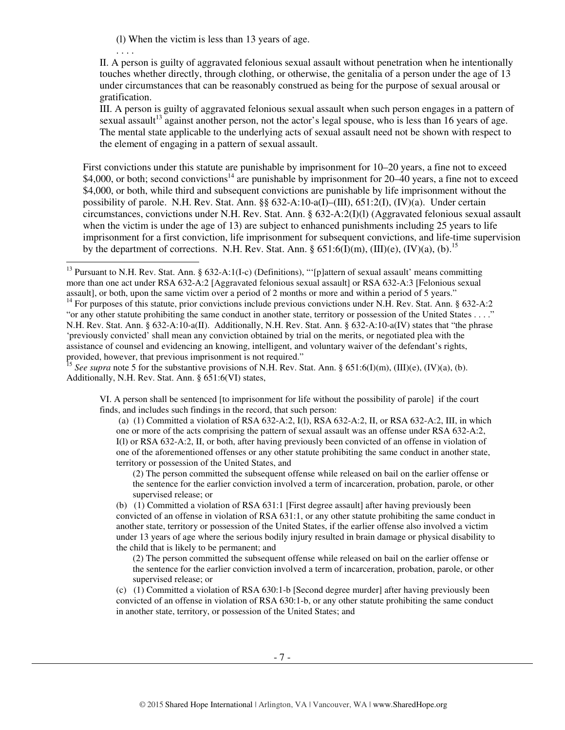(l) When the victim is less than 13 years of age.

. . . .

II. A person is guilty of aggravated felonious sexual assault without penetration when he intentionally touches whether directly, through clothing, or otherwise, the genitalia of a person under the age of 13 under circumstances that can be reasonably construed as being for the purpose of sexual arousal or gratification.

III. A person is guilty of aggravated felonious sexual assault when such person engages in a pattern of sexual assault[13] against another person, not the actor's legal spouse, who is less than 16 years of age. The mental state applicable to the underlying acts of sexual assault need not be shown with respect to the element of engaging in a pattern of sexual assault.

First convictions under this statute are punishable by imprisonment for 10–20 years, a fine not to exceed $4,000, or both; second convictions[14] are punishable by imprisonment for 20–40 years, a fine not to exceed $4,000, or both, while third and subsequent convictions are punishable by life imprisonment without the possibility of parole. N.H. Rev. Stat. Ann. §§ 632-A:10-a(I)–(III), 651:2(I), (IV)(a). Under certain circumstances, convictions under N.H. Rev. Stat. Ann. § 632-A:2(I)(l) (Aggravated felonious sexual assault when the victim is under the age of 13) are subject to enhanced punishments including 25 years to life imprisonment for a first conviction, life imprisonment for subsequent convictions, and life-time supervision by the department of corrections. N.H. Rev. Stat. Ann. § 651:6(I)(m), (III)(e), (IV)(a), (b).[15]

---

[13] Pursuant to N.H. Rev. Stat. Ann. § 632-A:1(I-c) (Definitions), "'[p]attern of sexual assault' means committing more than one act under RSA 632-A:2 [Aggravated felonious sexual assault] or RSA 632-A:3 [Felonious sexual assault], or both, upon the same victim over a period of 2 months or more and within a period of 5 years."

[14] For purposes of this statute, prior convictions include previous convictions under N.H. Rev. Stat. Ann. § 632-A:2 "or any other statute prohibiting the same conduct in another state, territory or possession of the United States . . . ." N.H. Rev. Stat. Ann. § 632-A:10-a(II). Additionally, N.H. Rev. Stat. Ann. § 632-A:10-a(IV) states that "the phrase 'previously convicted' shall mean any conviction obtained by trial on the merits, or negotiated plea with the assistance of counsel and evidencing an knowing, intelligent, and voluntary waiver of the defendant's rights, provided, however, that previous imprisonment is not required."

[15] *See supra* note 5 for the substantive provisions of N.H. Rev. Stat. Ann. § 651:6(I)(m), (III)(e), (IV)(a), (b). Additionally, N.H. Rev. Stat. Ann. § 651:6(VI) states,

> VI. A person shall be sentenced [to imprisonment for life without the possibility of parole] if the court finds, and includes such findings in the record, that such person:
>
> (a) (1) Committed a violation of RSA 632-A:2, I(l), RSA 632-A:2, II, or RSA 632-A:2, III, in which one or more of the acts comprising the pattern of sexual assault was an offense under RSA 632-A:2, I(l) or RSA 632-A:2, II, or both, after having previously been convicted of an offense in violation of one of the aforementioned offenses or any other statute prohibiting the same conduct in another state, territory or possession of the United States, and
>
> (2) The person committed the subsequent offense while released on bail on the earlier offense or the sentence for the earlier conviction involved a term of incarceration, probation, parole, or other supervised release; or
>
> (b) (1) Committed a violation of RSA 631:1 [First degree assault] after having previously been convicted of an offense in violation of RSA 631:1, or any other statute prohibiting the same conduct in another state, territory or possession of the United States, if the earlier offense also involved a victim under 13 years of age where the serious bodily injury resulted in brain damage or physical disability to the child that is likely to be permanent; and
>
> (2) The person committed the subsequent offense while released on bail on the earlier offense or the sentence for the earlier conviction involved a term of incarceration, probation, parole, or other supervised release; or
>
> (c) (1) Committed a violation of RSA 630:1-b [Second degree murder] after having previously been convicted of an offense in violation of RSA 630:1-b, or any other statute prohibiting the same conduct in another state, territory, or possession of the United States; and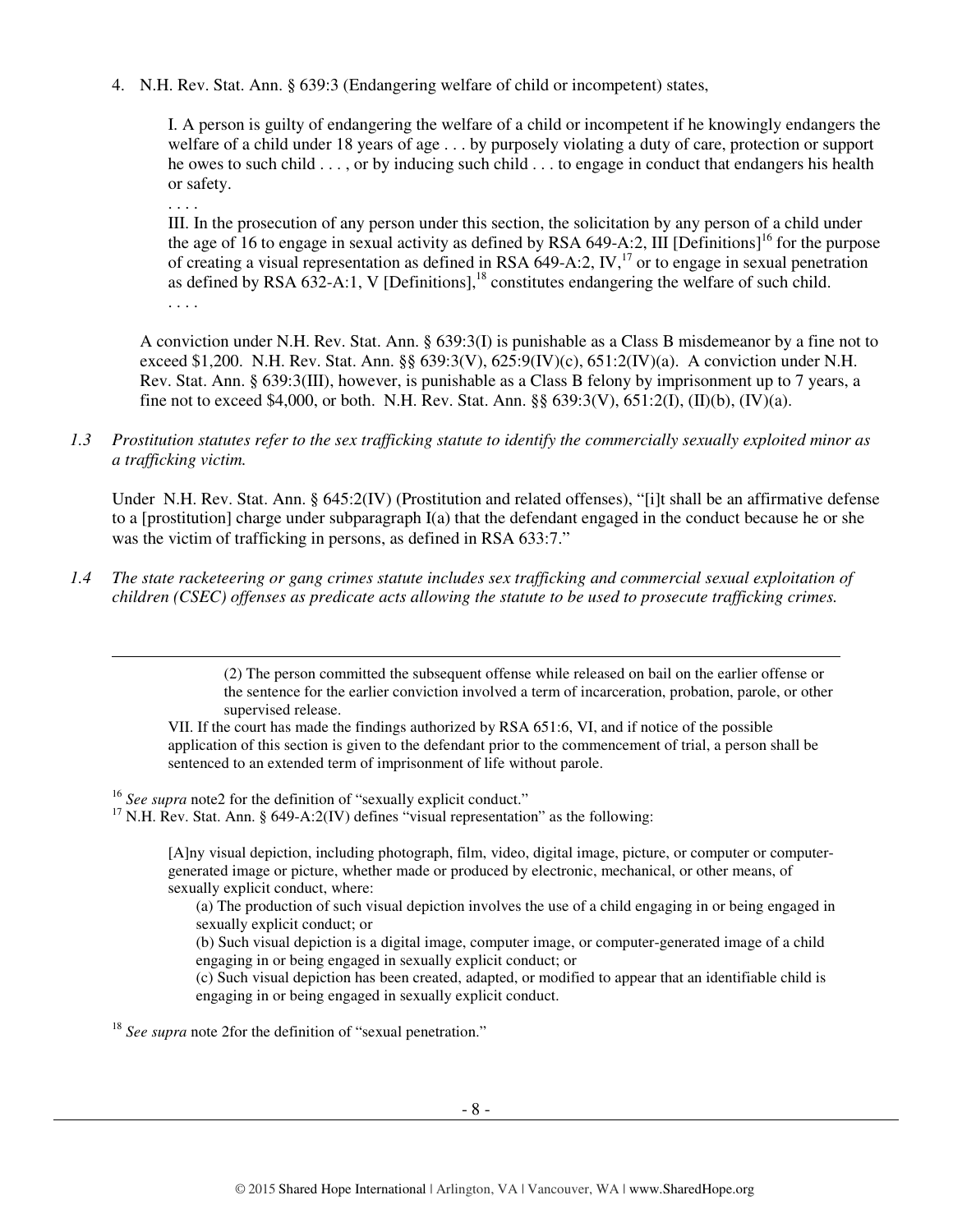4. N.H. Rev. Stat. Ann. § 639:3 (Endangering welfare of child or incompetent) states,

   I. A person is guilty of endangering the welfare of a child or incompetent if he knowingly endangers the welfare of a child under 18 years of age . . . by purposely violating a duty of care, protection or support he owes to such child . . . , or by inducing such child . . . to engage in conduct that endangers his health or safety.

   . . . .

   III. In the prosecution of any person under this section, the solicitation by any person of a child under the age of 16 to engage in sexual activity as defined by RSA 649-A:2, III [Definitions][16] for the purpose of creating a visual representation as defined in RSA 649-A:2, IV,[17] or to engage in sexual penetration as defined by RSA 632-A:1, V [Definitions],[18] constitutes endangering the welfare of such child.

   . . . .

   A conviction under N.H. Rev. Stat. Ann. § 639:3(I) is punishable as a Class B misdemeanor by a fine not to exceed $1,200. N.H. Rev. Stat. Ann. §§ 639:3(V), 625:9(IV)(c), 651:2(IV)(a). A conviction under N.H. Rev. Stat. Ann. § 639:3(III), however, is punishable as a Class B felony by imprisonment up to 7 years, a fine not to exceed $4,000, or both. N.H. Rev. Stat. Ann. §§ 639:3(V), 651:2(I), (II)(b), (IV)(a).

*1.3 Prostitution statutes refer to the sex trafficking statute to identify the commercially sexually exploited minor as a trafficking victim.*

Under N.H. Rev. Stat. Ann. § 645:2(IV) (Prostitution and related offenses), "[i]t shall be an affirmative defense to a [prostitution] charge under subparagraph I(a) that the defendant engaged in the conduct because he or she was the victim of trafficking in persons, as defined in RSA 633:7."

*1.4 The state racketeering or gang crimes statute includes sex trafficking and commercial sexual exploitation of children (CSEC) offenses as predicate acts allowing the statute to be used to prosecute trafficking crimes.*

---

> (2) The person committed the subsequent offense while released on bail on the earlier offense or the sentence for the earlier conviction involved a term of incarceration, probation, parole, or other supervised release.
>
> VII. If the court has made the findings authorized by RSA 651:6, VI, and if notice of the possible application of this section is given to the defendant prior to the commencement of trial, a person shall be sentenced to an extended term of imprisonment of life without parole.

[16] *See supra* note2 for the definition of "sexually explicit conduct."

[17] N.H. Rev. Stat. Ann. § 649-A:2(IV) defines "visual representation" as the following:

> [A]ny visual depiction, including photograph, film, video, digital image, picture, or computer or computer-generated image or picture, whether made or produced by electronic, mechanical, or other means, of sexually explicit conduct, where:
>
> (a) The production of such visual depiction involves the use of a child engaging in or being engaged in sexually explicit conduct; or
>
> (b) Such visual depiction is a digital image, computer image, or computer-generated image of a child engaging in or being engaged in sexually explicit conduct; or
>
> (c) Such visual depiction has been created, adapted, or modified to appear that an identifiable child is engaging in or being engaged in sexually explicit conduct.

[18] *See supra* note 2for the definition of "sexual penetration."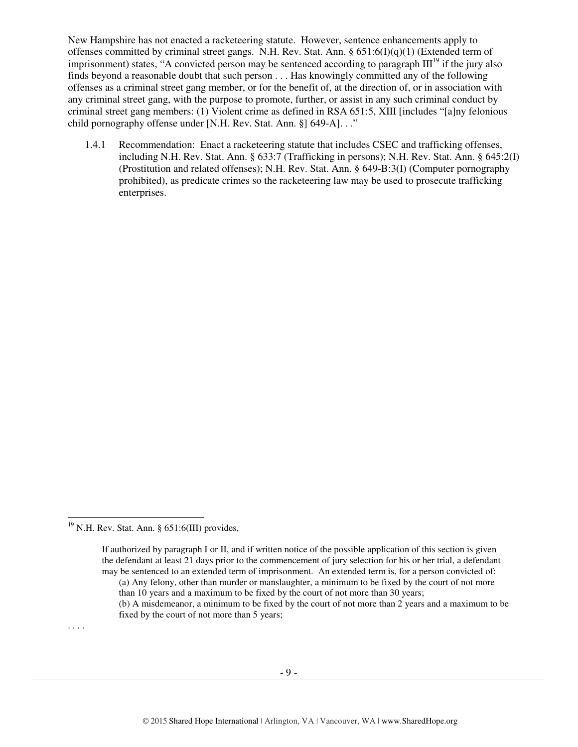New Hampshire has not enacted a racketeering statute. However, sentence enhancements apply to offenses committed by criminal street gangs. N.H. Rev. Stat. Ann. § 651:6(I)(q)(1) (Extended term of imprisonment) states, "A convicted person may be sentenced according to paragraph III[19] if the jury also finds beyond a reasonable doubt that such person . . . Has knowingly committed any of the following offenses as a criminal street gang member, or for the benefit of, at the direction of, or in association with any criminal street gang, with the purpose to promote, further, or assist in any such criminal conduct by criminal street gang members: (1) Violent crime as defined in RSA 651:5, XIII [includes "[a]ny felonious child pornography offense under [N.H. Rev. Stat. Ann. §] 649-A]. . ."

1.4.1 Recommendation: Enact a racketeering statute that includes CSEC and trafficking offenses, including N.H. Rev. Stat. Ann. § 633:7 (Trafficking in persons); N.H. Rev. Stat. Ann. § 645:2(I) (Prostitution and related offenses); N.H. Rev. Stat. Ann. § 649-B:3(I) (Computer pornography prohibited), as predicate crimes so the racketeering law may be used to prosecute trafficking enterprises.

---

[19] N.H. Rev. Stat. Ann. § 651:6(III) provides,

> If authorized by paragraph I or II, and if written notice of the possible application of this section is given the defendant at least 21 days prior to the commencement of jury selection for his or her trial, a defendant may be sentenced to an extended term of imprisonment. An extended term is, for a person convicted of:
>
> (a) Any felony, other than murder or manslaughter, a minimum to be fixed by the court of not more than 10 years and a maximum to be fixed by the court of not more than 30 years;
>
> (b) A misdemeanor, a minimum to be fixed by the court of not more than 2 years and a maximum to be fixed by the court of not more than 5 years;

. . . .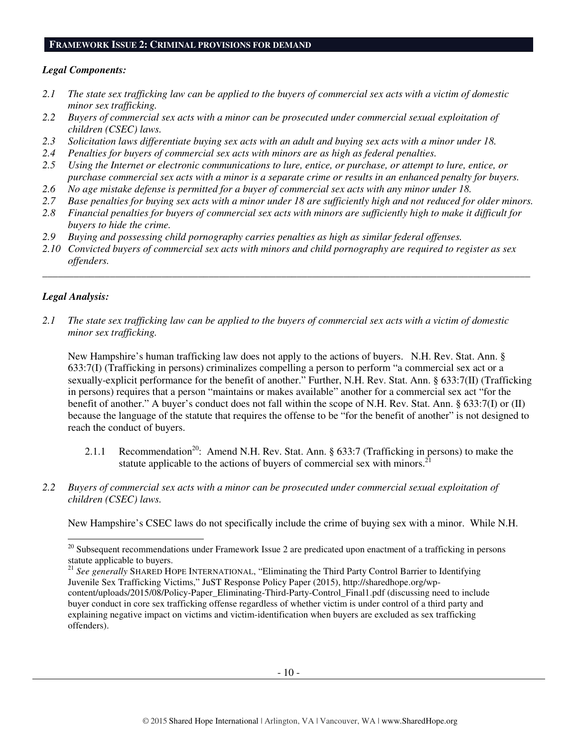## FRAMEWORK ISSUE 2: CRIMINAL PROVISIONS FOR DEMAND

### *Legal Components:*

*2.1 The state sex trafficking law can be applied to the buyers of commercial sex acts with a victim of domestic minor sex trafficking.*

*2.2 Buyers of commercial sex acts with a minor can be prosecuted under commercial sexual exploitation of children (CSEC) laws.*

*2.3 Solicitation laws differentiate buying sex acts with an adult and buying sex acts with a minor under 18.*

*2.4 Penalties for buyers of commercial sex acts with minors are as high as federal penalties.*

*2.5 Using the Internet or electronic communications to lure, entice, or purchase, or attempt to lure, entice, or purchase commercial sex acts with a minor is a separate crime or results in an enhanced penalty for buyers.*

*2.6 No age mistake defense is permitted for a buyer of commercial sex acts with any minor under 18.*

*2.7 Base penalties for buying sex acts with a minor under 18 are sufficiently high and not reduced for older minors.*

*2.8 Financial penalties for buyers of commercial sex acts with minors are sufficiently high to make it difficult for buyers to hide the crime.*

*2.9 Buying and possessing child pornography carries penalties as high as similar federal offenses.*

*2.10 Convicted buyers of commercial sex acts with minors and child pornography are required to register as sex offenders.*

---

### *Legal Analysis:*

*2.1 The state sex trafficking law can be applied to the buyers of commercial sex acts with a victim of domestic minor sex trafficking.*

New Hampshire's human trafficking law does not apply to the actions of buyers. N.H. Rev. Stat. Ann. § 633:7(I) (Trafficking in persons) criminalizes compelling a person to perform "a commercial sex act or a sexually-explicit performance for the benefit of another." Further, N.H. Rev. Stat. Ann. § 633:7(II) (Trafficking in persons) requires that a person "maintains or makes available" another for a commercial sex act "for the benefit of another." A buyer's conduct does not fall within the scope of N.H. Rev. Stat. Ann. § 633:7(I) or (II) because the language of the statute that requires the offense to be "for the benefit of another" is not designed to reach the conduct of buyers.

2.1.1 Recommendation[20]: Amend N.H. Rev. Stat. Ann. § 633:7 (Trafficking in persons) to make the statute applicable to the actions of buyers of commercial sex with minors.[21]

*2.2 Buyers of commercial sex acts with a minor can be prosecuted under commercial sexual exploitation of children (CSEC) laws.*

New Hampshire's CSEC laws do not specifically include the crime of buying sex with a minor. While N.H.

---

[20] Subsequent recommendations under Framework Issue 2 are predicated upon enactment of a trafficking in persons statute applicable to buyers.

[21] *See generally* SHARED HOPE INTERNATIONAL, "Eliminating the Third Party Control Barrier to Identifying Juvenile Sex Trafficking Victims," JuST Response Policy Paper (2015), http://sharedhope.org/wp-content/uploads/2015/08/Policy-Paper_Eliminating-Third-Party-Control_Final1.pdf (discussing need to include buyer conduct in core sex trafficking offense regardless of whether victim is under control of a third party and explaining negative impact on victims and victim-identification when buyers are excluded as sex trafficking offenders).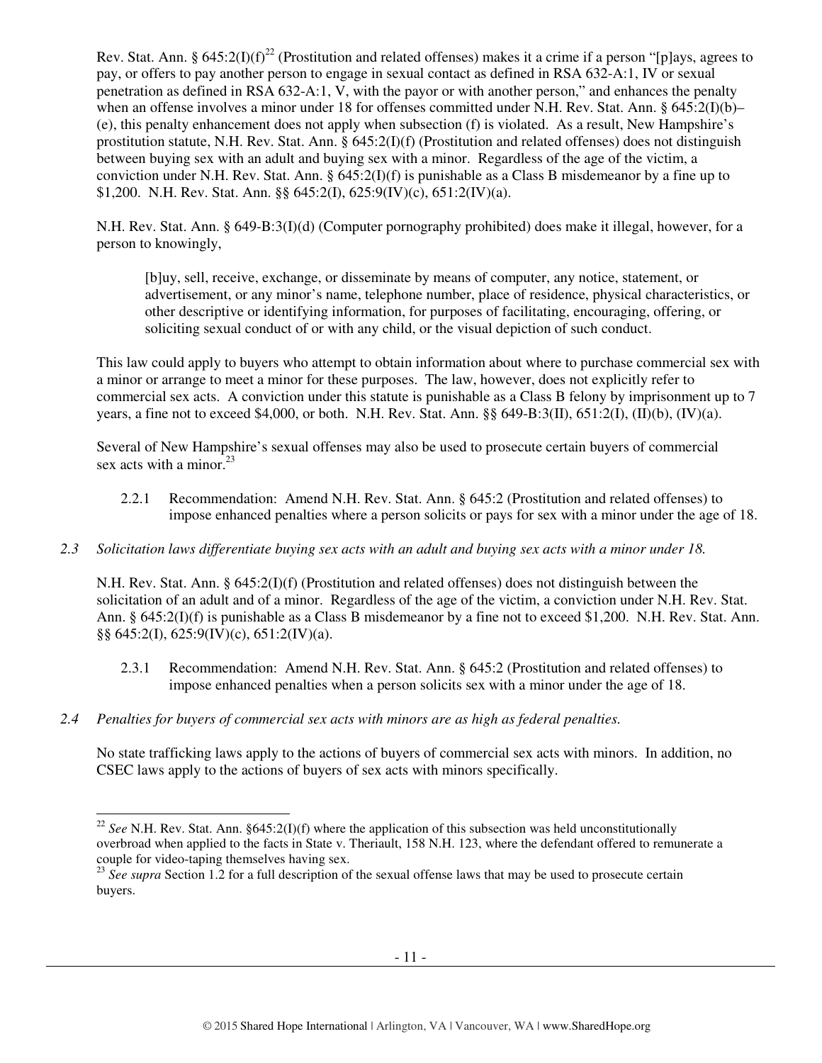Rev. Stat. Ann. § 645:2(I)(f)[22] (Prostitution and related offenses) makes it a crime if a person "[p]ays, agrees to pay, or offers to pay another person to engage in sexual contact as defined in RSA 632-A:1, IV or sexual penetration as defined in RSA 632-A:1, V, with the payor or with another person," and enhances the penalty when an offense involves a minor under 18 for offenses committed under N.H. Rev. Stat. Ann. § 645:2(I)(b)–(e), this penalty enhancement does not apply when subsection (f) is violated. As a result, New Hampshire's prostitution statute, N.H. Rev. Stat. Ann. § 645:2(I)(f) (Prostitution and related offenses) does not distinguish between buying sex with an adult and buying sex with a minor. Regardless of the age of the victim, a conviction under N.H. Rev. Stat. Ann. § 645:2(I)(f) is punishable as a Class B misdemeanor by a fine up to $1,200. N.H. Rev. Stat. Ann. §§ 645:2(I), 625:9(IV)(c), 651:2(IV)(a).

N.H. Rev. Stat. Ann. § 649-B:3(I)(d) (Computer pornography prohibited) does make it illegal, however, for a person to knowingly,

> [b]uy, sell, receive, exchange, or disseminate by means of computer, any notice, statement, or advertisement, or any minor's name, telephone number, place of residence, physical characteristics, or other descriptive or identifying information, for purposes of facilitating, encouraging, offering, or soliciting sexual conduct of or with any child, or the visual depiction of such conduct.

This law could apply to buyers who attempt to obtain information about where to purchase commercial sex with a minor or arrange to meet a minor for these purposes. The law, however, does not explicitly refer to commercial sex acts. A conviction under this statute is punishable as a Class B felony by imprisonment up to 7 years, a fine not to exceed $4,000, or both. N.H. Rev. Stat. Ann. §§ 649-B:3(II), 651:2(I), (II)(b), (IV)(a).

Several of New Hampshire's sexual offenses may also be used to prosecute certain buyers of commercial sex acts with a minor.[23]

2.2.1 Recommendation: Amend N.H. Rev. Stat. Ann. § 645:2 (Prostitution and related offenses) to impose enhanced penalties where a person solicits or pays for sex with a minor under the age of 18.

*2.3 Solicitation laws differentiate buying sex acts with an adult and buying sex acts with a minor under 18.*

N.H. Rev. Stat. Ann. § 645:2(I)(f) (Prostitution and related offenses) does not distinguish between the solicitation of an adult and of a minor. Regardless of the age of the victim, a conviction under N.H. Rev. Stat. Ann. § 645:2(I)(f) is punishable as a Class B misdemeanor by a fine not to exceed $1,200. N.H. Rev. Stat. Ann. §§ 645:2(I), 625:9(IV)(c), 651:2(IV)(a).

2.3.1 Recommendation: Amend N.H. Rev. Stat. Ann. § 645:2 (Prostitution and related offenses) to impose enhanced penalties when a person solicits sex with a minor under the age of 18.

*2.4 Penalties for buyers of commercial sex acts with minors are as high as federal penalties.*

No state trafficking laws apply to the actions of buyers of commercial sex acts with minors. In addition, no CSEC laws apply to the actions of buyers of sex acts with minors specifically.

---

[22] *See* N.H. Rev. Stat. Ann. §645:2(I)(f) where the application of this subsection was held unconstitutionally overbroad when applied to the facts in State v. Theriault, 158 N.H. 123, where the defendant offered to remunerate a couple for video-taping themselves having sex.

[23] *See supra* Section 1.2 for a full description of the sexual offense laws that may be used to prosecute certain buyers.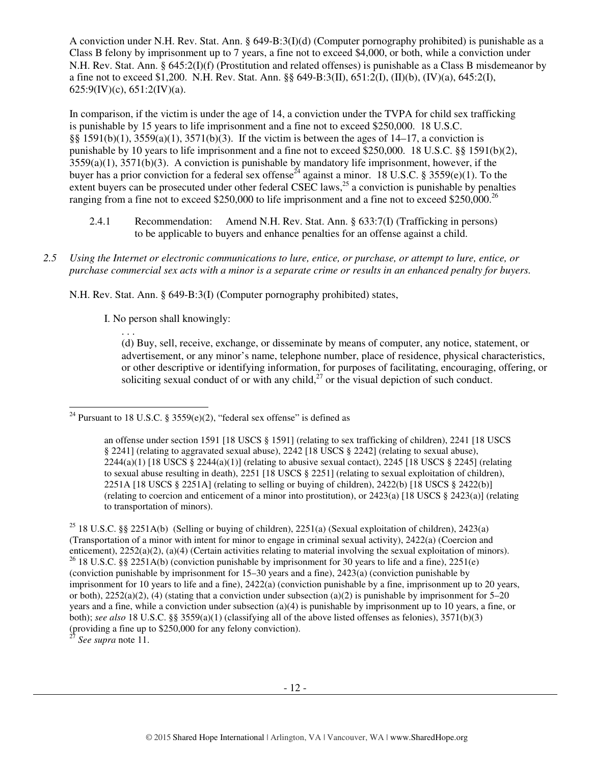A conviction under N.H. Rev. Stat. Ann. § 649-B:3(I)(d) (Computer pornography prohibited) is punishable as a Class B felony by imprisonment up to 7 years, a fine not to exceed $4,000, or both, while a conviction under N.H. Rev. Stat. Ann. § 645:2(I)(f) (Prostitution and related offenses) is punishable as a Class B misdemeanor by a fine not to exceed $1,200. N.H. Rev. Stat. Ann. §§ 649-B:3(II), 651:2(I), (II)(b), (IV)(a), 645:2(I), 625:9(IV)(c), 651:2(IV)(a).

In comparison, if the victim is under the age of 14, a conviction under the TVPA for child sex trafficking is punishable by 15 years to life imprisonment and a fine not to exceed $250,000. 18 U.S.C. §§ 1591(b)(1), 3559(a)(1), 3571(b)(3). If the victim is between the ages of 14–17, a conviction is punishable by 10 years to life imprisonment and a fine not to exceed $250,000. 18 U.S.C. §§ 1591(b)(2), 3559(a)(1), 3571(b)(3). A conviction is punishable by mandatory life imprisonment, however, if the buyer has a prior conviction for a federal sex offense[24] against a minor. 18 U.S.C. § 3559(e)(1). To the extent buyers can be prosecuted under other federal CSEC laws,[25] a conviction is punishable by penalties ranging from a fine not to exceed $250,000 to life imprisonment and a fine not to exceed $250,000.[26]

2.4.1 Recommendation: Amend N.H. Rev. Stat. Ann. § 633:7(I) (Trafficking in persons) to be applicable to buyers and enhance penalties for an offense against a child.

*2.5 Using the Internet or electronic communications to lure, entice, or purchase, or attempt to lure, entice, or purchase commercial sex acts with a minor is a separate crime or results in an enhanced penalty for buyers.*

N.H. Rev. Stat. Ann. § 649-B:3(I) (Computer pornography prohibited) states,

> I. No person shall knowingly:
>
> . . .
>
> (d) Buy, sell, receive, exchange, or disseminate by means of computer, any notice, statement, or advertisement, or any minor's name, telephone number, place of residence, physical characteristics, or other descriptive or identifying information, for purposes of facilitating, encouraging, offering, or soliciting sexual conduct of or with any child,[27] or the visual depiction of such conduct.

---

[24] Pursuant to 18 U.S.C. § 3559(e)(2), "federal sex offense" is defined as

> an offense under section 1591 [18 USCS § 1591] (relating to sex trafficking of children), 2241 [18 USCS § 2241] (relating to aggravated sexual abuse), 2242 [18 USCS § 2242] (relating to sexual abuse), 2244(a)(1) [18 USCS § 2244(a)(1)] (relating to abusive sexual contact), 2245 [18 USCS § 2245] (relating to sexual abuse resulting in death), 2251 [18 USCS § 2251] (relating to sexual exploitation of children), 2251A [18 USCS § 2251A] (relating to selling or buying of children), 2422(b) [18 USCS § 2422(b)] (relating to coercion and enticement of a minor into prostitution), or 2423(a) [18 USCS § 2423(a)] (relating to transportation of minors).

[25] 18 U.S.C. §§ 2251A(b) (Selling or buying of children), 2251(a) (Sexual exploitation of children), 2423(a) (Transportation of a minor with intent for minor to engage in criminal sexual activity), 2422(a) (Coercion and enticement), 2252(a)(2), (a)(4) (Certain activities relating to material involving the sexual exploitation of minors).

[26] 18 U.S.C. §§ 2251A(b) (conviction punishable by imprisonment for 30 years to life and a fine), 2251(e) (conviction punishable by imprisonment for 15–30 years and a fine), 2423(a) (conviction punishable by imprisonment for 10 years to life and a fine), 2422(a) (conviction punishable by a fine, imprisonment up to 20 years, or both), 2252(a)(2), (4) (stating that a conviction under subsection (a)(2) is punishable by imprisonment for 5–20 years and a fine, while a conviction under subsection (a)(4) is punishable by imprisonment up to 10 years, a fine, or both); *see also* 18 U.S.C. §§ 3559(a)(1) (classifying all of the above listed offenses as felonies), 3571(b)(3) (providing a fine up to $250,000 for any felony conviction).

[27] *See supra* note 11.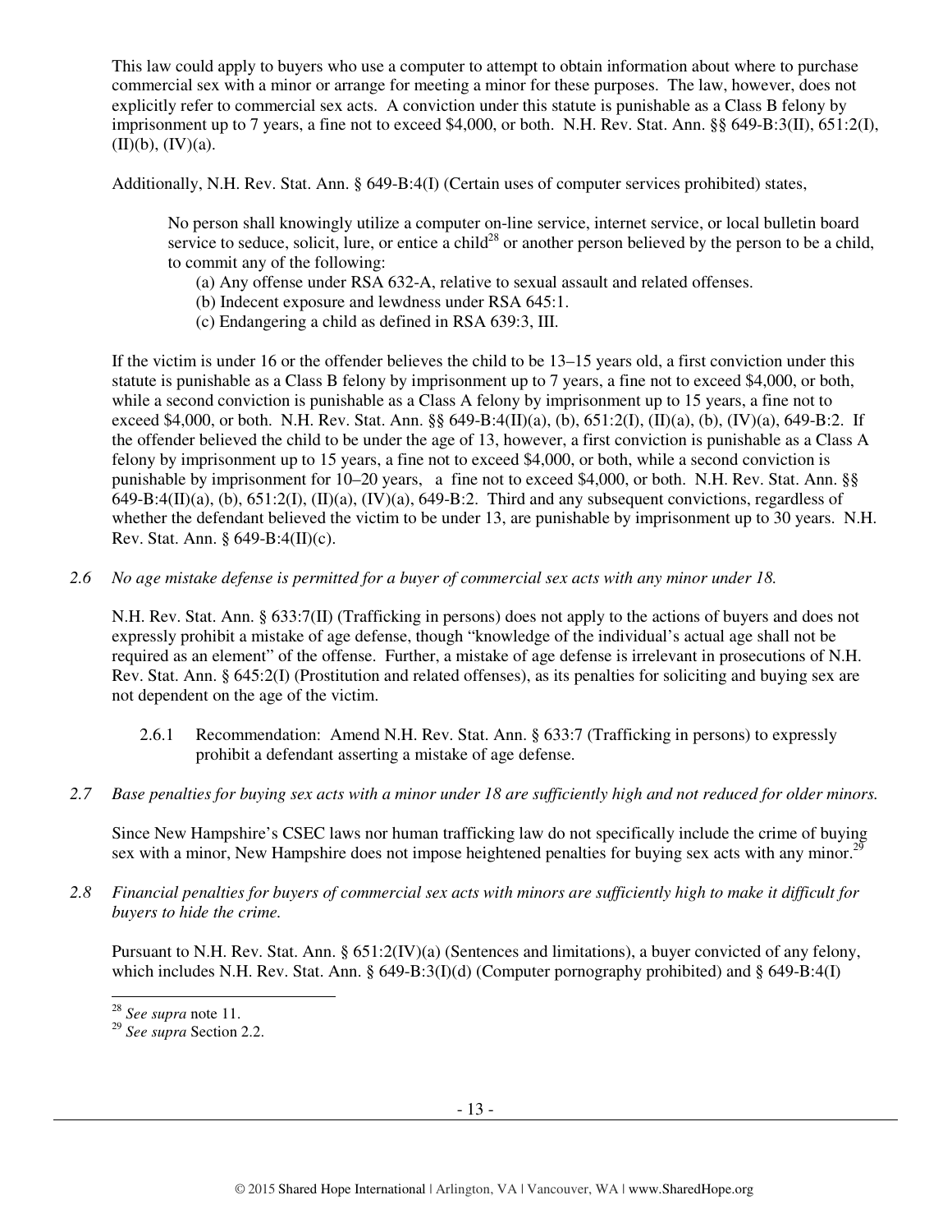This law could apply to buyers who use a computer to attempt to obtain information about where to purchase commercial sex with a minor or arrange for meeting a minor for these purposes. The law, however, does not explicitly refer to commercial sex acts. A conviction under this statute is punishable as a Class B felony by imprisonment up to 7 years, a fine not to exceed $4,000, or both. N.H. Rev. Stat. Ann. §§ 649-B:3(II), 651:2(I), (II)(b), (IV)(a).

Additionally, N.H. Rev. Stat. Ann. § 649-B:4(I) (Certain uses of computer services prohibited) states,

> No person shall knowingly utilize a computer on-line service, internet service, or local bulletin board service to seduce, solicit, lure, or entice a child[28] or another person believed by the person to be a child, to commit any of the following:
>
> (a) Any offense under RSA 632-A, relative to sexual assault and related offenses.
> (b) Indecent exposure and lewdness under RSA 645:1.
> (c) Endangering a child as defined in RSA 639:3, III.

If the victim is under 16 or the offender believes the child to be 13–15 years old, a first conviction under this statute is punishable as a Class B felony by imprisonment up to 7 years, a fine not to exceed $4,000, or both, while a second conviction is punishable as a Class A felony by imprisonment up to 15 years, a fine not to exceed $4,000, or both. N.H. Rev. Stat. Ann. §§ 649-B:4(II)(a), (b), 651:2(I), (II)(a), (b), (IV)(a), 649-B:2. If the offender believed the child to be under the age of 13, however, a first conviction is punishable as a Class A felony by imprisonment up to 15 years, a fine not to exceed $4,000, or both, while a second conviction is punishable by imprisonment for 10–20 years, a fine not to exceed $4,000, or both. N.H. Rev. Stat. Ann. §§ 649-B:4(II)(a), (b), 651:2(I), (II)(a), (IV)(a), 649-B:2. Third and any subsequent convictions, regardless of whether the defendant believed the victim to be under 13, are punishable by imprisonment up to 30 years. N.H. Rev. Stat. Ann. § 649-B:4(II)(c).

*2.6 No age mistake defense is permitted for a buyer of commercial sex acts with any minor under 18.*

N.H. Rev. Stat. Ann. § 633:7(II) (Trafficking in persons) does not apply to the actions of buyers and does not expressly prohibit a mistake of age defense, though "knowledge of the individual's actual age shall not be required as an element" of the offense. Further, a mistake of age defense is irrelevant in prosecutions of N.H. Rev. Stat. Ann. § 645:2(I) (Prostitution and related offenses), as its penalties for soliciting and buying sex are not dependent on the age of the victim.

2.6.1 Recommendation: Amend N.H. Rev. Stat. Ann. § 633:7 (Trafficking in persons) to expressly prohibit a defendant asserting a mistake of age defense.

*2.7 Base penalties for buying sex acts with a minor under 18 are sufficiently high and not reduced for older minors.*

Since New Hampshire's CSEC laws nor human trafficking law do not specifically include the crime of buying sex with a minor, New Hampshire does not impose heightened penalties for buying sex acts with any minor.[29]

*2.8 Financial penalties for buyers of commercial sex acts with minors are sufficiently high to make it difficult for buyers to hide the crime.*

Pursuant to N.H. Rev. Stat. Ann. § 651:2(IV)(a) (Sentences and limitations), a buyer convicted of any felony, which includes N.H. Rev. Stat. Ann. § 649-B:3(I)(d) (Computer pornography prohibited) and § 649-B:4(I)

---

[28] *See supra* note 11.
[29] *See supra* Section 2.2.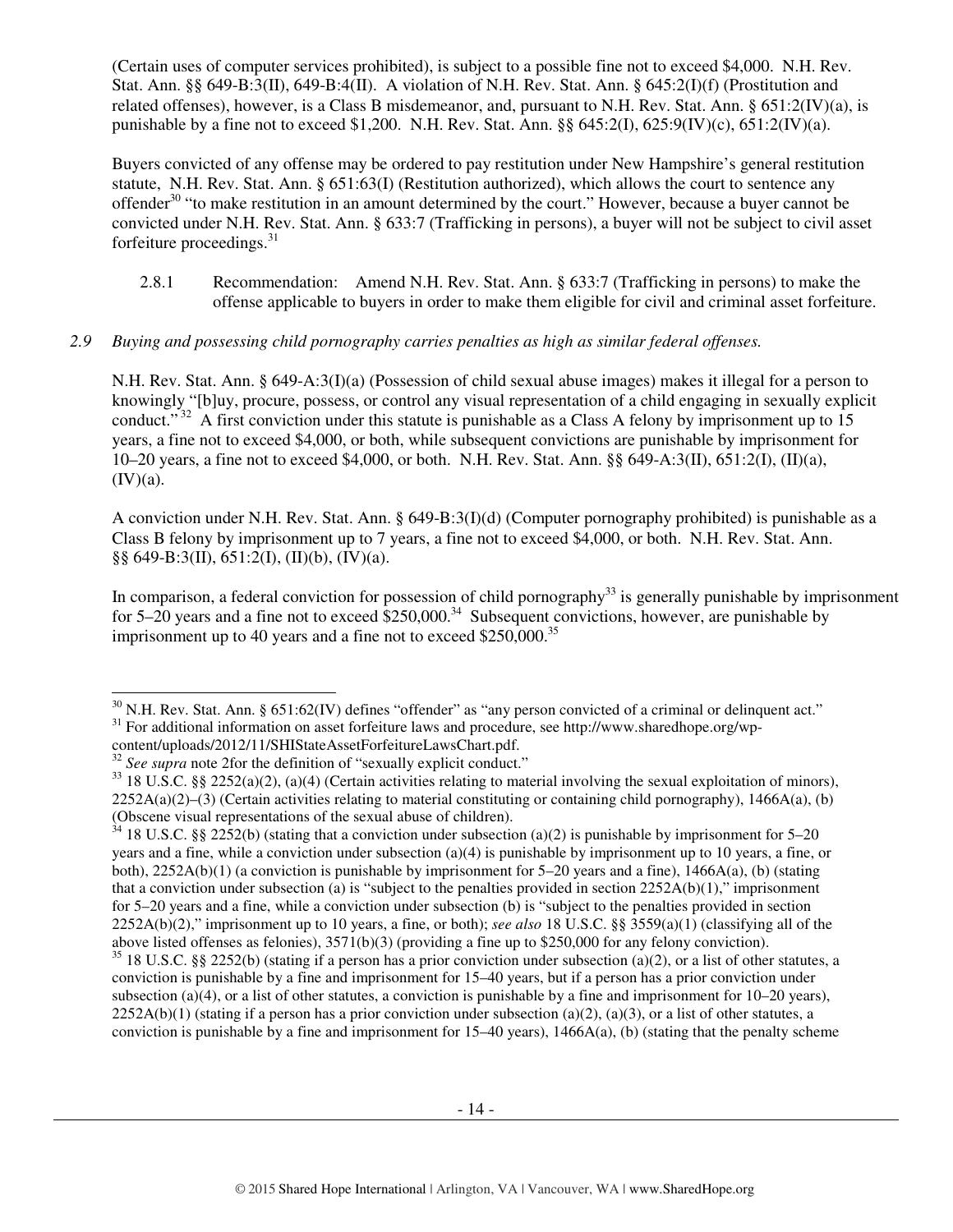(Certain uses of computer services prohibited), is subject to a possible fine not to exceed $4,000. N.H. Rev. Stat. Ann. §§ 649-B:3(II), 649-B:4(II). A violation of N.H. Rev. Stat. Ann. § 645:2(I)(f) (Prostitution and related offenses), however, is a Class B misdemeanor, and, pursuant to N.H. Rev. Stat. Ann. § 651:2(IV)(a), is punishable by a fine not to exceed $1,200. N.H. Rev. Stat. Ann. §§ 645:2(I), 625:9(IV)(c), 651:2(IV)(a).

Buyers convicted of any offense may be ordered to pay restitution under New Hampshire's general restitution statute, N.H. Rev. Stat. Ann. § 651:63(I) (Restitution authorized), which allows the court to sentence any offender[30] "to make restitution in an amount determined by the court." However, because a buyer cannot be convicted under N.H. Rev. Stat. Ann. § 633:7 (Trafficking in persons), a buyer will not be subject to civil asset forfeiture proceedings.[31]

2.8.1 Recommendation: Amend N.H. Rev. Stat. Ann. § 633:7 (Trafficking in persons) to make the offense applicable to buyers in order to make them eligible for civil and criminal asset forfeiture.

*2.9 Buying and possessing child pornography carries penalties as high as similar federal offenses.*

N.H. Rev. Stat. Ann. § 649-A:3(I)(a) (Possession of child sexual abuse images) makes it illegal for a person to knowingly "[b]uy, procure, possess, or control any visual representation of a child engaging in sexually explicit conduct."[32] A first conviction under this statute is punishable as a Class A felony by imprisonment up to 15 years, a fine not to exceed $4,000, or both, while subsequent convictions are punishable by imprisonment for 10–20 years, a fine not to exceed $4,000, or both. N.H. Rev. Stat. Ann. §§ 649-A:3(II), 651:2(I), (II)(a), (IV)(a).

A conviction under N.H. Rev. Stat. Ann. § 649-B:3(I)(d) (Computer pornography prohibited) is punishable as a Class B felony by imprisonment up to 7 years, a fine not to exceed $4,000, or both. N.H. Rev. Stat. Ann. §§ 649-B:3(II), 651:2(I), (II)(b), (IV)(a).

In comparison, a federal conviction for possession of child pornography[33] is generally punishable by imprisonment for 5–20 years and a fine not to exceed $250,000.[34] Subsequent convictions, however, are punishable by imprisonment up to 40 years and a fine not to exceed $250,000.[35]

---

[30] N.H. Rev. Stat. Ann. § 651:62(IV) defines "offender" as "any person convicted of a criminal or delinquent act."

[31] For additional information on asset forfeiture laws and procedure, see http://www.sharedhope.org/wp-content/uploads/2012/11/SHIStateAssetForfeitureLawsChart.pdf.

[32] *See supra* note 2for the definition of "sexually explicit conduct."

[33] 18 U.S.C. §§ 2252(a)(2), (a)(4) (Certain activities relating to material involving the sexual exploitation of minors), 2252A(a)(2)–(3) (Certain activities relating to material constituting or containing child pornography), 1466A(a), (b) (Obscene visual representations of the sexual abuse of children).

[34] 18 U.S.C. §§ 2252(b) (stating that a conviction under subsection (a)(2) is punishable by imprisonment for 5–20 years and a fine, while a conviction under subsection (a)(4) is punishable by imprisonment up to 10 years, a fine, or both), 2252A(b)(1) (a conviction is punishable by imprisonment for 5–20 years and a fine), 1466A(a), (b) (stating that a conviction under subsection (a) is "subject to the penalties provided in section 2252A(b)(1)," imprisonment for 5–20 years and a fine, while a conviction under subsection (b) is "subject to the penalties provided in section 2252A(b)(2)," imprisonment up to 10 years, a fine, or both); *see also* 18 U.S.C. §§ 3559(a)(1) (classifying all of the above listed offenses as felonies), 3571(b)(3) (providing a fine up to $250,000 for any felony conviction).

[35] 18 U.S.C. §§ 2252(b) (stating if a person has a prior conviction under subsection (a)(2), or a list of other statutes, a conviction is punishable by a fine and imprisonment for 15–40 years, but if a person has a prior conviction under subsection (a)(4), or a list of other statutes, a conviction is punishable by a fine and imprisonment for 10–20 years), 2252A(b)(1) (stating if a person has a prior conviction under subsection (a)(2), (a)(3), or a list of other statutes, a conviction is punishable by a fine and imprisonment for 15–40 years), 1466A(a), (b) (stating that the penalty scheme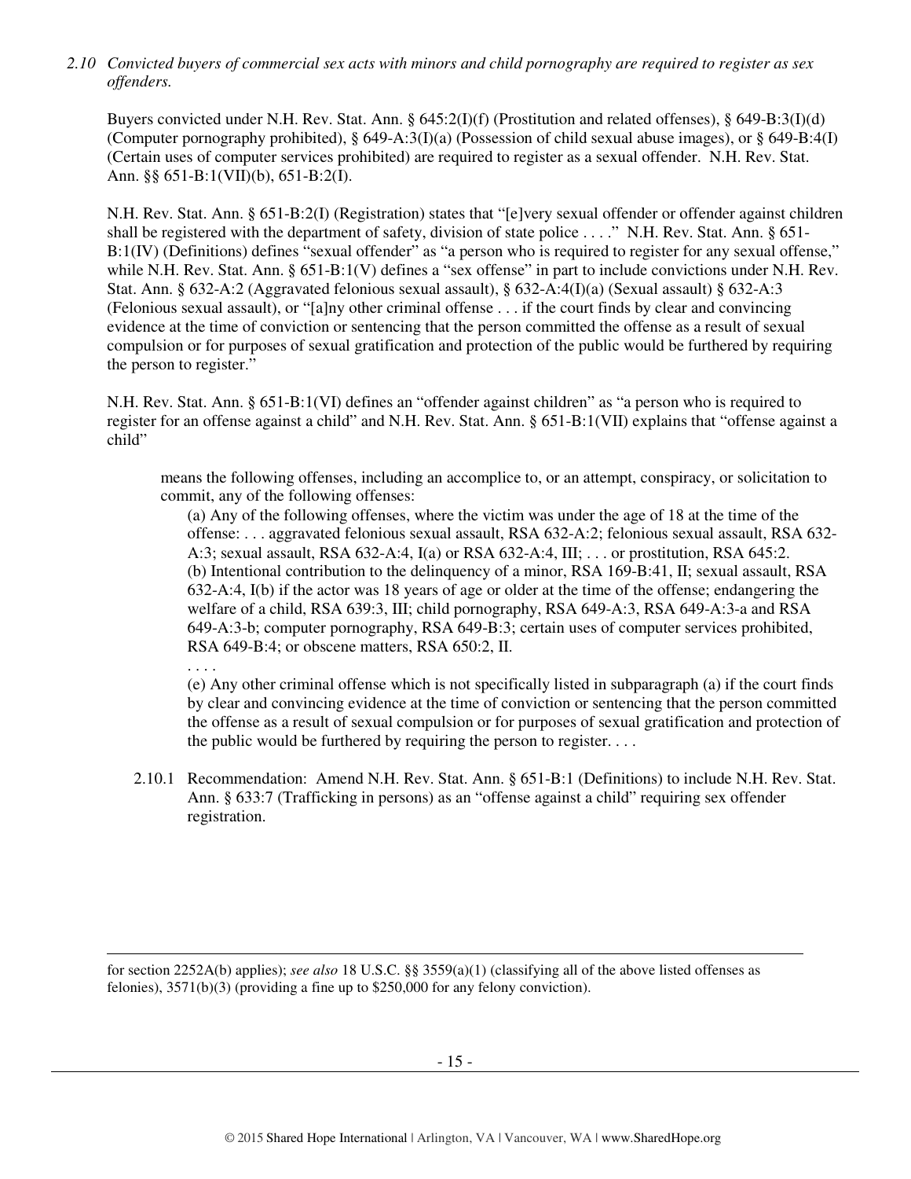*2.10 Convicted buyers of commercial sex acts with minors and child pornography are required to register as sex offenders.*

Buyers convicted under N.H. Rev. Stat. Ann. § 645:2(I)(f) (Prostitution and related offenses), § 649-B:3(I)(d) (Computer pornography prohibited), § 649-A:3(I)(a) (Possession of child sexual abuse images), or § 649-B:4(I) (Certain uses of computer services prohibited) are required to register as a sexual offender. N.H. Rev. Stat. Ann. §§ 651-B:1(VII)(b), 651-B:2(I).

N.H. Rev. Stat. Ann. § 651-B:2(I) (Registration) states that "[e]very sexual offender or offender against children shall be registered with the department of safety, division of state police . . . ." N.H. Rev. Stat. Ann. § 651-B:1(IV) (Definitions) defines "sexual offender" as "a person who is required to register for any sexual offense," while N.H. Rev. Stat. Ann. § 651-B:1(V) defines a "sex offense" in part to include convictions under N.H. Rev. Stat. Ann. § 632-A:2 (Aggravated felonious sexual assault), § 632-A:4(I)(a) (Sexual assault) § 632-A:3 (Felonious sexual assault), or "[a]ny other criminal offense . . . if the court finds by clear and convincing evidence at the time of conviction or sentencing that the person committed the offense as a result of sexual compulsion or for purposes of sexual gratification and protection of the public would be furthered by requiring the person to register."

N.H. Rev. Stat. Ann. § 651-B:1(VI) defines an "offender against children" as "a person who is required to register for an offense against a child" and N.H. Rev. Stat. Ann. § 651-B:1(VII) explains that "offense against a child"

> means the following offenses, including an accomplice to, or an attempt, conspiracy, or solicitation to commit, any of the following offenses:
>
> (a) Any of the following offenses, where the victim was under the age of 18 at the time of the offense: . . . aggravated felonious sexual assault, RSA 632-A:2; felonious sexual assault, RSA 632-A:3; sexual assault, RSA 632-A:4, I(a) or RSA 632-A:4, III; . . . or prostitution, RSA 645:2.
> (b) Intentional contribution to the delinquency of a minor, RSA 169-B:41, II; sexual assault, RSA 632-A:4, I(b) if the actor was 18 years of age or older at the time of the offense; endangering the welfare of a child, RSA 639:3, III; child pornography, RSA 649-A:3, RSA 649-A:3-a and RSA 649-A:3-b; computer pornography, RSA 649-B:3; certain uses of computer services prohibited, RSA 649-B:4; or obscene matters, RSA 650:2, II.
>
> . . . .
>
> (e) Any other criminal offense which is not specifically listed in subparagraph (a) if the court finds by clear and convincing evidence at the time of conviction or sentencing that the person committed the offense as a result of sexual compulsion or for purposes of sexual gratification and protection of the public would be furthered by requiring the person to register. . . .

2.10.1 Recommendation: Amend N.H. Rev. Stat. Ann. § 651-B:1 (Definitions) to include N.H. Rev. Stat. Ann. § 633:7 (Trafficking in persons) as an "offense against a child" requiring sex offender registration.

---

for section 2252A(b) applies); *see also* 18 U.S.C. §§ 3559(a)(1) (classifying all of the above listed offenses as felonies), 3571(b)(3) (providing a fine up to $250,000 for any felony conviction).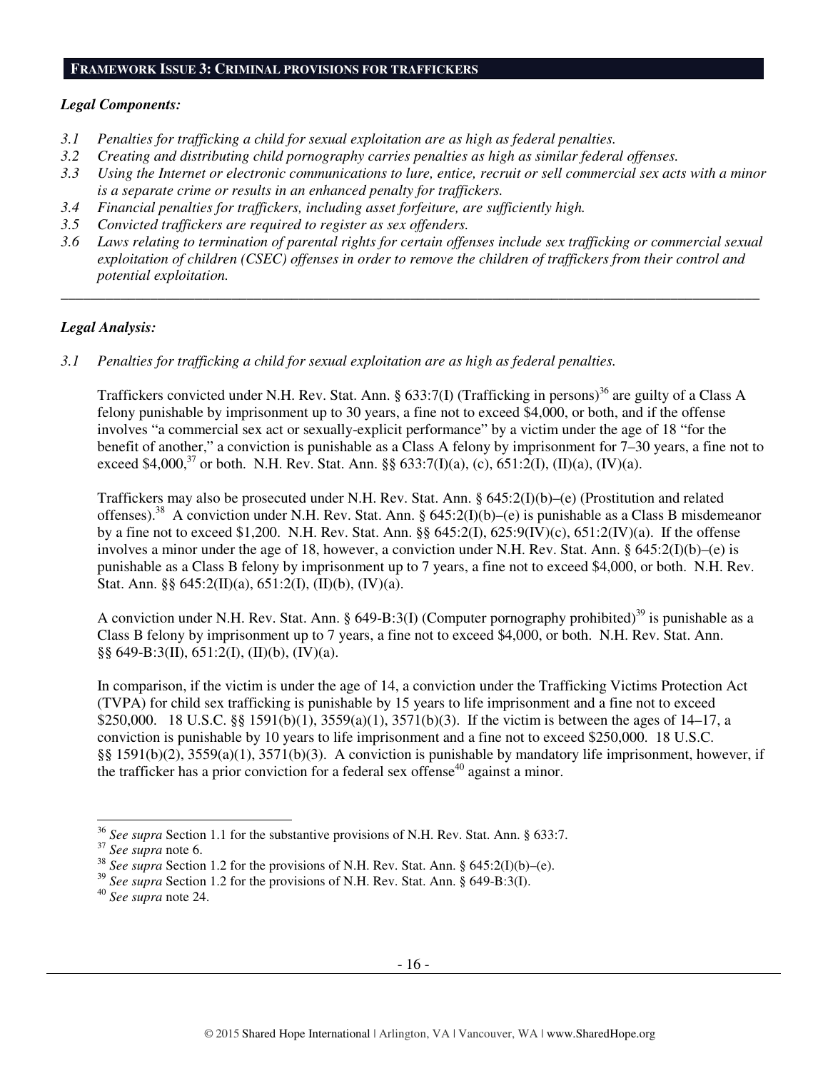## FRAMEWORK ISSUE 3: CRIMINAL PROVISIONS FOR TRAFFICKERS

### *Legal Components:*

*3.1 Penalties for trafficking a child for sexual exploitation are as high as federal penalties.*
*3.2 Creating and distributing child pornography carries penalties as high as similar federal offenses.*
*3.3 Using the Internet or electronic communications to lure, entice, recruit or sell commercial sex acts with a minor is a separate crime or results in an enhanced penalty for traffickers.*
*3.4 Financial penalties for traffickers, including asset forfeiture, are sufficiently high.*
*3.5 Convicted traffickers are required to register as sex offenders.*
*3.6 Laws relating to termination of parental rights for certain offenses include sex trafficking or commercial sexual exploitation of children (CSEC) offenses in order to remove the children of traffickers from their control and potential exploitation.*

---

### *Legal Analysis:*

*3.1 Penalties for trafficking a child for sexual exploitation are as high as federal penalties.*

Traffickers convicted under N.H. Rev. Stat. Ann. § 633:7(I) (Trafficking in persons)[36] are guilty of a Class A felony punishable by imprisonment up to 30 years, a fine not to exceed $4,000, or both, and if the offense involves "a commercial sex act or sexually-explicit performance" by a victim under the age of 18 "for the benefit of another," a conviction is punishable as a Class A felony by imprisonment for 7–30 years, a fine not to exceed $4,000,[37] or both. N.H. Rev. Stat. Ann. §§ 633:7(I)(a), (c), 651:2(I), (II)(a), (IV)(a).

Traffickers may also be prosecuted under N.H. Rev. Stat. Ann. § 645:2(I)(b)–(e) (Prostitution and related offenses).[38] A conviction under N.H. Rev. Stat. Ann. § 645:2(I)(b)–(e) is punishable as a Class B misdemeanor by a fine not to exceed $1,200. N.H. Rev. Stat. Ann. §§ 645:2(I), 625:9(IV)(c), 651:2(IV)(a). If the offense involves a minor under the age of 18, however, a conviction under N.H. Rev. Stat. Ann. § 645:2(I)(b)–(e) is punishable as a Class B felony by imprisonment up to 7 years, a fine not to exceed $4,000, or both. N.H. Rev. Stat. Ann. §§ 645:2(II)(a), 651:2(I), (II)(b), (IV)(a).

A conviction under N.H. Rev. Stat. Ann. § 649-B:3(I) (Computer pornography prohibited)[39] is punishable as a Class B felony by imprisonment up to 7 years, a fine not to exceed $4,000, or both. N.H. Rev. Stat. Ann. §§ 649-B:3(II), 651:2(I), (II)(b), (IV)(a).

In comparison, if the victim is under the age of 14, a conviction under the Trafficking Victims Protection Act (TVPA) for child sex trafficking is punishable by 15 years to life imprisonment and a fine not to exceed $250,000. 18 U.S.C. §§ 1591(b)(1), 3559(a)(1), 3571(b)(3). If the victim is between the ages of 14–17, a conviction is punishable by 10 years to life imprisonment and a fine not to exceed $250,000. 18 U.S.C. §§ 1591(b)(2), 3559(a)(1), 3571(b)(3). A conviction is punishable by mandatory life imprisonment, however, if the trafficker has a prior conviction for a federal sex offense[40] against a minor.

---

[36] *See supra* Section 1.1 for the substantive provisions of N.H. Rev. Stat. Ann. § 633:7.
[37] *See supra* note 6.
[38] *See supra* Section 1.2 for the provisions of N.H. Rev. Stat. Ann. § 645:2(I)(b)–(e).
[39] *See supra* Section 1.2 for the provisions of N.H. Rev. Stat. Ann. § 649-B:3(I).
[40] *See supra* note 24.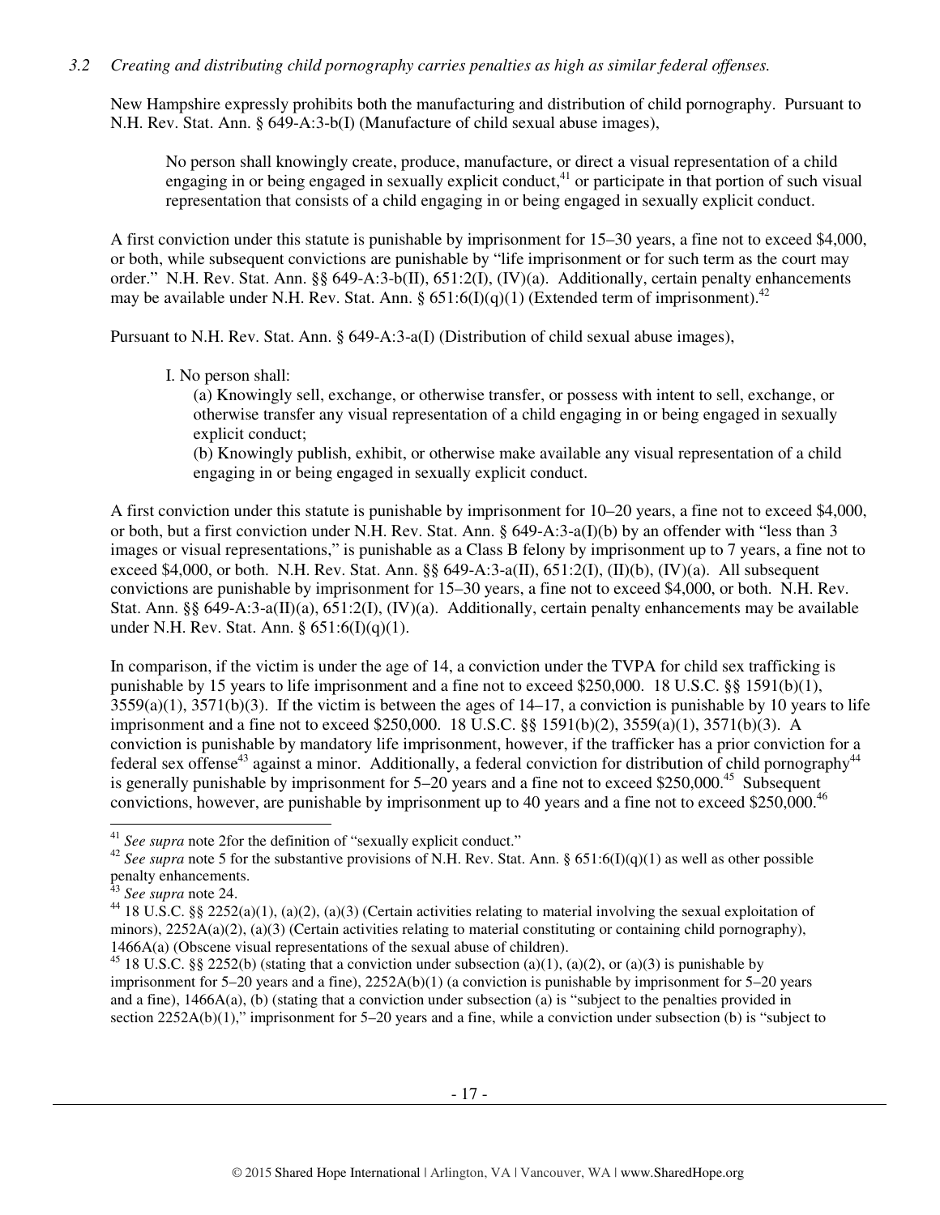*3.2 Creating and distributing child pornography carries penalties as high as similar federal offenses.*

New Hampshire expressly prohibits both the manufacturing and distribution of child pornography. Pursuant to N.H. Rev. Stat. Ann. § 649-A:3-b(I) (Manufacture of child sexual abuse images),

> No person shall knowingly create, produce, manufacture, or direct a visual representation of a child engaging in or being engaged in sexually explicit conduct,[41] or participate in that portion of such visual representation that consists of a child engaging in or being engaged in sexually explicit conduct.

A first conviction under this statute is punishable by imprisonment for 15–30 years, a fine not to exceed $4,000, or both, while subsequent convictions are punishable by "life imprisonment or for such term as the court may order." N.H. Rev. Stat. Ann. §§ 649-A:3-b(II), 651:2(I), (IV)(a). Additionally, certain penalty enhancements may be available under N.H. Rev. Stat. Ann. § 651:6(I)(q)(1) (Extended term of imprisonment).[42]

Pursuant to N.H. Rev. Stat. Ann. § 649-A:3-a(I) (Distribution of child sexual abuse images),

> I. No person shall:
>
> (a) Knowingly sell, exchange, or otherwise transfer, or possess with intent to sell, exchange, or otherwise transfer any visual representation of a child engaging in or being engaged in sexually explicit conduct;
>
> (b) Knowingly publish, exhibit, or otherwise make available any visual representation of a child engaging in or being engaged in sexually explicit conduct.

A first conviction under this statute is punishable by imprisonment for 10–20 years, a fine not to exceed $4,000, or both, but a first conviction under N.H. Rev. Stat. Ann. § 649-A:3-a(I)(b) by an offender with "less than 3 images or visual representations," is punishable as a Class B felony by imprisonment up to 7 years, a fine not to exceed $4,000, or both. N.H. Rev. Stat. Ann. §§ 649-A:3-a(II), 651:2(I), (II)(b), (IV)(a). All subsequent convictions are punishable by imprisonment for 15–30 years, a fine not to exceed $4,000, or both. N.H. Rev. Stat. Ann. §§ 649-A:3-a(II)(a), 651:2(I), (IV)(a). Additionally, certain penalty enhancements may be available under N.H. Rev. Stat. Ann. § 651:6(I)(q)(1).

In comparison, if the victim is under the age of 14, a conviction under the TVPA for child sex trafficking is punishable by 15 years to life imprisonment and a fine not to exceed $250,000. 18 U.S.C. §§ 1591(b)(1), 3559(a)(1), 3571(b)(3). If the victim is between the ages of 14–17, a conviction is punishable by 10 years to life imprisonment and a fine not to exceed $250,000. 18 U.S.C. §§ 1591(b)(2), 3559(a)(1), 3571(b)(3). A conviction is punishable by mandatory life imprisonment, however, if the trafficker has a prior conviction for a federal sex offense[43] against a minor. Additionally, a federal conviction for distribution of child pornography[44] is generally punishable by imprisonment for 5–20 years and a fine not to exceed $250,000.[45] Subsequent convictions, however, are punishable by imprisonment up to 40 years and a fine not to exceed $250,000.[46]

---

[41] *See supra* note 2for the definition of "sexually explicit conduct."

[42] *See supra* note 5 for the substantive provisions of N.H. Rev. Stat. Ann. § 651:6(I)(q)(1) as well as other possible penalty enhancements.

[43] *See supra* note 24.

[44] 18 U.S.C. §§ 2252(a)(1), (a)(2), (a)(3) (Certain activities relating to material involving the sexual exploitation of minors), 2252A(a)(2), (a)(3) (Certain activities relating to material constituting or containing child pornography), 1466A(a) (Obscene visual representations of the sexual abuse of children).

[45] 18 U.S.C. §§ 2252(b) (stating that a conviction under subsection (a)(1), (a)(2), or (a)(3) is punishable by imprisonment for 5–20 years and a fine), 2252A(b)(1) (a conviction is punishable by imprisonment for 5–20 years and a fine), 1466A(a), (b) (stating that a conviction under subsection (a) is "subject to the penalties provided in section 2252A(b)(1)," imprisonment for 5–20 years and a fine, while a conviction under subsection (b) is "subject to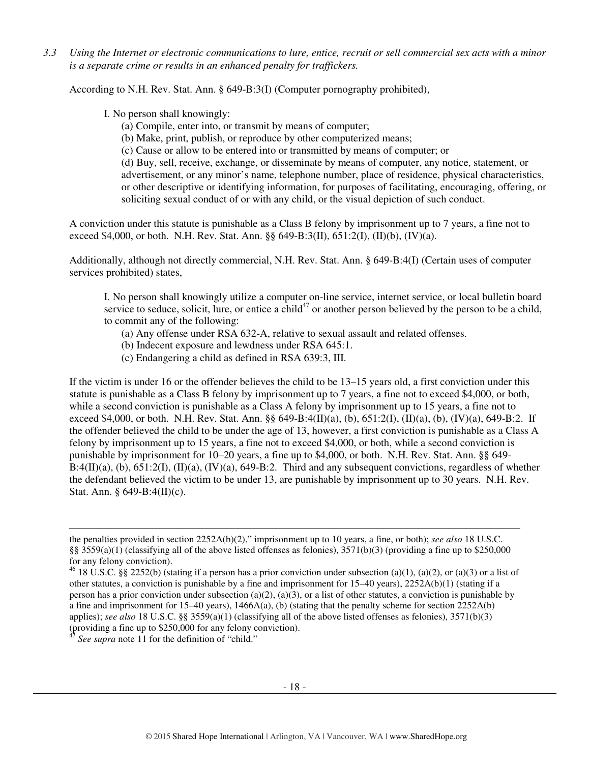*3.3 Using the Internet or electronic communications to lure, entice, recruit or sell commercial sex acts with a minor is a separate crime or results in an enhanced penalty for traffickers.*

According to N.H. Rev. Stat. Ann. § 649-B:3(I) (Computer pornography prohibited),

> I. No person shall knowingly:
>
> (a) Compile, enter into, or transmit by means of computer;
>
> (b) Make, print, publish, or reproduce by other computerized means;
>
> (c) Cause or allow to be entered into or transmitted by means of computer; or
>
> (d) Buy, sell, receive, exchange, or disseminate by means of computer, any notice, statement, or advertisement, or any minor's name, telephone number, place of residence, physical characteristics, or other descriptive or identifying information, for purposes of facilitating, encouraging, offering, or soliciting sexual conduct of or with any child, or the visual depiction of such conduct.

A conviction under this statute is punishable as a Class B felony by imprisonment up to 7 years, a fine not to exceed $4,000, or both. N.H. Rev. Stat. Ann. §§ 649-B:3(II), 651:2(I), (II)(b), (IV)(a).

Additionally, although not directly commercial, N.H. Rev. Stat. Ann. § 649-B:4(I) (Certain uses of computer services prohibited) states,

> I. No person shall knowingly utilize a computer on-line service, internet service, or local bulletin board service to seduce, solicit, lure, or entice a child[47] or another person believed by the person to be a child, to commit any of the following:
>
> (a) Any offense under RSA 632-A, relative to sexual assault and related offenses.
>
> (b) Indecent exposure and lewdness under RSA 645:1.
>
> (c) Endangering a child as defined in RSA 639:3, III.

If the victim is under 16 or the offender believes the child to be 13–15 years old, a first conviction under this statute is punishable as a Class B felony by imprisonment up to 7 years, a fine not to exceed $4,000, or both, while a second conviction is punishable as a Class A felony by imprisonment up to 15 years, a fine not to exceed $4,000, or both. N.H. Rev. Stat. Ann. §§ 649-B:4(II)(a), (b), 651:2(I), (II)(a), (b), (IV)(a), 649-B:2. If the offender believed the child to be under the age of 13, however, a first conviction is punishable as a Class A felony by imprisonment up to 15 years, a fine not to exceed $4,000, or both, while a second conviction is punishable by imprisonment for 10–20 years, a fine up to $4,000, or both. N.H. Rev. Stat. Ann. §§ 649-B:4(II)(a), (b), 651:2(I), (II)(a), (IV)(a), 649-B:2. Third and any subsequent convictions, regardless of whether the defendant believed the victim to be under 13, are punishable by imprisonment up to 30 years. N.H. Rev. Stat. Ann. § 649-B:4(II)(c).

---

the penalties provided in section 2252A(b)(2)," imprisonment up to 10 years, a fine, or both); *see also* 18 U.S.C. §§ 3559(a)(1) (classifying all of the above listed offenses as felonies), 3571(b)(3) (providing a fine up to $250,000 for any felony conviction).

[46] 18 U.S.C. §§ 2252(b) (stating if a person has a prior conviction under subsection (a)(1), (a)(2), or (a)(3) or a list of other statutes, a conviction is punishable by a fine and imprisonment for 15–40 years), 2252A(b)(1) (stating if a person has a prior conviction under subsection (a)(2), (a)(3), or a list of other statutes, a conviction is punishable by a fine and imprisonment for 15–40 years), 1466A(a), (b) (stating that the penalty scheme for section 2252A(b) applies); *see also* 18 U.S.C. §§ 3559(a)(1) (classifying all of the above listed offenses as felonies), 3571(b)(3) (providing a fine up to $250,000 for any felony conviction).

[47] *See supra* note 11 for the definition of "child."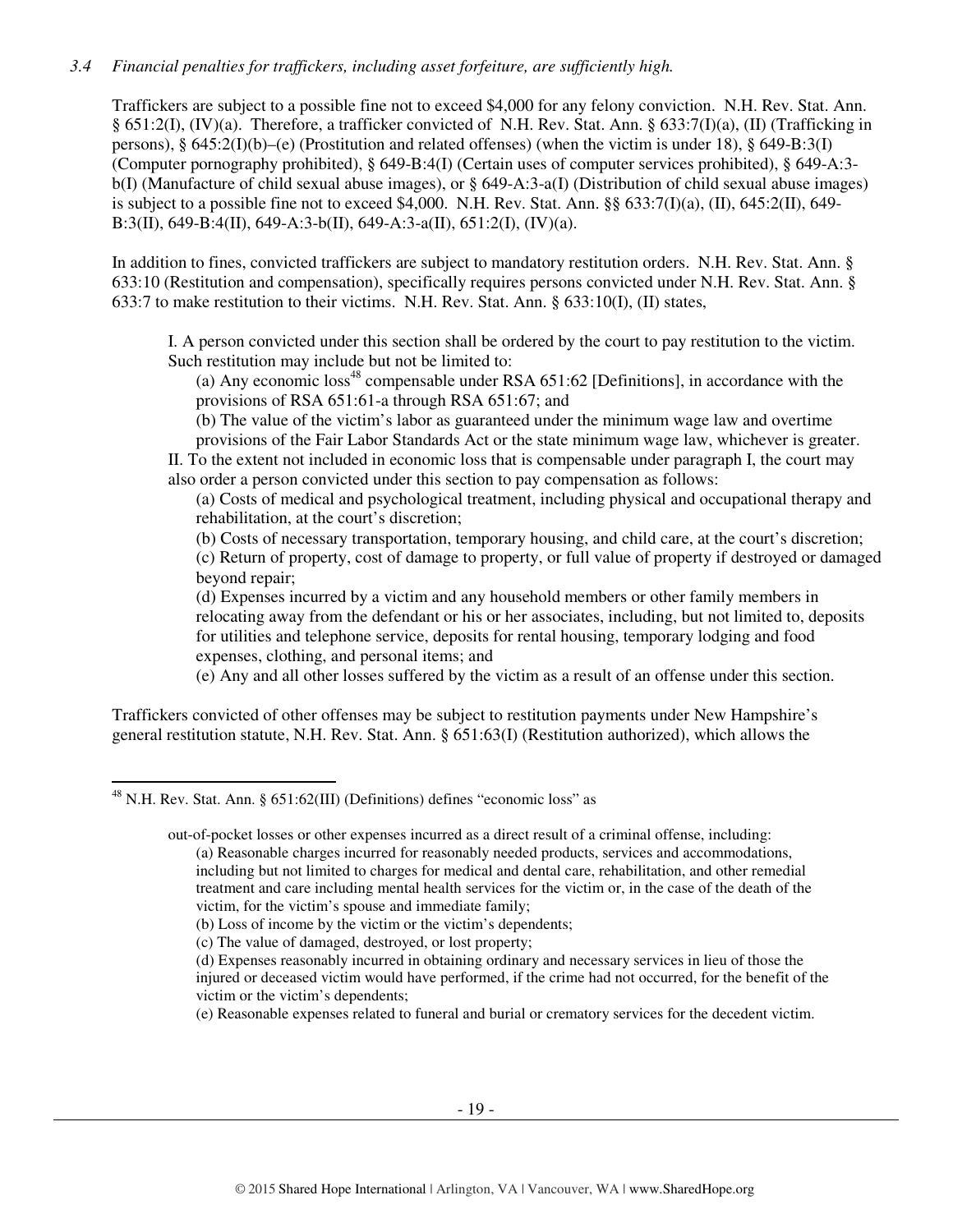*3.4 Financial penalties for traffickers, including asset forfeiture, are sufficiently high.*

Traffickers are subject to a possible fine not to exceed $4,000 for any felony conviction. N.H. Rev. Stat. Ann. § 651:2(I), (IV)(a). Therefore, a trafficker convicted of N.H. Rev. Stat. Ann. § 633:7(I)(a), (II) (Trafficking in persons), § 645:2(I)(b)–(e) (Prostitution and related offenses) (when the victim is under 18), § 649-B:3(I) (Computer pornography prohibited), § 649-B:4(I) (Certain uses of computer services prohibited), § 649-A:3-b(I) (Manufacture of child sexual abuse images), or § 649-A:3-a(I) (Distribution of child sexual abuse images) is subject to a possible fine not to exceed $4,000. N.H. Rev. Stat. Ann. §§ 633:7(I)(a), (II), 645:2(II), 649-B:3(II), 649-B:4(II), 649-A:3-b(II), 649-A:3-a(II), 651:2(I), (IV)(a).

In addition to fines, convicted traffickers are subject to mandatory restitution orders. N.H. Rev. Stat. Ann. § 633:10 (Restitution and compensation), specifically requires persons convicted under N.H. Rev. Stat. Ann. § 633:7 to make restitution to their victims. N.H. Rev. Stat. Ann. § 633:10(I), (II) states,

> I. A person convicted under this section shall be ordered by the court to pay restitution to the victim. Such restitution may include but not be limited to:
>
> (a) Any economic loss[48] compensable under RSA 651:62 [Definitions], in accordance with the provisions of RSA 651:61-a through RSA 651:67; and
>
> (b) The value of the victim's labor as guaranteed under the minimum wage law and overtime provisions of the Fair Labor Standards Act or the state minimum wage law, whichever is greater.
>
> II. To the extent not included in economic loss that is compensable under paragraph I, the court may also order a person convicted under this section to pay compensation as follows:
>
> (a) Costs of medical and psychological treatment, including physical and occupational therapy and rehabilitation, at the court's discretion;
>
> (b) Costs of necessary transportation, temporary housing, and child care, at the court's discretion;
>
> (c) Return of property, cost of damage to property, or full value of property if destroyed or damaged beyond repair;
>
> (d) Expenses incurred by a victim and any household members or other family members in relocating away from the defendant or his or her associates, including, but not limited to, deposits for utilities and telephone service, deposits for rental housing, temporary lodging and food expenses, clothing, and personal items; and
>
> (e) Any and all other losses suffered by the victim as a result of an offense under this section.

Traffickers convicted of other offenses may be subject to restitution payments under New Hampshire's general restitution statute, N.H. Rev. Stat. Ann. § 651:63(I) (Restitution authorized), which allows the

---

[48] N.H. Rev. Stat. Ann. § 651:62(III) (Definitions) defines "economic loss" as

> out-of-pocket losses or other expenses incurred as a direct result of a criminal offense, including:
>
> (a) Reasonable charges incurred for reasonably needed products, services and accommodations, including but not limited to charges for medical and dental care, rehabilitation, and other remedial treatment and care including mental health services for the victim or, in the case of the death of the victim, for the victim's spouse and immediate family;
>
> (b) Loss of income by the victim or the victim's dependents;
>
> (c) The value of damaged, destroyed, or lost property;
>
> (d) Expenses reasonably incurred in obtaining ordinary and necessary services in lieu of those the injured or deceased victim would have performed, if the crime had not occurred, for the benefit of the victim or the victim's dependents;
>
> (e) Reasonable expenses related to funeral and burial or crematory services for the decedent victim.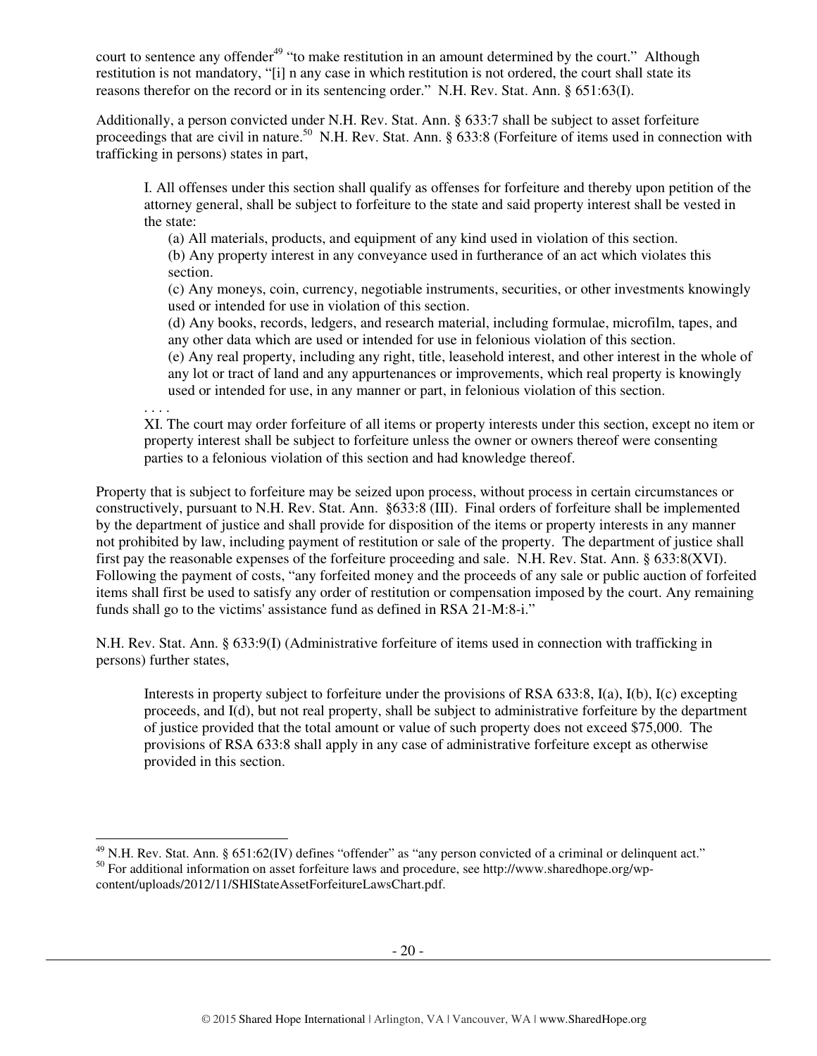court to sentence any offender[49] "to make restitution in an amount determined by the court." Although restitution is not mandatory, "[i] n any case in which restitution is not ordered, the court shall state its reasons therefor on the record or in its sentencing order." N.H. Rev. Stat. Ann. § 651:63(I).

Additionally, a person convicted under N.H. Rev. Stat. Ann. § 633:7 shall be subject to asset forfeiture proceedings that are civil in nature.[50] N.H. Rev. Stat. Ann. § 633:8 (Forfeiture of items used in connection with trafficking in persons) states in part,

> I. All offenses under this section shall qualify as offenses for forfeiture and thereby upon petition of the attorney general, shall be subject to forfeiture to the state and said property interest shall be vested in the state:
>
> (a) All materials, products, and equipment of any kind used in violation of this section.
>
> (b) Any property interest in any conveyance used in furtherance of an act which violates this section.
>
> (c) Any moneys, coin, currency, negotiable instruments, securities, or other investments knowingly used or intended for use in violation of this section.
>
> (d) Any books, records, ledgers, and research material, including formulae, microfilm, tapes, and any other data which are used or intended for use in felonious violation of this section.
>
> (e) Any real property, including any right, title, leasehold interest, and other interest in the whole of any lot or tract of land and any appurtenances or improvements, which real property is knowingly used or intended for use, in any manner or part, in felonious violation of this section.
>
> . . . .
>
> XI. The court may order forfeiture of all items or property interests under this section, except no item or property interest shall be subject to forfeiture unless the owner or owners thereof were consenting parties to a felonious violation of this section and had knowledge thereof.

Property that is subject to forfeiture may be seized upon process, without process in certain circumstances or constructively, pursuant to N.H. Rev. Stat. Ann. §633:8 (III). Final orders of forfeiture shall be implemented by the department of justice and shall provide for disposition of the items or property interests in any manner not prohibited by law, including payment of restitution or sale of the property. The department of justice shall first pay the reasonable expenses of the forfeiture proceeding and sale. N.H. Rev. Stat. Ann. § 633:8(XVI). Following the payment of costs, "any forfeited money and the proceeds of any sale or public auction of forfeited items shall first be used to satisfy any order of restitution or compensation imposed by the court. Any remaining funds shall go to the victims' assistance fund as defined in RSA 21-M:8-i."

N.H. Rev. Stat. Ann. § 633:9(I) (Administrative forfeiture of items used in connection with trafficking in persons) further states,

> Interests in property subject to forfeiture under the provisions of RSA 633:8, I(a), I(b), I(c) excepting proceeds, and I(d), but not real property, shall be subject to administrative forfeiture by the department of justice provided that the total amount or value of such property does not exceed $75,000. The provisions of RSA 633:8 shall apply in any case of administrative forfeiture except as otherwise provided in this section.

---

[49] N.H. Rev. Stat. Ann. § 651:62(IV) defines "offender" as "any person convicted of a criminal or delinquent act."

[50] For additional information on asset forfeiture laws and procedure, see http://www.sharedhope.org/wp-content/uploads/2012/11/SHIStateAssetForfeitureLawsChart.pdf.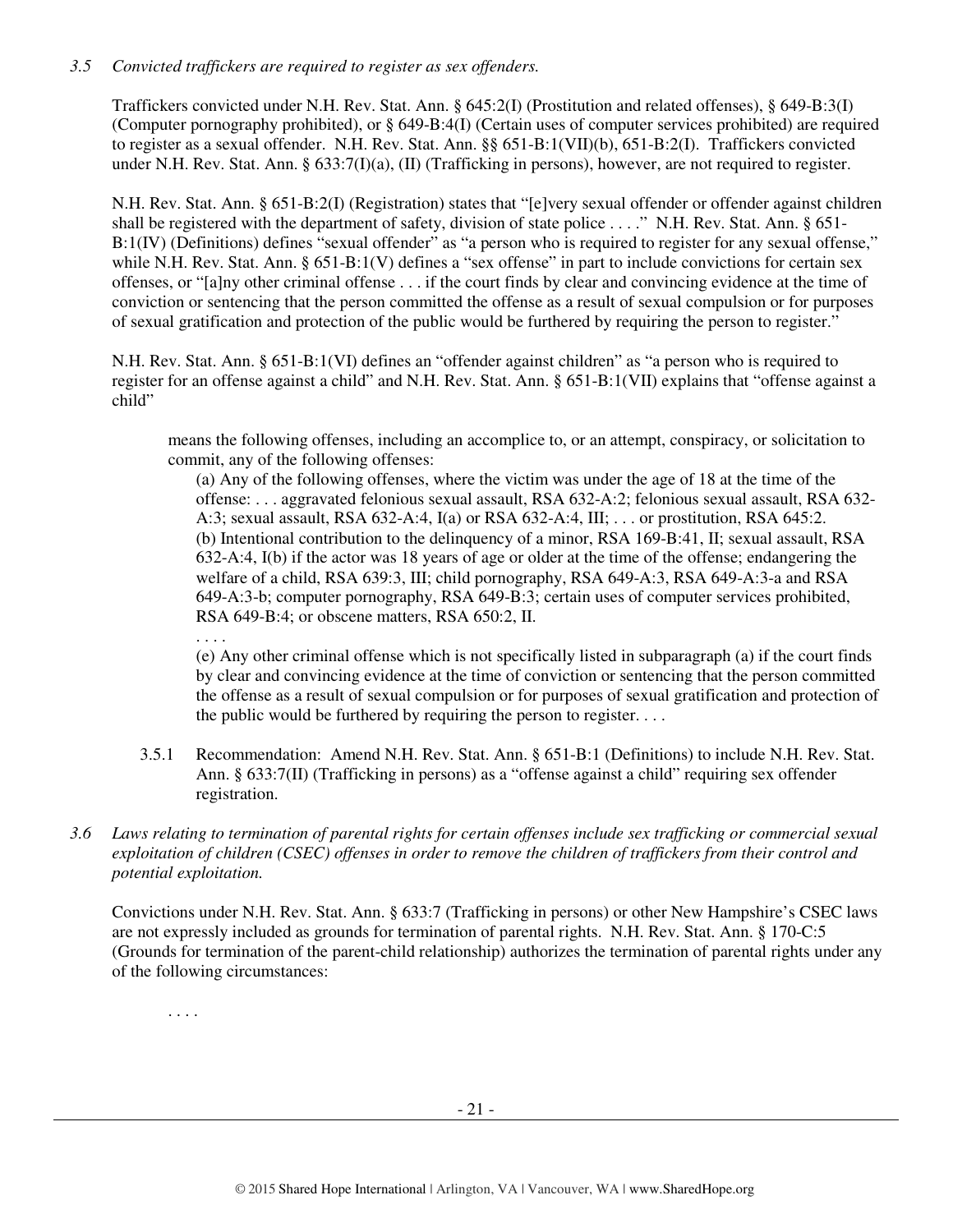*3.5 Convicted traffickers are required to register as sex offenders.*

Traffickers convicted under N.H. Rev. Stat. Ann. § 645:2(I) (Prostitution and related offenses), § 649-B:3(I) (Computer pornography prohibited), or § 649-B:4(I) (Certain uses of computer services prohibited) are required to register as a sexual offender. N.H. Rev. Stat. Ann. §§ 651-B:1(VII)(b), 651-B:2(I). Traffickers convicted under N.H. Rev. Stat. Ann. § 633:7(I)(a), (II) (Trafficking in persons), however, are not required to register.

N.H. Rev. Stat. Ann. § 651-B:2(I) (Registration) states that "[e]very sexual offender or offender against children shall be registered with the department of safety, division of state police . . . ." N.H. Rev. Stat. Ann. § 651-B:1(IV) (Definitions) defines "sexual offender" as "a person who is required to register for any sexual offense," while N.H. Rev. Stat. Ann. § 651-B:1(V) defines a "sex offense" in part to include convictions for certain sex offenses, or "[a]ny other criminal offense . . . if the court finds by clear and convincing evidence at the time of conviction or sentencing that the person committed the offense as a result of sexual compulsion or for purposes of sexual gratification and protection of the public would be furthered by requiring the person to register."

N.H. Rev. Stat. Ann. § 651-B:1(VI) defines an "offender against children" as "a person who is required to register for an offense against a child" and N.H. Rev. Stat. Ann. § 651-B:1(VII) explains that "offense against a child"

> means the following offenses, including an accomplice to, or an attempt, conspiracy, or solicitation to commit, any of the following offenses:
>
> (a) Any of the following offenses, where the victim was under the age of 18 at the time of the offense: . . . aggravated felonious sexual assault, RSA 632-A:2; felonious sexual assault, RSA 632-A:3; sexual assault, RSA 632-A:4, I(a) or RSA 632-A:4, III; . . . or prostitution, RSA 645:2.
>
> (b) Intentional contribution to the delinquency of a minor, RSA 169-B:41, II; sexual assault, RSA 632-A:4, I(b) if the actor was 18 years of age or older at the time of the offense; endangering the welfare of a child, RSA 639:3, III; child pornography, RSA 649-A:3, RSA 649-A:3-a and RSA 649-A:3-b; computer pornography, RSA 649-B:3; certain uses of computer services prohibited, RSA 649-B:4; or obscene matters, RSA 650:2, II.
>
> . . . .
>
> (e) Any other criminal offense which is not specifically listed in subparagraph (a) if the court finds by clear and convincing evidence at the time of conviction or sentencing that the person committed the offense as a result of sexual compulsion or for purposes of sexual gratification and protection of the public would be furthered by requiring the person to register. . . .

3.5.1 Recommendation: Amend N.H. Rev. Stat. Ann. § 651-B:1 (Definitions) to include N.H. Rev. Stat. Ann. § 633:7(II) (Trafficking in persons) as a "offense against a child" requiring sex offender registration.

*3.6 Laws relating to termination of parental rights for certain offenses include sex trafficking or commercial sexual exploitation of children (CSEC) offenses in order to remove the children of traffickers from their control and potential exploitation.*

Convictions under N.H. Rev. Stat. Ann. § 633:7 (Trafficking in persons) or other New Hampshire's CSEC laws are not expressly included as grounds for termination of parental rights. N.H. Rev. Stat. Ann. § 170-C:5 (Grounds for termination of the parent-child relationship) authorizes the termination of parental rights under any of the following circumstances:

> . . . .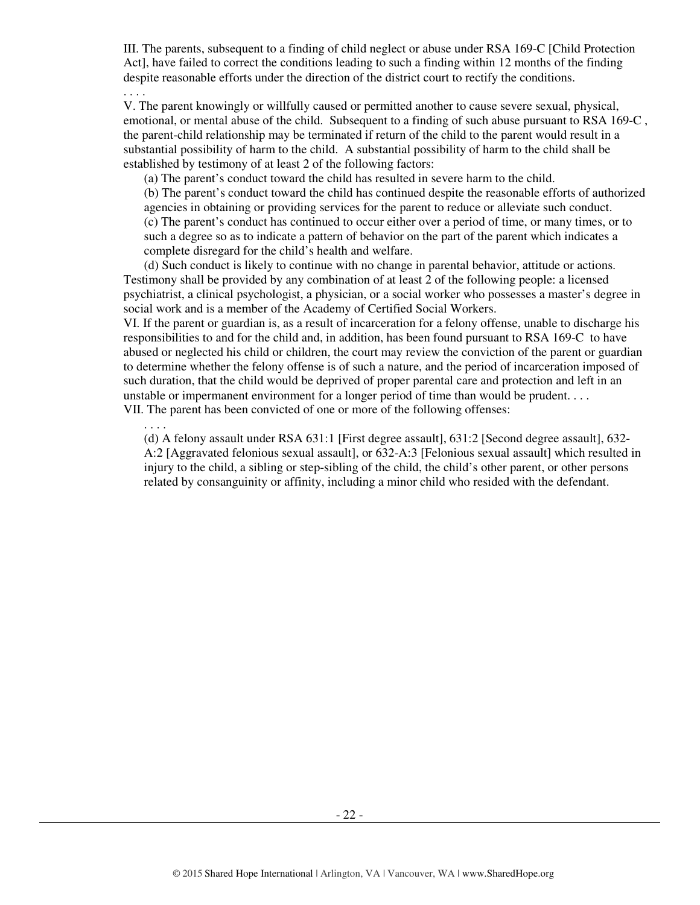III. The parents, subsequent to a finding of child neglect or abuse under RSA 169-C [Child Protection Act], have failed to correct the conditions leading to such a finding within 12 months of the finding despite reasonable efforts under the direction of the district court to rectify the conditions.

. . . .

V. The parent knowingly or willfully caused or permitted another to cause severe sexual, physical, emotional, or mental abuse of the child. Subsequent to a finding of such abuse pursuant to RSA 169-C , the parent-child relationship may be terminated if return of the child to the parent would result in a substantial possibility of harm to the child. A substantial possibility of harm to the child shall be established by testimony of at least 2 of the following factors:

(a) The parent's conduct toward the child has resulted in severe harm to the child.

(b) The parent's conduct toward the child has continued despite the reasonable efforts of authorized agencies in obtaining or providing services for the parent to reduce or alleviate such conduct.

(c) The parent's conduct has continued to occur either over a period of time, or many times, or to such a degree so as to indicate a pattern of behavior on the part of the parent which indicates a complete disregard for the child's health and welfare.

(d) Such conduct is likely to continue with no change in parental behavior, attitude or actions.

Testimony shall be provided by any combination of at least 2 of the following people: a licensed psychiatrist, a clinical psychologist, a physician, or a social worker who possesses a master's degree in social work and is a member of the Academy of Certified Social Workers.

VI. If the parent or guardian is, as a result of incarceration for a felony offense, unable to discharge his responsibilities to and for the child and, in addition, has been found pursuant to RSA 169-C to have abused or neglected his child or children, the court may review the conviction of the parent or guardian to determine whether the felony offense is of such a nature, and the period of incarceration imposed of such duration, that the child would be deprived of proper parental care and protection and left in an unstable or impermanent environment for a longer period of time than would be prudent. . . .

VII. The parent has been convicted of one or more of the following offenses:

. . . .

(d) A felony assault under RSA 631:1 [First degree assault], 631:2 [Second degree assault], 632-A:2 [Aggravated felonious sexual assault], or 632-A:3 [Felonious sexual assault] which resulted in injury to the child, a sibling or step-sibling of the child, the child's other parent, or other persons related by consanguinity or affinity, including a minor child who resided with the defendant.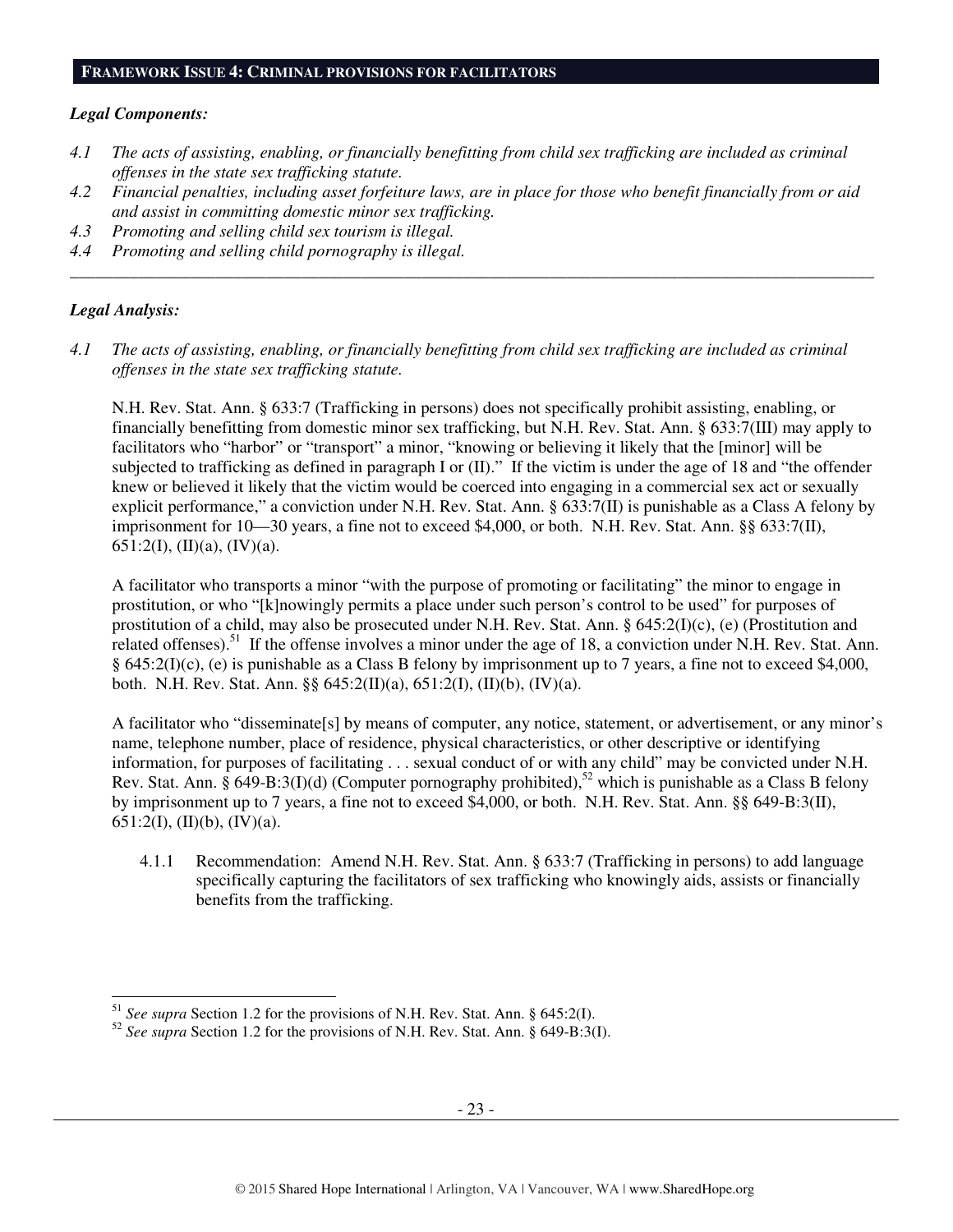## FRAMEWORK ISSUE 4: CRIMINAL PROVISIONS FOR FACILITATORS

***Legal Components:***

*4.1 The acts of assisting, enabling, or financially benefitting from child sex trafficking are included as criminal offenses in the state sex trafficking statute.*

*4.2 Financial penalties, including asset forfeiture laws, are in place for those who benefit financially from or aid and assist in committing domestic minor sex trafficking.*

*4.3 Promoting and selling child sex tourism is illegal.*

*4.4 Promoting and selling child pornography is illegal.*

---

***Legal Analysis:***

*4.1 The acts of assisting, enabling, or financially benefitting from child sex trafficking are included as criminal offenses in the state sex trafficking statute.*

N.H. Rev. Stat. Ann. § 633:7 (Trafficking in persons) does not specifically prohibit assisting, enabling, or financially benefitting from domestic minor sex trafficking, but N.H. Rev. Stat. Ann. § 633:7(III) may apply to facilitators who "harbor" or "transport" a minor, "knowing or believing it likely that the [minor] will be subjected to trafficking as defined in paragraph I or (II)." If the victim is under the age of 18 and "the offender knew or believed it likely that the victim would be coerced into engaging in a commercial sex act or sexually explicit performance," a conviction under N.H. Rev. Stat. Ann. § 633:7(II) is punishable as a Class A felony by imprisonment for 10—30 years, a fine not to exceed $4,000, or both. N.H. Rev. Stat. Ann. §§ 633:7(II), 651:2(I), (II)(a), (IV)(a).

A facilitator who transports a minor "with the purpose of promoting or facilitating" the minor to engage in prostitution, or who "[k]nowingly permits a place under such person's control to be used" for purposes of prostitution of a child, may also be prosecuted under N.H. Rev. Stat. Ann. § 645:2(I)(c), (e) (Prostitution and related offenses).[51] If the offense involves a minor under the age of 18, a conviction under N.H. Rev. Stat. Ann. § 645:2(I)(c), (e) is punishable as a Class B felony by imprisonment up to 7 years, a fine not to exceed $4,000, both. N.H. Rev. Stat. Ann. §§ 645:2(II)(a), 651:2(I), (II)(b), (IV)(a).

A facilitator who "disseminate[s] by means of computer, any notice, statement, or advertisement, or any minor's name, telephone number, place of residence, physical characteristics, or other descriptive or identifying information, for purposes of facilitating . . . sexual conduct of or with any child" may be convicted under N.H. Rev. Stat. Ann. § 649-B:3(I)(d) (Computer pornography prohibited),[52] which is punishable as a Class B felony by imprisonment up to 7 years, a fine not to exceed $4,000, or both. N.H. Rev. Stat. Ann. §§ 649-B:3(II), 651:2(I), (II)(b), (IV)(a).

4.1.1 Recommendation: Amend N.H. Rev. Stat. Ann. § 633:7 (Trafficking in persons) to add language specifically capturing the facilitators of sex trafficking who knowingly aids, assists or financially benefits from the trafficking.

---

[51] *See supra* Section 1.2 for the provisions of N.H. Rev. Stat. Ann. § 645:2(I).

[52] *See supra* Section 1.2 for the provisions of N.H. Rev. Stat. Ann. § 649-B:3(I).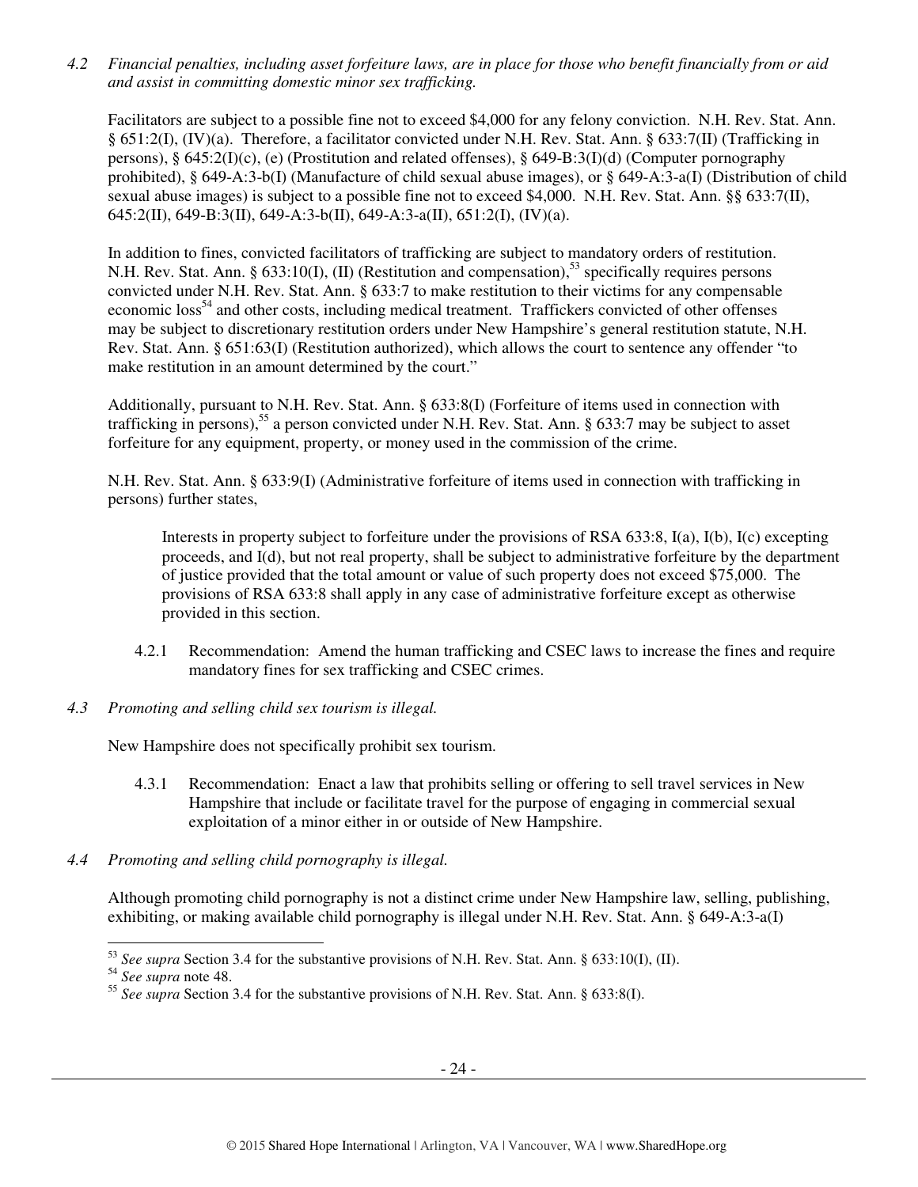*4.2 Financial penalties, including asset forfeiture laws, are in place for those who benefit financially from or aid and assist in committing domestic minor sex trafficking.*

Facilitators are subject to a possible fine not to exceed $4,000 for any felony conviction. N.H. Rev. Stat. Ann. § 651:2(I), (IV)(a). Therefore, a facilitator convicted under N.H. Rev. Stat. Ann. § 633:7(II) (Trafficking in persons), § 645:2(I)(c), (e) (Prostitution and related offenses), § 649-B:3(I)(d) (Computer pornography prohibited), § 649-A:3-b(I) (Manufacture of child sexual abuse images), or § 649-A:3-a(I) (Distribution of child sexual abuse images) is subject to a possible fine not to exceed $4,000. N.H. Rev. Stat. Ann. §§ 633:7(II), 645:2(II), 649-B:3(II), 649-A:3-b(II), 649-A:3-a(II), 651:2(I), (IV)(a).

In addition to fines, convicted facilitators of trafficking are subject to mandatory orders of restitution. N.H. Rev. Stat. Ann. § 633:10(I), (II) (Restitution and compensation),[53] specifically requires persons convicted under N.H. Rev. Stat. Ann. § 633:7 to make restitution to their victims for any compensable economic loss[54] and other costs, including medical treatment. Traffickers convicted of other offenses may be subject to discretionary restitution orders under New Hampshire's general restitution statute, N.H. Rev. Stat. Ann. § 651:63(I) (Restitution authorized), which allows the court to sentence any offender "to make restitution in an amount determined by the court."

Additionally, pursuant to N.H. Rev. Stat. Ann. § 633:8(I) (Forfeiture of items used in connection with trafficking in persons),[55] a person convicted under N.H. Rev. Stat. Ann. § 633:7 may be subject to asset forfeiture for any equipment, property, or money used in the commission of the crime.

N.H. Rev. Stat. Ann. § 633:9(I) (Administrative forfeiture of items used in connection with trafficking in persons) further states,

> Interests in property subject to forfeiture under the provisions of RSA 633:8, I(a), I(b), I(c) excepting proceeds, and I(d), but not real property, shall be subject to administrative forfeiture by the department of justice provided that the total amount or value of such property does not exceed $75,000. The provisions of RSA 633:8 shall apply in any case of administrative forfeiture except as otherwise provided in this section.

4.2.1 Recommendation: Amend the human trafficking and CSEC laws to increase the fines and require mandatory fines for sex trafficking and CSEC crimes.

*4.3 Promoting and selling child sex tourism is illegal.*

New Hampshire does not specifically prohibit sex tourism.

4.3.1 Recommendation: Enact a law that prohibits selling or offering to sell travel services in New Hampshire that include or facilitate travel for the purpose of engaging in commercial sexual exploitation of a minor either in or outside of New Hampshire.

*4.4 Promoting and selling child pornography is illegal.*

Although promoting child pornography is not a distinct crime under New Hampshire law, selling, publishing, exhibiting, or making available child pornography is illegal under N.H. Rev. Stat. Ann. § 649-A:3-a(I)

---

[53] *See supra* Section 3.4 for the substantive provisions of N.H. Rev. Stat. Ann. § 633:10(I), (II).

[54] *See supra* note 48.

[55] *See supra* Section 3.4 for the substantive provisions of N.H. Rev. Stat. Ann. § 633:8(I).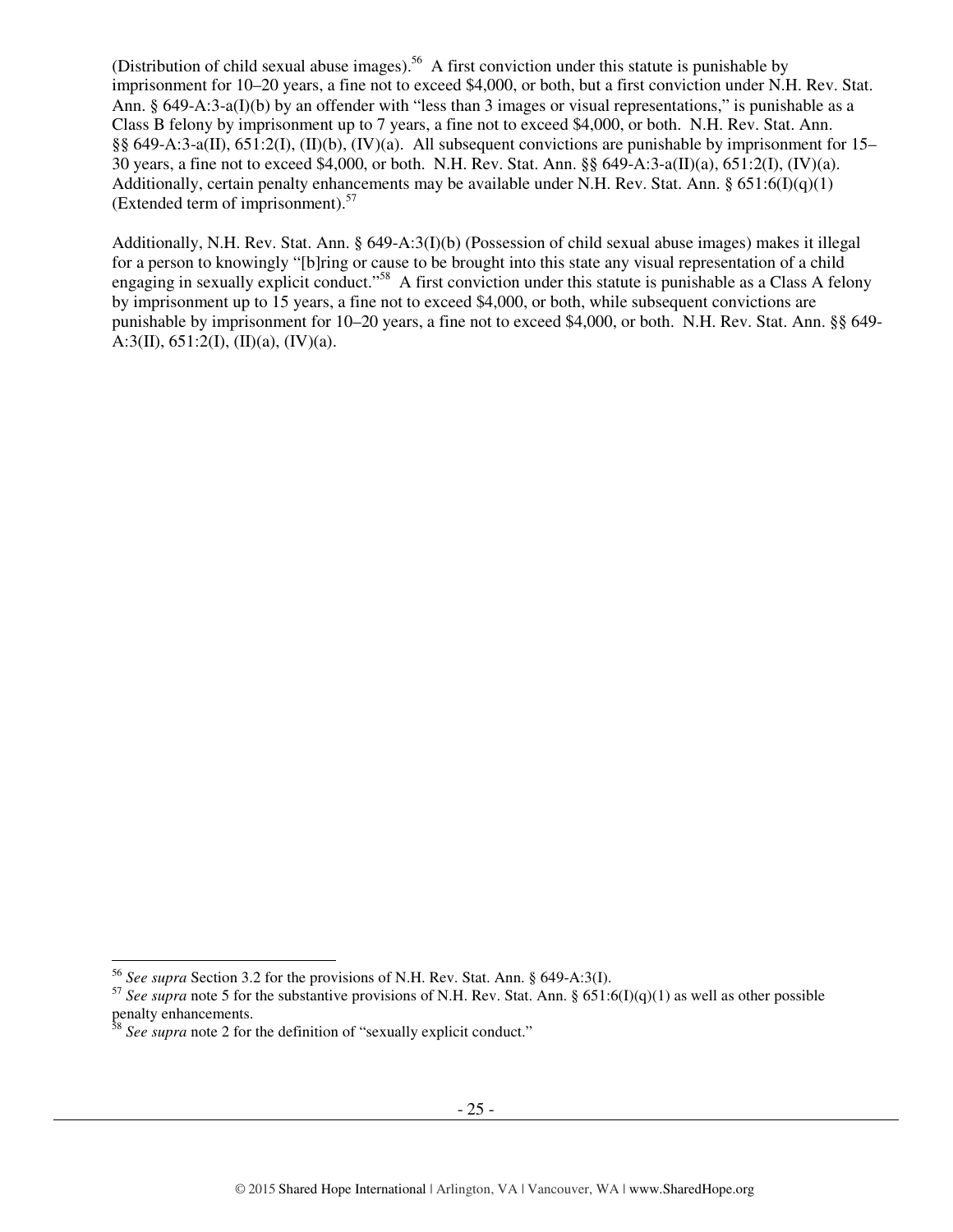(Distribution of child sexual abuse images).[56] A first conviction under this statute is punishable by imprisonment for 10–20 years, a fine not to exceed $4,000, or both, but a first conviction under N.H. Rev. Stat. Ann. § 649-A:3-a(I)(b) by an offender with "less than 3 images or visual representations," is punishable as a Class B felony by imprisonment up to 7 years, a fine not to exceed $4,000, or both. N.H. Rev. Stat. Ann. §§ 649-A:3-a(II), 651:2(I), (II)(b), (IV)(a). All subsequent convictions are punishable by imprisonment for 15–30 years, a fine not to exceed $4,000, or both. N.H. Rev. Stat. Ann. §§ 649-A:3-a(II)(a), 651:2(I), (IV)(a). Additionally, certain penalty enhancements may be available under N.H. Rev. Stat. Ann. § 651:6(I)(q)(1) (Extended term of imprisonment).[57]

Additionally, N.H. Rev. Stat. Ann. § 649-A:3(I)(b) (Possession of child sexual abuse images) makes it illegal for a person to knowingly "[b]ring or cause to be brought into this state any visual representation of a child engaging in sexually explicit conduct."[58] A first conviction under this statute is punishable as a Class A felony by imprisonment up to 15 years, a fine not to exceed $4,000, or both, while subsequent convictions are punishable by imprisonment for 10–20 years, a fine not to exceed $4,000, or both. N.H. Rev. Stat. Ann. §§ 649-A:3(II), 651:2(I), (II)(a), (IV)(a).

---

[56] *See supra* Section 3.2 for the provisions of N.H. Rev. Stat. Ann. § 649-A:3(I).

[57] *See supra* note 5 for the substantive provisions of N.H. Rev. Stat. Ann. § 651:6(I)(q)(1) as well as other possible penalty enhancements.

[58] *See supra* note 2 for the definition of "sexually explicit conduct."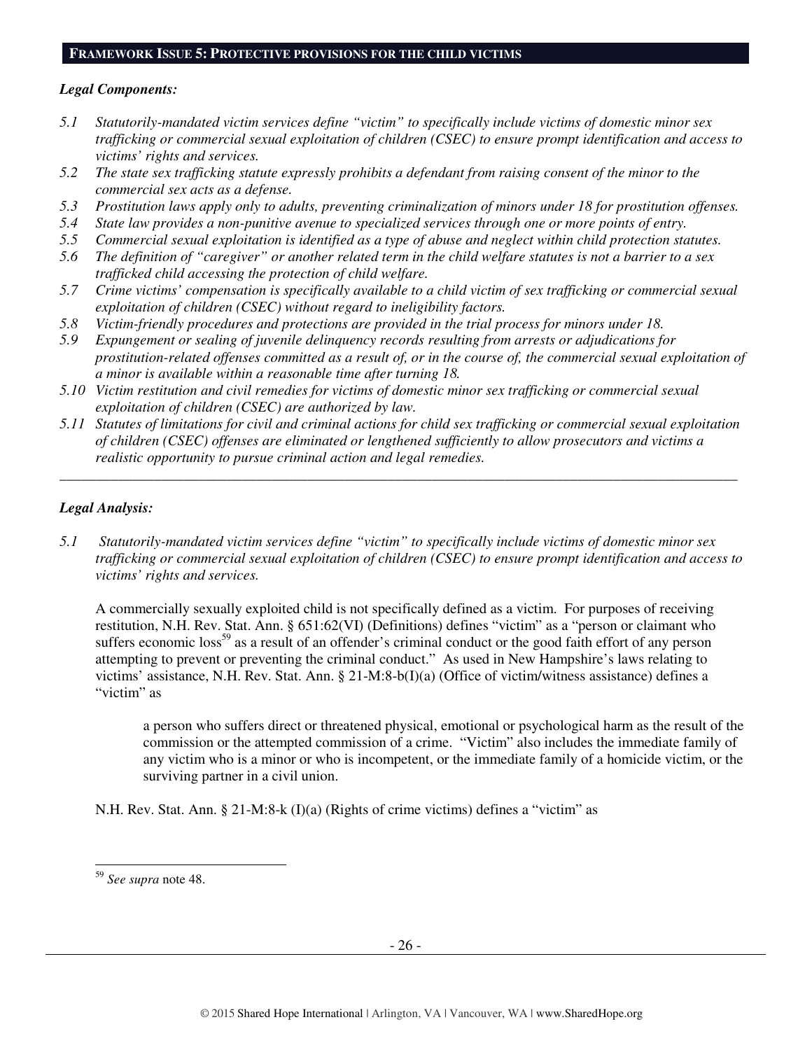## FRAMEWORK ISSUE 5: PROTECTIVE PROVISIONS FOR THE CHILD VICTIMS

***Legal Components:***

- *5.1 Statutorily-mandated victim services define "victim" to specifically include victims of domestic minor sex trafficking or commercial sexual exploitation of children (CSEC) to ensure prompt identification and access to victims' rights and services.*
- *5.2 The state sex trafficking statute expressly prohibits a defendant from raising consent of the minor to the commercial sex acts as a defense.*
- *5.3 Prostitution laws apply only to adults, preventing criminalization of minors under 18 for prostitution offenses.*
- *5.4 State law provides a non-punitive avenue to specialized services through one or more points of entry.*
- *5.5 Commercial sexual exploitation is identified as a type of abuse and neglect within child protection statutes.*
- *5.6 The definition of "caregiver" or another related term in the child welfare statutes is not a barrier to a sex trafficked child accessing the protection of child welfare.*
- *5.7 Crime victims' compensation is specifically available to a child victim of sex trafficking or commercial sexual exploitation of children (CSEC) without regard to ineligibility factors.*
- *5.8 Victim-friendly procedures and protections are provided in the trial process for minors under 18.*
- *5.9 Expungement or sealing of juvenile delinquency records resulting from arrests or adjudications for prostitution-related offenses committed as a result of, or in the course of, the commercial sexual exploitation of a minor is available within a reasonable time after turning 18.*
- *5.10 Victim restitution and civil remedies for victims of domestic minor sex trafficking or commercial sexual exploitation of children (CSEC) are authorized by law.*
- *5.11 Statutes of limitations for civil and criminal actions for child sex trafficking or commercial sexual exploitation of children (CSEC) offenses are eliminated or lengthened sufficiently to allow prosecutors and victims a realistic opportunity to pursue criminal action and legal remedies.*

---

***Legal Analysis:***

*5.1 Statutorily-mandated victim services define "victim" to specifically include victims of domestic minor sex trafficking or commercial sexual exploitation of children (CSEC) to ensure prompt identification and access to victims' rights and services.*

A commercially sexually exploited child is not specifically defined as a victim. For purposes of receiving restitution, N.H. Rev. Stat. Ann. § 651:62(VI) (Definitions) defines "victim" as a "person or claimant who suffers economic loss[59] as a result of an offender's criminal conduct or the good faith effort of any person attempting to prevent or preventing the criminal conduct." As used in New Hampshire's laws relating to victims' assistance, N.H. Rev. Stat. Ann. § 21-M:8-b(I)(a) (Office of victim/witness assistance) defines a "victim" as

> a person who suffers direct or threatened physical, emotional or psychological harm as the result of the commission or the attempted commission of a crime. "Victim" also includes the immediate family of any victim who is a minor or who is incompetent, or the immediate family of a homicide victim, or the surviving partner in a civil union.

N.H. Rev. Stat. Ann. § 21-M:8-k (I)(a) (Rights of crime victims) defines a "victim" as

---

[59] *See supra* note 48.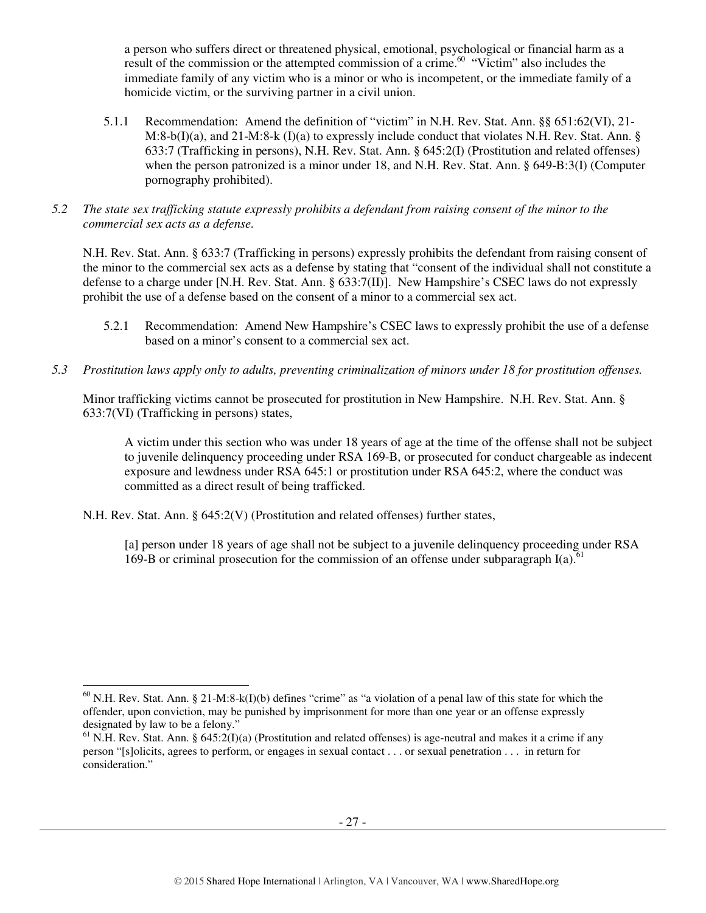a person who suffers direct or threatened physical, emotional, psychological or financial harm as a result of the commission or the attempted commission of a crime.[60] "Victim" also includes the immediate family of any victim who is a minor or who is incompetent, or the immediate family of a homicide victim, or the surviving partner in a civil union.

5.1.1 Recommendation: Amend the definition of "victim" in N.H. Rev. Stat. Ann. §§ 651:62(VI), 21-M:8-b(I)(a), and 21-M:8-k (I)(a) to expressly include conduct that violates N.H. Rev. Stat. Ann. § 633:7 (Trafficking in persons), N.H. Rev. Stat. Ann. § 645:2(I) (Prostitution and related offenses) when the person patronized is a minor under 18, and N.H. Rev. Stat. Ann. § 649-B:3(I) (Computer pornography prohibited).

*5.2 The state sex trafficking statute expressly prohibits a defendant from raising consent of the minor to the commercial sex acts as a defense.*

N.H. Rev. Stat. Ann. § 633:7 (Trafficking in persons) expressly prohibits the defendant from raising consent of the minor to the commercial sex acts as a defense by stating that "consent of the individual shall not constitute a defense to a charge under [N.H. Rev. Stat. Ann. § 633:7(II)]. New Hampshire's CSEC laws do not expressly prohibit the use of a defense based on the consent of a minor to a commercial sex act.

5.2.1 Recommendation: Amend New Hampshire's CSEC laws to expressly prohibit the use of a defense based on a minor's consent to a commercial sex act.

*5.3 Prostitution laws apply only to adults, preventing criminalization of minors under 18 for prostitution offenses.*

Minor trafficking victims cannot be prosecuted for prostitution in New Hampshire. N.H. Rev. Stat. Ann. § 633:7(VI) (Trafficking in persons) states,

> A victim under this section who was under 18 years of age at the time of the offense shall not be subject to juvenile delinquency proceeding under RSA 169-B, or prosecuted for conduct chargeable as indecent exposure and lewdness under RSA 645:1 or prostitution under RSA 645:2, where the conduct was committed as a direct result of being trafficked.

N.H. Rev. Stat. Ann. § 645:2(V) (Prostitution and related offenses) further states,

> [a] person under 18 years of age shall not be subject to a juvenile delinquency proceeding under RSA 169-B or criminal prosecution for the commission of an offense under subparagraph I(a).[61]

---

[60] N.H. Rev. Stat. Ann. § 21-M:8-k(I)(b) defines "crime" as "a violation of a penal law of this state for which the offender, upon conviction, may be punished by imprisonment for more than one year or an offense expressly designated by law to be a felony."

[61] N.H. Rev. Stat. Ann. § 645:2(I)(a) (Prostitution and related offenses) is age-neutral and makes it a crime if any person "[s]olicits, agrees to perform, or engages in sexual contact . . . or sexual penetration . . . in return for consideration."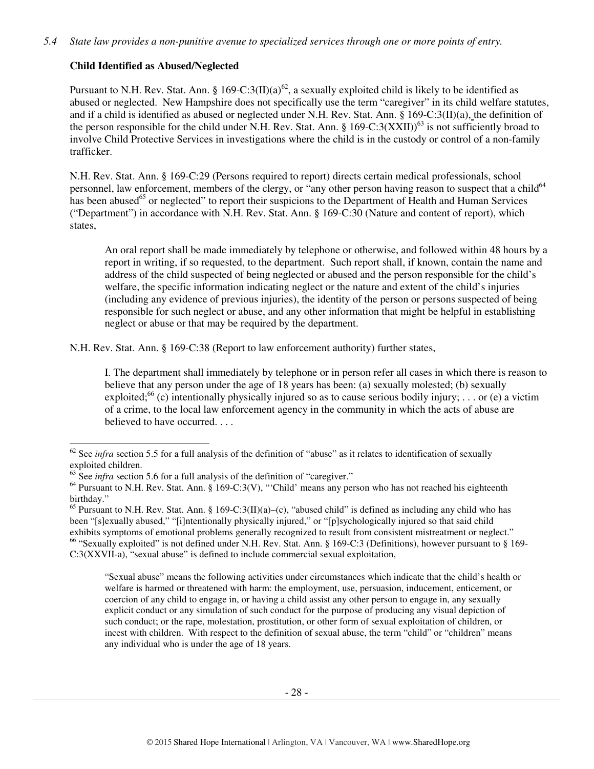*5.4 State law provides a non-punitive avenue to specialized services through one or more points of entry.*

**Child Identified as Abused/Neglected**

Pursuant to N.H. Rev. Stat. Ann. § 169-C:3(II)(a)[62], a sexually exploited child is likely to be identified as abused or neglected. New Hampshire does not specifically use the term "caregiver" in its child welfare statutes, and if a child is identified as abused or neglected under N.H. Rev. Stat. Ann. § 169-C:3(II)(a), the definition of the person responsible for the child under N.H. Rev. Stat. Ann. § 169-C:3(XXII))[63] is not sufficiently broad to involve Child Protective Services in investigations where the child is in the custody or control of a non-family trafficker.

N.H. Rev. Stat. Ann. § 169-C:29 (Persons required to report) directs certain medical professionals, school personnel, law enforcement, members of the clergy, or "any other person having reason to suspect that a child[64] has been abused[65] or neglected" to report their suspicions to the Department of Health and Human Services ("Department") in accordance with N.H. Rev. Stat. Ann. § 169-C:30 (Nature and content of report), which states,

> An oral report shall be made immediately by telephone or otherwise, and followed within 48 hours by a report in writing, if so requested, to the department. Such report shall, if known, contain the name and address of the child suspected of being neglected or abused and the person responsible for the child's welfare, the specific information indicating neglect or the nature and extent of the child's injuries (including any evidence of previous injuries), the identity of the person or persons suspected of being responsible for such neglect or abuse, and any other information that might be helpful in establishing neglect or abuse or that may be required by the department.

N.H. Rev. Stat. Ann. § 169-C:38 (Report to law enforcement authority) further states,

> I. The department shall immediately by telephone or in person refer all cases in which there is reason to believe that any person under the age of 18 years has been: (a) sexually molested; (b) sexually exploited;[66] (c) intentionally physically injured so as to cause serious bodily injury; . . . or (e) a victim of a crime, to the local law enforcement agency in the community in which the acts of abuse are believed to have occurred. . . .

---

[62] See *infra* section 5.5 for a full analysis of the definition of "abuse" as it relates to identification of sexually exploited children.

[63] See *infra* section 5.6 for a full analysis of the definition of "caregiver."

[64] Pursuant to N.H. Rev. Stat. Ann. § 169-C:3(V), "'Child' means any person who has not reached his eighteenth birthday."

[65] Pursuant to N.H. Rev. Stat. Ann. § 169-C:3(II)(a)–(c), "abused child" is defined as including any child who has been "[s]exually abused," "[i]ntentionally physically injured," or "[p]sychologically injured so that said child exhibits symptoms of emotional problems generally recognized to result from consistent mistreatment or neglect."

[66] "Sexually exploited" is not defined under N.H. Rev. Stat. Ann. § 169-C:3 (Definitions), however pursuant to § 169-C:3(XXVII-a), "sexual abuse" is defined to include commercial sexual exploitation,

> "Sexual abuse" means the following activities under circumstances which indicate that the child's health or welfare is harmed or threatened with harm: the employment, use, persuasion, inducement, enticement, or coercion of any child to engage in, or having a child assist any other person to engage in, any sexually explicit conduct or any simulation of such conduct for the purpose of producing any visual depiction of such conduct; or the rape, molestation, prostitution, or other form of sexual exploitation of children, or incest with children. With respect to the definition of sexual abuse, the term "child" or "children" means any individual who is under the age of 18 years.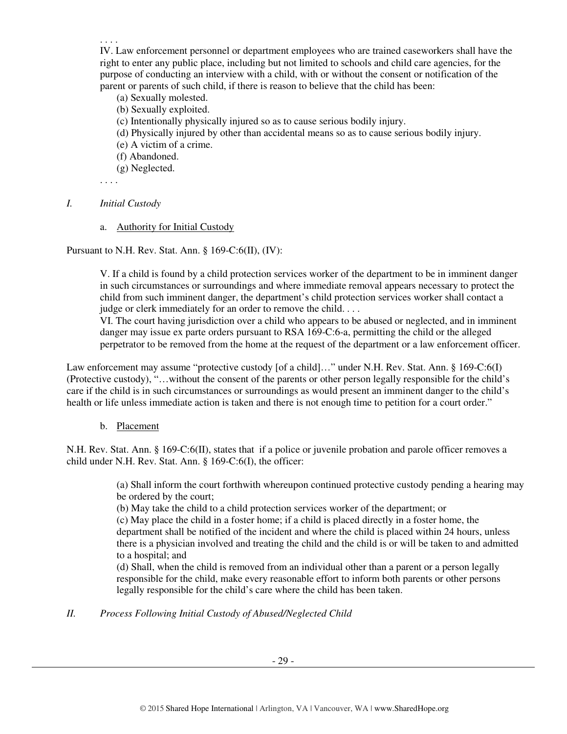. . . .

IV. Law enforcement personnel or department employees who are trained caseworkers shall have the right to enter any public place, including but not limited to schools and child care agencies, for the purpose of conducting an interview with a child, with or without the consent or notification of the parent or parents of such child, if there is reason to believe that the child has been:

(a) Sexually molested.
(b) Sexually exploited.
(c) Intentionally physically injured so as to cause serious bodily injury.
(d) Physically injured by other than accidental means so as to cause serious bodily injury.
(e) A victim of a crime.
(f) Abandoned.
(g) Neglected.

. . . .

### *I. Initial Custody*

#### a. Authority for Initial Custody

Pursuant to N.H. Rev. Stat. Ann. § 169-C:6(II), (IV):

> V. If a child is found by a child protection services worker of the department to be in imminent danger in such circumstances or surroundings and where immediate removal appears necessary to protect the child from such imminent danger, the department's child protection services worker shall contact a judge or clerk immediately for an order to remove the child. . . .
>
> VI. The court having jurisdiction over a child who appears to be abused or neglected, and in imminent danger may issue ex parte orders pursuant to RSA 169-C:6-a, permitting the child or the alleged perpetrator to be removed from the home at the request of the department or a law enforcement officer.

Law enforcement may assume "protective custody [of a child]…" under N.H. Rev. Stat. Ann. § 169-C:6(I) (Protective custody), "…without the consent of the parents or other person legally responsible for the child's care if the child is in such circumstances or surroundings as would present an imminent danger to the child's health or life unless immediate action is taken and there is not enough time to petition for a court order."

#### b. Placement

N.H. Rev. Stat. Ann. § 169-C:6(II), states that if a police or juvenile probation and parole officer removes a child under N.H. Rev. Stat. Ann. § 169-C:6(I), the officer:

> (a) Shall inform the court forthwith whereupon continued protective custody pending a hearing may be ordered by the court;
>
> (b) May take the child to a child protection services worker of the department; or
>
> (c) May place the child in a foster home; if a child is placed directly in a foster home, the department shall be notified of the incident and where the child is placed within 24 hours, unless there is a physician involved and treating the child and the child is or will be taken to and admitted to a hospital; and
>
> (d) Shall, when the child is removed from an individual other than a parent or a person legally responsible for the child, make every reasonable effort to inform both parents or other persons legally responsible for the child's care where the child has been taken.

### *II. Process Following Initial Custody of Abused/Neglected Child*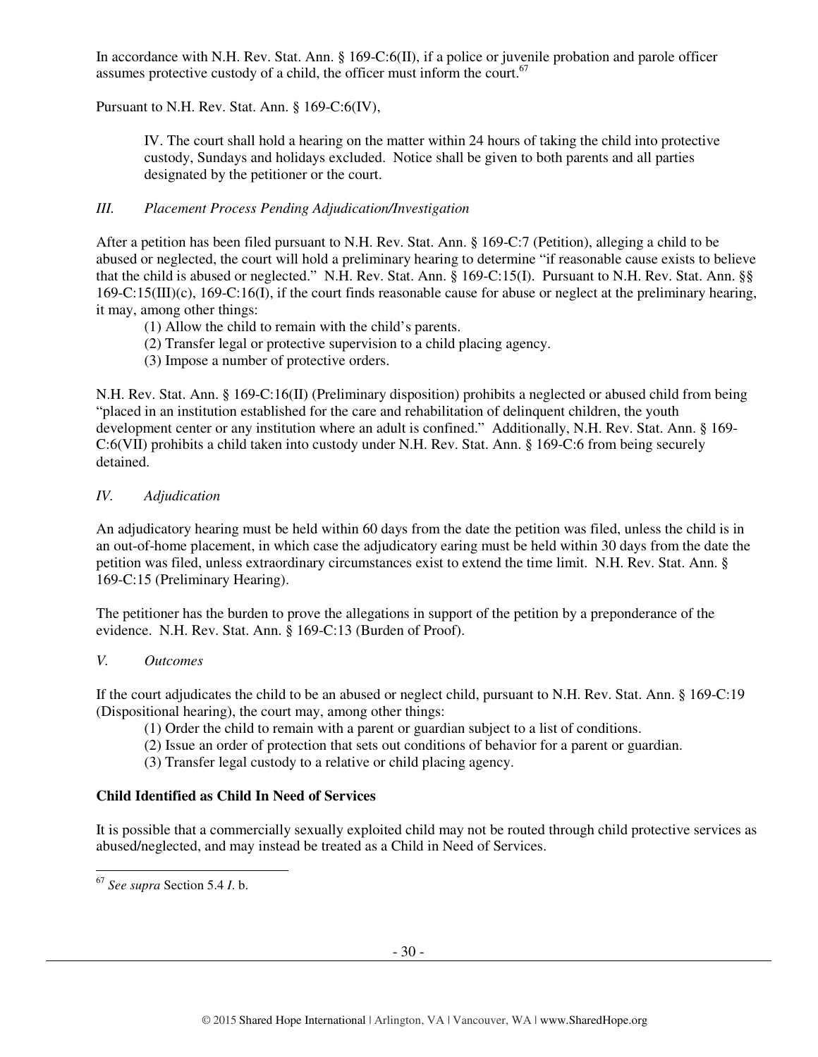In accordance with N.H. Rev. Stat. Ann. § 169-C:6(II), if a police or juvenile probation and parole officer assumes protective custody of a child, the officer must inform the court.[67]

Pursuant to N.H. Rev. Stat. Ann. § 169-C:6(IV),

> IV. The court shall hold a hearing on the matter within 24 hours of taking the child into protective custody, Sundays and holidays excluded. Notice shall be given to both parents and all parties designated by the petitioner or the court.

*III. Placement Process Pending Adjudication/Investigation*

After a petition has been filed pursuant to N.H. Rev. Stat. Ann. § 169-C:7 (Petition), alleging a child to be abused or neglected, the court will hold a preliminary hearing to determine "if reasonable cause exists to believe that the child is abused or neglected." N.H. Rev. Stat. Ann. § 169-C:15(I). Pursuant to N.H. Rev. Stat. Ann. §§ 169-C:15(III)(c), 169-C:16(I), if the court finds reasonable cause for abuse or neglect at the preliminary hearing, it may, among other things:

(1) Allow the child to remain with the child's parents.
(2) Transfer legal or protective supervision to a child placing agency.
(3) Impose a number of protective orders.

N.H. Rev. Stat. Ann. § 169-C:16(II) (Preliminary disposition) prohibits a neglected or abused child from being "placed in an institution established for the care and rehabilitation of delinquent children, the youth development center or any institution where an adult is confined." Additionally, N.H. Rev. Stat. Ann. § 169-C:6(VII) prohibits a child taken into custody under N.H. Rev. Stat. Ann. § 169-C:6 from being securely detained.

*IV. Adjudication*

An adjudicatory hearing must be held within 60 days from the date the petition was filed, unless the child is in an out-of-home placement, in which case the adjudicatory earing must be held within 30 days from the date the petition was filed, unless extraordinary circumstances exist to extend the time limit. N.H. Rev. Stat. Ann. § 169-C:15 (Preliminary Hearing).

The petitioner has the burden to prove the allegations in support of the petition by a preponderance of the evidence. N.H. Rev. Stat. Ann. § 169-C:13 (Burden of Proof).

*V. Outcomes*

If the court adjudicates the child to be an abused or neglect child, pursuant to N.H. Rev. Stat. Ann. § 169-C:19 (Dispositional hearing), the court may, among other things:

(1) Order the child to remain with a parent or guardian subject to a list of conditions.
(2) Issue an order of protection that sets out conditions of behavior for a parent or guardian.
(3) Transfer legal custody to a relative or child placing agency.

**Child Identified as Child In Need of Services**

It is possible that a commercially sexually exploited child may not be routed through child protective services as abused/neglected, and may instead be treated as a Child in Need of Services.

---

[67] *See supra* Section 5.4 *I.* b.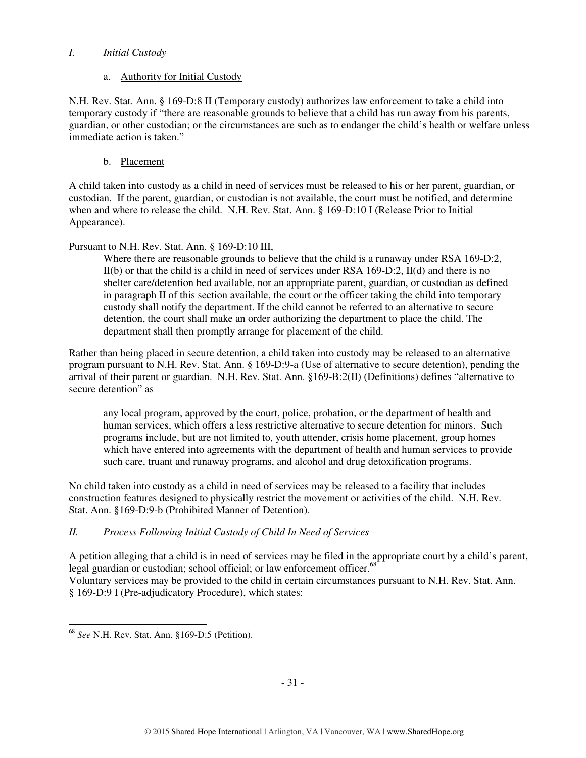*I. Initial Custody*

a. Authority for Initial Custody

N.H. Rev. Stat. Ann. § 169-D:8 II (Temporary custody) authorizes law enforcement to take a child into temporary custody if "there are reasonable grounds to believe that a child has run away from his parents, guardian, or other custodian; or the circumstances are such as to endanger the child's health or welfare unless immediate action is taken."

b. Placement

A child taken into custody as a child in need of services must be released to his or her parent, guardian, or custodian. If the parent, guardian, or custodian is not available, the court must be notified, and determine when and where to release the child. N.H. Rev. Stat. Ann. § 169-D:10 I (Release Prior to Initial Appearance).

Pursuant to N.H. Rev. Stat. Ann. § 169-D:10 III,

> Where there are reasonable grounds to believe that the child is a runaway under RSA 169-D:2, II(b) or that the child is a child in need of services under RSA 169-D:2, II(d) and there is no shelter care/detention bed available, nor an appropriate parent, guardian, or custodian as defined in paragraph II of this section available, the court or the officer taking the child into temporary custody shall notify the department. If the child cannot be referred to an alternative to secure detention, the court shall make an order authorizing the department to place the child. The department shall then promptly arrange for placement of the child.

Rather than being placed in secure detention, a child taken into custody may be released to an alternative program pursuant to N.H. Rev. Stat. Ann. § 169-D:9-a (Use of alternative to secure detention), pending the arrival of their parent or guardian. N.H. Rev. Stat. Ann. §169-B:2(II) (Definitions) defines "alternative to secure detention" as

> any local program, approved by the court, police, probation, or the department of health and human services, which offers a less restrictive alternative to secure detention for minors. Such programs include, but are not limited to, youth attender, crisis home placement, group homes which have entered into agreements with the department of health and human services to provide such care, truant and runaway programs, and alcohol and drug detoxification programs.

No child taken into custody as a child in need of services may be released to a facility that includes construction features designed to physically restrict the movement or activities of the child. N.H. Rev. Stat. Ann. §169-D:9-b (Prohibited Manner of Detention).

*II. Process Following Initial Custody of Child In Need of Services*

A petition alleging that a child is in need of services may be filed in the appropriate court by a child's parent, legal guardian or custodian; school official; or law enforcement officer.[68]

Voluntary services may be provided to the child in certain circumstances pursuant to N.H. Rev. Stat. Ann. § 169-D:9 I (Pre-adjudicatory Procedure), which states:

---

[68] *See* N.H. Rev. Stat. Ann. §169-D:5 (Petition).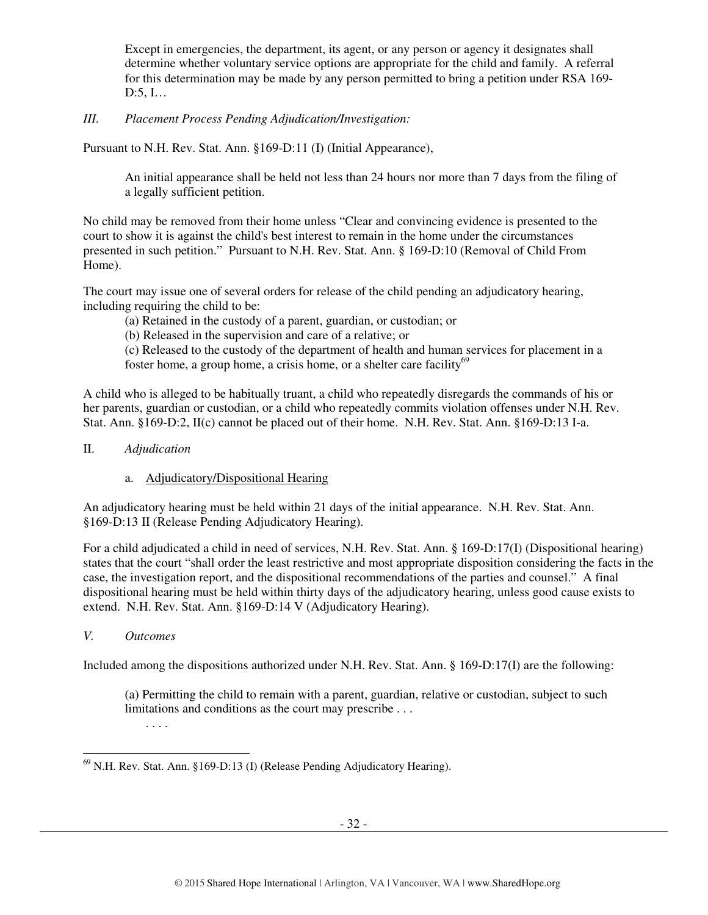> Except in emergencies, the department, its agent, or any person or agency it designates shall determine whether voluntary service options are appropriate for the child and family. A referral for this determination may be made by any person permitted to bring a petition under RSA 169-D:5, I…

*III. Placement Process Pending Adjudication/Investigation:*

Pursuant to N.H. Rev. Stat. Ann. §169-D:11 (I) (Initial Appearance),

> An initial appearance shall be held not less than 24 hours nor more than 7 days from the filing of a legally sufficient petition.

No child may be removed from their home unless "Clear and convincing evidence is presented to the court to show it is against the child's best interest to remain in the home under the circumstances presented in such petition." Pursuant to N.H. Rev. Stat. Ann. § 169-D:10 (Removal of Child From Home).

The court may issue one of several orders for release of the child pending an adjudicatory hearing, including requiring the child to be:

> (a) Retained in the custody of a parent, guardian, or custodian; or
> (b) Released in the supervision and care of a relative; or
> (c) Released to the custody of the department of health and human services for placement in a foster home, a group home, a crisis home, or a shelter care facility[69]

A child who is alleged to be habitually truant, a child who repeatedly disregards the commands of his or her parents, guardian or custodian, or a child who repeatedly commits violation offenses under N.H. Rev. Stat. Ann. §169-D:2, II(c) cannot be placed out of their home. N.H. Rev. Stat. Ann. §169-D:13 I-a.

II. *Adjudication*

a. Adjudicatory/Dispositional Hearing

An adjudicatory hearing must be held within 21 days of the initial appearance. N.H. Rev. Stat. Ann. §169-D:13 II (Release Pending Adjudicatory Hearing).

For a child adjudicated a child in need of services, N.H. Rev. Stat. Ann. § 169-D:17(I) (Dispositional hearing) states that the court "shall order the least restrictive and most appropriate disposition considering the facts in the case, the investigation report, and the dispositional recommendations of the parties and counsel." A final dispositional hearing must be held within thirty days of the adjudicatory hearing, unless good cause exists to extend. N.H. Rev. Stat. Ann. §169-D:14 V (Adjudicatory Hearing).

*V. Outcomes*

Included among the dispositions authorized under N.H. Rev. Stat. Ann. § 169-D:17(I) are the following:

> (a) Permitting the child to remain with a parent, guardian, relative or custodian, subject to such limitations and conditions as the court may prescribe . . .
> . . . .

---

[69] N.H. Rev. Stat. Ann. §169-D:13 (I) (Release Pending Adjudicatory Hearing).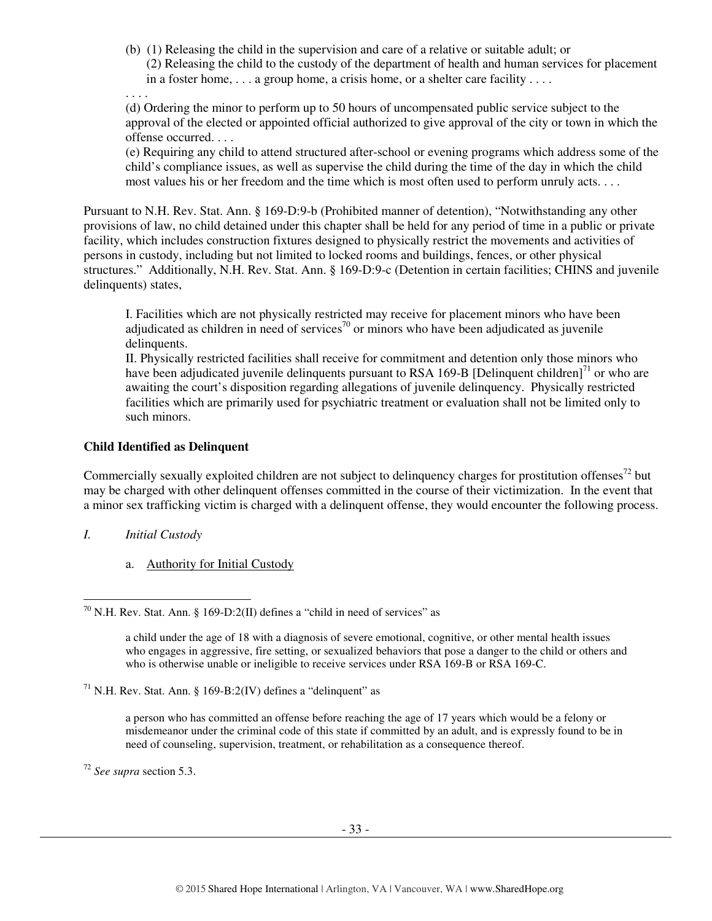(b) (1) Releasing the child in the supervision and care of a relative or suitable adult; or
(2) Releasing the child to the custody of the department of health and human services for placement in a foster home, . . . a group home, a crisis home, or a shelter care facility . . . .

. . . .

(d) Ordering the minor to perform up to 50 hours of uncompensated public service subject to the approval of the elected or appointed official authorized to give approval of the city or town in which the offense occurred. . . .

(e) Requiring any child to attend structured after-school or evening programs which address some of the child's compliance issues, as well as supervise the child during the time of the day in which the child most values his or her freedom and the time which is most often used to perform unruly acts. . . .

Pursuant to N.H. Rev. Stat. Ann. § 169-D:9-b (Prohibited manner of detention), "Notwithstanding any other provisions of law, no child detained under this chapter shall be held for any period of time in a public or private facility, which includes construction fixtures designed to physically restrict the movements and activities of persons in custody, including but not limited to locked rooms and buildings, fences, or other physical structures." Additionally, N.H. Rev. Stat. Ann. § 169-D:9-c (Detention in certain facilities; CHINS and juvenile delinquents) states,

> I. Facilities which are not physically restricted may receive for placement minors who have been adjudicated as children in need of services[70] or minors who have been adjudicated as juvenile delinquents.
>
> II. Physically restricted facilities shall receive for commitment and detention only those minors who have been adjudicated juvenile delinquents pursuant to RSA 169-B [Delinquent children][71] or who are awaiting the court's disposition regarding allegations of juvenile delinquency. Physically restricted facilities which are primarily used for psychiatric treatment or evaluation shall not be limited only to such minors.

**Child Identified as Delinquent**

Commercially sexually exploited children are not subject to delinquency charges for prostitution offenses[72] but may be charged with other delinquent offenses committed in the course of their victimization. In the event that a minor sex trafficking victim is charged with a delinquent offense, they would encounter the following process.

*I. Initial Custody*

a. Authority for Initial Custody

---

[70] N.H. Rev. Stat. Ann. § 169-D:2(II) defines a "child in need of services" as

> a child under the age of 18 with a diagnosis of severe emotional, cognitive, or other mental health issues who engages in aggressive, fire setting, or sexualized behaviors that pose a danger to the child or others and who is otherwise unable or ineligible to receive services under RSA 169-B or RSA 169-C.

[71] N.H. Rev. Stat. Ann. § 169-B:2(IV) defines a "delinquent" as

> a person who has committed an offense before reaching the age of 17 years which would be a felony or misdemeanor under the criminal code of this state if committed by an adult, and is expressly found to be in need of counseling, supervision, treatment, or rehabilitation as a consequence thereof.

[72] *See supra* section 5.3.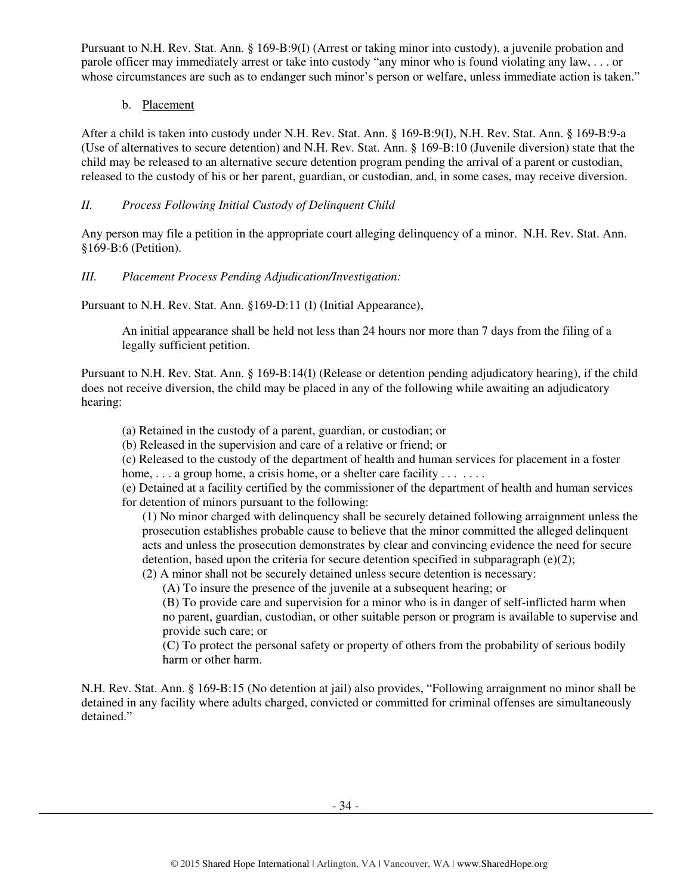Pursuant to N.H. Rev. Stat. Ann. § 169-B:9(I) (Arrest or taking minor into custody), a juvenile probation and parole officer may immediately arrest or take into custody "any minor who is found violating any law, . . . or whose circumstances are such as to endanger such minor's person or welfare, unless immediate action is taken."

b. Placement

After a child is taken into custody under N.H. Rev. Stat. Ann. § 169-B:9(I), N.H. Rev. Stat. Ann. § 169-B:9-a (Use of alternatives to secure detention) and N.H. Rev. Stat. Ann. § 169-B:10 (Juvenile diversion) state that the child may be released to an alternative secure detention program pending the arrival of a parent or custodian, released to the custody of his or her parent, guardian, or custodian, and, in some cases, may receive diversion.

*II. Process Following Initial Custody of Delinquent Child*

Any person may file a petition in the appropriate court alleging delinquency of a minor. N.H. Rev. Stat. Ann. §169-B:6 (Petition).

*III. Placement Process Pending Adjudication/Investigation:*

Pursuant to N.H. Rev. Stat. Ann. §169-D:11 (I) (Initial Appearance),

> An initial appearance shall be held not less than 24 hours nor more than 7 days from the filing of a legally sufficient petition.

Pursuant to N.H. Rev. Stat. Ann. § 169-B:14(I) (Release or detention pending adjudicatory hearing), if the child does not receive diversion, the child may be placed in any of the following while awaiting an adjudicatory hearing:

> (a) Retained in the custody of a parent, guardian, or custodian; or
> (b) Released in the supervision and care of a relative or friend; or
> (c) Released to the custody of the department of health and human services for placement in a foster home, . . . a group home, a crisis home, or a shelter care facility . . . . . . .
> (e) Detained at a facility certified by the commissioner of the department of health and human services for detention of minors pursuant to the following:
>
> (1) No minor charged with delinquency shall be securely detained following arraignment unless the prosecution establishes probable cause to believe that the minor committed the alleged delinquent acts and unless the prosecution demonstrates by clear and convincing evidence the need for secure detention, based upon the criteria for secure detention specified in subparagraph (e)(2);
> (2) A minor shall not be securely detained unless secure detention is necessary:
>
> (A) To insure the presence of the juvenile at a subsequent hearing; or
> (B) To provide care and supervision for a minor who is in danger of self-inflicted harm when no parent, guardian, custodian, or other suitable person or program is available to supervise and provide such care; or
> (C) To protect the personal safety or property of others from the probability of serious bodily harm or other harm.

N.H. Rev. Stat. Ann. § 169-B:15 (No detention at jail) also provides, "Following arraignment no minor shall be detained in any facility where adults charged, convicted or committed for criminal offenses are simultaneously detained."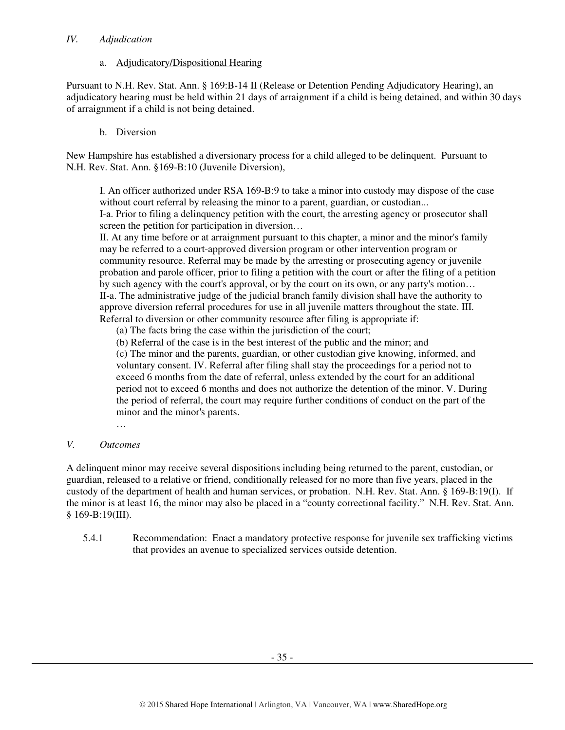*IV. Adjudication*

a. Adjudicatory/Dispositional Hearing

Pursuant to N.H. Rev. Stat. Ann. § 169:B-14 II (Release or Detention Pending Adjudicatory Hearing), an adjudicatory hearing must be held within 21 days of arraignment if a child is being detained, and within 30 days of arraignment if a child is not being detained.

b. Diversion

New Hampshire has established a diversionary process for a child alleged to be delinquent. Pursuant to N.H. Rev. Stat. Ann. §169-B:10 (Juvenile Diversion),

> I. An officer authorized under RSA 169-B:9 to take a minor into custody may dispose of the case without court referral by releasing the minor to a parent, guardian, or custodian...
> I-a. Prior to filing a delinquency petition with the court, the arresting agency or prosecutor shall screen the petition for participation in diversion…
> II. At any time before or at arraignment pursuant to this chapter, a minor and the minor's family may be referred to a court-approved diversion program or other intervention program or community resource. Referral may be made by the arresting or prosecuting agency or juvenile probation and parole officer, prior to filing a petition with the court or after the filing of a petition by such agency with the court's approval, or by the court on its own, or any party's motion…
> II-a. The administrative judge of the judicial branch family division shall have the authority to approve diversion referral procedures for use in all juvenile matters throughout the state. III. Referral to diversion or other community resource after filing is appropriate if:
>
> (a) The facts bring the case within the jurisdiction of the court;
> (b) Referral of the case is in the best interest of the public and the minor; and
> (c) The minor and the parents, guardian, or other custodian give knowing, informed, and voluntary consent. IV. Referral after filing shall stay the proceedings for a period not to exceed 6 months from the date of referral, unless extended by the court for an additional period not to exceed 6 months and does not authorize the detention of the minor. V. During the period of referral, the court may require further conditions of conduct on the part of the minor and the minor's parents.
>
> …

*V. Outcomes*

A delinquent minor may receive several dispositions including being returned to the parent, custodian, or guardian, released to a relative or friend, conditionally released for no more than five years, placed in the custody of the department of health and human services, or probation. N.H. Rev. Stat. Ann. § 169-B:19(I). If the minor is at least 16, the minor may also be placed in a "county correctional facility." N.H. Rev. Stat. Ann. § 169-B:19(III).

5.4.1 Recommendation: Enact a mandatory protective response for juvenile sex trafficking victims that provides an avenue to specialized services outside detention.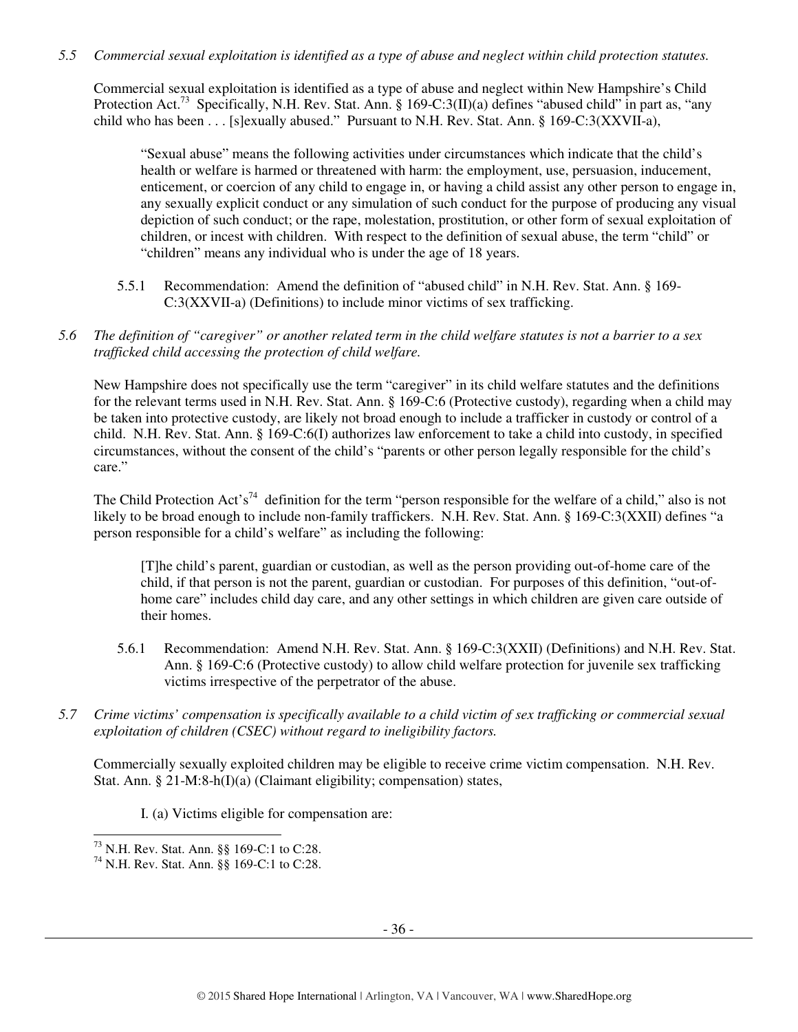*5.5 Commercial sexual exploitation is identified as a type of abuse and neglect within child protection statutes.*

Commercial sexual exploitation is identified as a type of abuse and neglect within New Hampshire's Child Protection Act.[73] Specifically, N.H. Rev. Stat. Ann. § 169-C:3(II)(a) defines "abused child" in part as, "any child who has been . . . [s]exually abused." Pursuant to N.H. Rev. Stat. Ann. § 169-C:3(XXVII-a),

> "Sexual abuse" means the following activities under circumstances which indicate that the child's health or welfare is harmed or threatened with harm: the employment, use, persuasion, inducement, enticement, or coercion of any child to engage in, or having a child assist any other person to engage in, any sexually explicit conduct or any simulation of such conduct for the purpose of producing any visual depiction of such conduct; or the rape, molestation, prostitution, or other form of sexual exploitation of children, or incest with children. With respect to the definition of sexual abuse, the term "child" or "children" means any individual who is under the age of 18 years.

5.5.1 Recommendation: Amend the definition of "abused child" in N.H. Rev. Stat. Ann. § 169-C:3(XXVII-a) (Definitions) to include minor victims of sex trafficking.

*5.6 The definition of "caregiver" or another related term in the child welfare statutes is not a barrier to a sex trafficked child accessing the protection of child welfare.*

New Hampshire does not specifically use the term "caregiver" in its child welfare statutes and the definitions for the relevant terms used in N.H. Rev. Stat. Ann. § 169-C:6 (Protective custody), regarding when a child may be taken into protective custody, are likely not broad enough to include a trafficker in custody or control of a child. N.H. Rev. Stat. Ann. § 169-C:6(I) authorizes law enforcement to take a child into custody, in specified circumstances, without the consent of the child's "parents or other person legally responsible for the child's care."

The Child Protection Act's[74] definition for the term "person responsible for the welfare of a child," also is not likely to be broad enough to include non-family traffickers. N.H. Rev. Stat. Ann. § 169-C:3(XXII) defines "a person responsible for a child's welfare" as including the following:

> [T]he child's parent, guardian or custodian, as well as the person providing out-of-home care of the child, if that person is not the parent, guardian or custodian. For purposes of this definition, "out-of-home care" includes child day care, and any other settings in which children are given care outside of their homes.

5.6.1 Recommendation: Amend N.H. Rev. Stat. Ann. § 169-C:3(XXII) (Definitions) and N.H. Rev. Stat. Ann. § 169-C:6 (Protective custody) to allow child welfare protection for juvenile sex trafficking victims irrespective of the perpetrator of the abuse.

*5.7 Crime victims' compensation is specifically available to a child victim of sex trafficking or commercial sexual exploitation of children (CSEC) without regard to ineligibility factors.*

Commercially sexually exploited children may be eligible to receive crime victim compensation. N.H. Rev. Stat. Ann. § 21-M:8-h(I)(a) (Claimant eligibility; compensation) states,

> I. (a) Victims eligible for compensation are:

---

[73] N.H. Rev. Stat. Ann. §§ 169-C:1 to C:28.

[74] N.H. Rev. Stat. Ann. §§ 169-C:1 to C:28.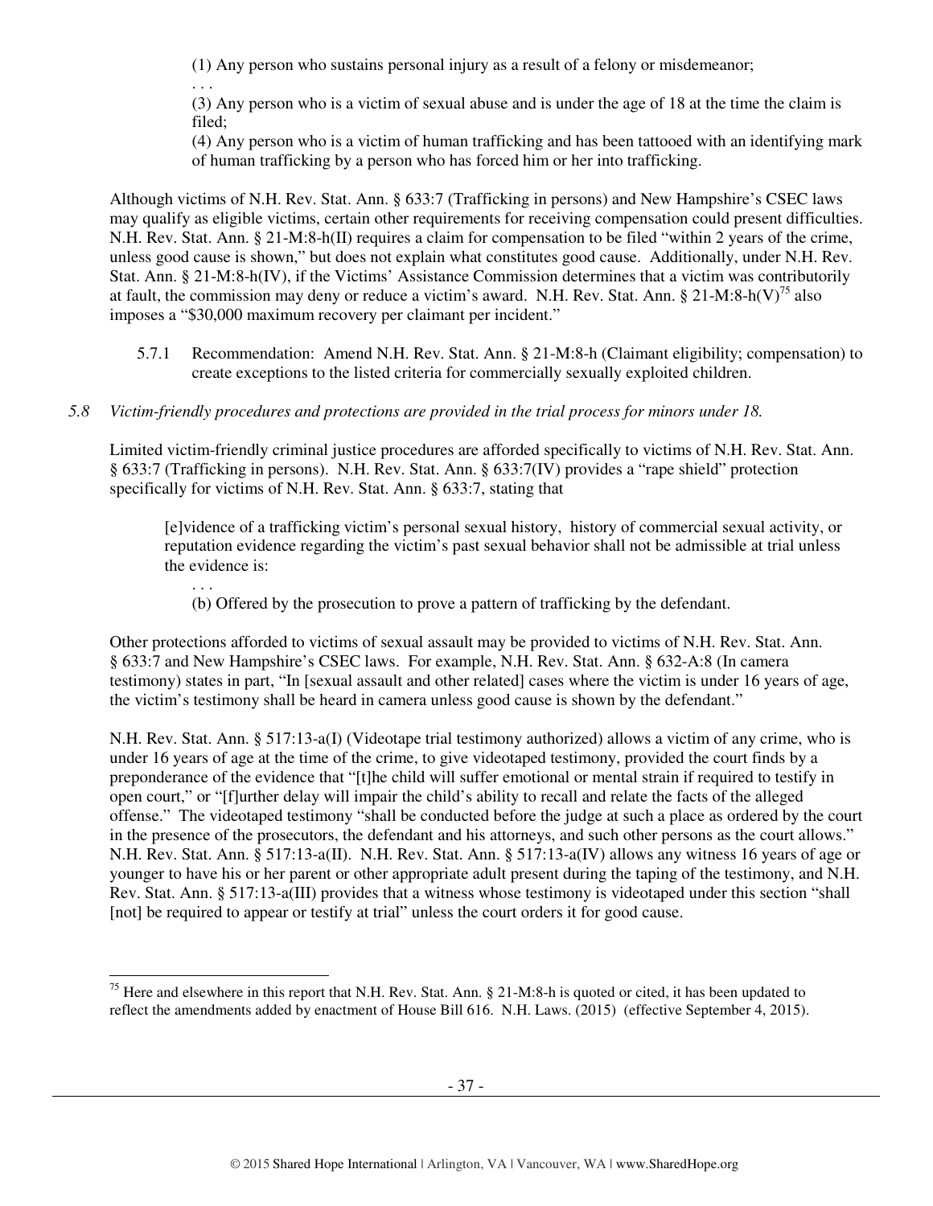(1) Any person who sustains personal injury as a result of a felony or misdemeanor;

. . .

(3) Any person who is a victim of sexual abuse and is under the age of 18 at the time the claim is filed;

(4) Any person who is a victim of human trafficking and has been tattooed with an identifying mark of human trafficking by a person who has forced him or her into trafficking.

Although victims of N.H. Rev. Stat. Ann. § 633:7 (Trafficking in persons) and New Hampshire's CSEC laws may qualify as eligible victims, certain other requirements for receiving compensation could present difficulties. N.H. Rev. Stat. Ann. § 21-M:8-h(II) requires a claim for compensation to be filed "within 2 years of the crime, unless good cause is shown," but does not explain what constitutes good cause. Additionally, under N.H. Rev. Stat. Ann. § 21-M:8-h(IV), if the Victims' Assistance Commission determines that a victim was contributorily at fault, the commission may deny or reduce a victim's award. N.H. Rev. Stat. Ann. § 21-M:8-h(V)[75] also imposes a "$30,000 maximum recovery per claimant per incident."

5.7.1 Recommendation: Amend N.H. Rev. Stat. Ann. § 21-M:8-h (Claimant eligibility; compensation) to create exceptions to the listed criteria for commercially sexually exploited children.

*5.8 Victim-friendly procedures and protections are provided in the trial process for minors under 18.*

Limited victim-friendly criminal justice procedures are afforded specifically to victims of N.H. Rev. Stat. Ann. § 633:7 (Trafficking in persons). N.H. Rev. Stat. Ann. § 633:7(IV) provides a "rape shield" protection specifically for victims of N.H. Rev. Stat. Ann. § 633:7, stating that

> [e]vidence of a trafficking victim's personal sexual history, history of commercial sexual activity, or reputation evidence regarding the victim's past sexual behavior shall not be admissible at trial unless the evidence is:
>
> . . .
>
> (b) Offered by the prosecution to prove a pattern of trafficking by the defendant.

Other protections afforded to victims of sexual assault may be provided to victims of N.H. Rev. Stat. Ann. § 633:7 and New Hampshire's CSEC laws. For example, N.H. Rev. Stat. Ann. § 632-A:8 (In camera testimony) states in part, "In [sexual assault and other related] cases where the victim is under 16 years of age, the victim's testimony shall be heard in camera unless good cause is shown by the defendant."

N.H. Rev. Stat. Ann. § 517:13-a(I) (Videotape trial testimony authorized) allows a victim of any crime, who is under 16 years of age at the time of the crime, to give videotaped testimony, provided the court finds by a preponderance of the evidence that "[t]he child will suffer emotional or mental strain if required to testify in open court," or "[f]urther delay will impair the child's ability to recall and relate the facts of the alleged offense." The videotaped testimony "shall be conducted before the judge at such a place as ordered by the court in the presence of the prosecutors, the defendant and his attorneys, and such other persons as the court allows." N.H. Rev. Stat. Ann. § 517:13-a(II). N.H. Rev. Stat. Ann. § 517:13-a(IV) allows any witness 16 years of age or younger to have his or her parent or other appropriate adult present during the taping of the testimony, and N.H. Rev. Stat. Ann. § 517:13-a(III) provides that a witness whose testimony is videotaped under this section "shall [not] be required to appear or testify at trial" unless the court orders it for good cause.

---

[75] Here and elsewhere in this report that N.H. Rev. Stat. Ann. § 21-M:8-h is quoted or cited, it has been updated to reflect the amendments added by enactment of House Bill 616. N.H. Laws. (2015) (effective September 4, 2015).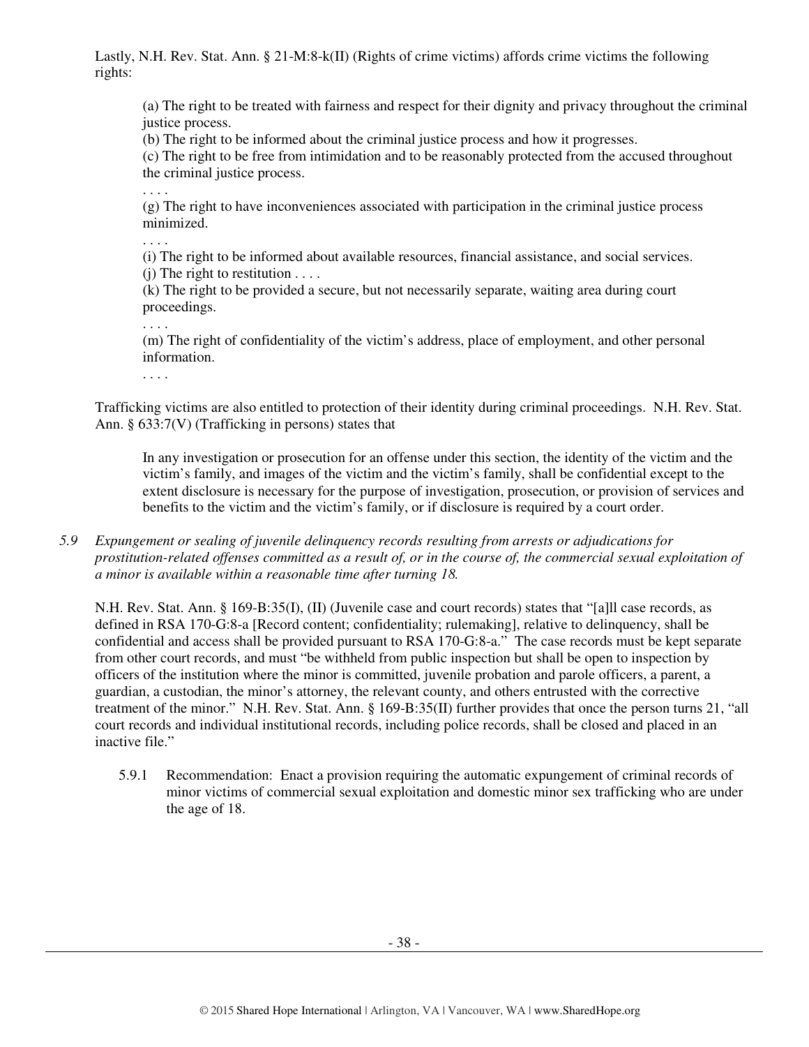Lastly, N.H. Rev. Stat. Ann. § 21-M:8-k(II) (Rights of crime victims) affords crime victims the following rights:

> (a) The right to be treated with fairness and respect for their dignity and privacy throughout the criminal justice process.
> (b) The right to be informed about the criminal justice process and how it progresses.
> (c) The right to be free from intimidation and to be reasonably protected from the accused throughout the criminal justice process.
> . . . .
> (g) The right to have inconveniences associated with participation in the criminal justice process minimized.
> . . . .
> (i) The right to be informed about available resources, financial assistance, and social services.
> (j) The right to restitution . . . .
> (k) The right to be provided a secure, but not necessarily separate, waiting area during court proceedings.
> . . . .
> (m) The right of confidentiality of the victim's address, place of employment, and other personal information.
> . . . .

Trafficking victims are also entitled to protection of their identity during criminal proceedings. N.H. Rev. Stat. Ann. § 633:7(V) (Trafficking in persons) states that

> In any investigation or prosecution for an offense under this section, the identity of the victim and the victim's family, and images of the victim and the victim's family, shall be confidential except to the extent disclosure is necessary for the purpose of investigation, prosecution, or provision of services and benefits to the victim and the victim's family, or if disclosure is required by a court order.

*5.9 Expungement or sealing of juvenile delinquency records resulting from arrests or adjudications for prostitution-related offenses committed as a result of, or in the course of, the commercial sexual exploitation of a minor is available within a reasonable time after turning 18.*

N.H. Rev. Stat. Ann. § 169-B:35(I), (II) (Juvenile case and court records) states that "[a]ll case records, as defined in RSA 170-G:8-a [Record content; confidentiality; rulemaking], relative to delinquency, shall be confidential and access shall be provided pursuant to RSA 170-G:8-a." The case records must be kept separate from other court records, and must "be withheld from public inspection but shall be open to inspection by officers of the institution where the minor is committed, juvenile probation and parole officers, a parent, a guardian, a custodian, the minor's attorney, the relevant county, and others entrusted with the corrective treatment of the minor." N.H. Rev. Stat. Ann. § 169-B:35(II) further provides that once the person turns 21, "all court records and individual institutional records, including police records, shall be closed and placed in an inactive file."

5.9.1 Recommendation: Enact a provision requiring the automatic expungement of criminal records of minor victims of commercial sexual exploitation and domestic minor sex trafficking who are under the age of 18.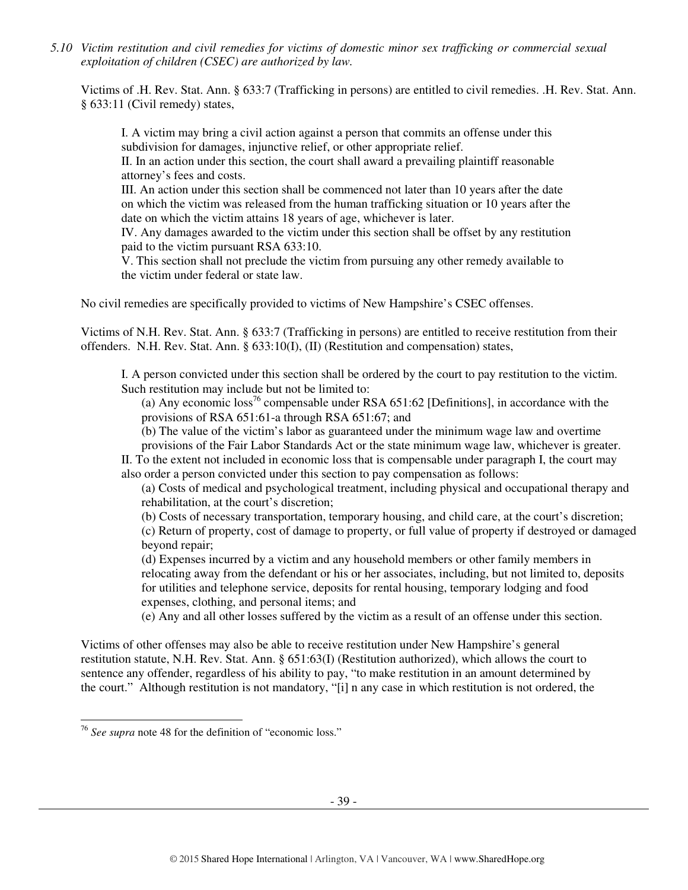*5.10 Victim restitution and civil remedies for victims of domestic minor sex trafficking or commercial sexual exploitation of children (CSEC) are authorized by law.*

Victims of .H. Rev. Stat. Ann. § 633:7 (Trafficking in persons) are entitled to civil remedies. .H. Rev. Stat. Ann. § 633:11 (Civil remedy) states,

> I. A victim may bring a civil action against a person that commits an offense under this subdivision for damages, injunctive relief, or other appropriate relief.
> II. In an action under this section, the court shall award a prevailing plaintiff reasonable attorney's fees and costs.
> III. An action under this section shall be commenced not later than 10 years after the date on which the victim was released from the human trafficking situation or 10 years after the date on which the victim attains 18 years of age, whichever is later.
> IV. Any damages awarded to the victim under this section shall be offset by any restitution paid to the victim pursuant RSA 633:10.
> V. This section shall not preclude the victim from pursuing any other remedy available to the victim under federal or state law.

No civil remedies are specifically provided to victims of New Hampshire's CSEC offenses.

Victims of N.H. Rev. Stat. Ann. § 633:7 (Trafficking in persons) are entitled to receive restitution from their offenders. N.H. Rev. Stat. Ann. § 633:10(I), (II) (Restitution and compensation) states,

> I. A person convicted under this section shall be ordered by the court to pay restitution to the victim. Such restitution may include but not be limited to:
>
> (a) Any economic loss[76] compensable under RSA 651:62 [Definitions], in accordance with the provisions of RSA 651:61-a through RSA 651:67; and
>
> (b) The value of the victim's labor as guaranteed under the minimum wage law and overtime provisions of the Fair Labor Standards Act or the state minimum wage law, whichever is greater.
>
> II. To the extent not included in economic loss that is compensable under paragraph I, the court may also order a person convicted under this section to pay compensation as follows:
>
> (a) Costs of medical and psychological treatment, including physical and occupational therapy and rehabilitation, at the court's discretion;
>
> (b) Costs of necessary transportation, temporary housing, and child care, at the court's discretion;
>
> (c) Return of property, cost of damage to property, or full value of property if destroyed or damaged beyond repair;
>
> (d) Expenses incurred by a victim and any household members or other family members in relocating away from the defendant or his or her associates, including, but not limited to, deposits for utilities and telephone service, deposits for rental housing, temporary lodging and food expenses, clothing, and personal items; and
>
> (e) Any and all other losses suffered by the victim as a result of an offense under this section.

Victims of other offenses may also be able to receive restitution under New Hampshire's general restitution statute, N.H. Rev. Stat. Ann. § 651:63(I) (Restitution authorized), which allows the court to sentence any offender, regardless of his ability to pay, "to make restitution in an amount determined by the court." Although restitution is not mandatory, "[i] n any case in which restitution is not ordered, the

---

[76] *See supra* note 48 for the definition of "economic loss."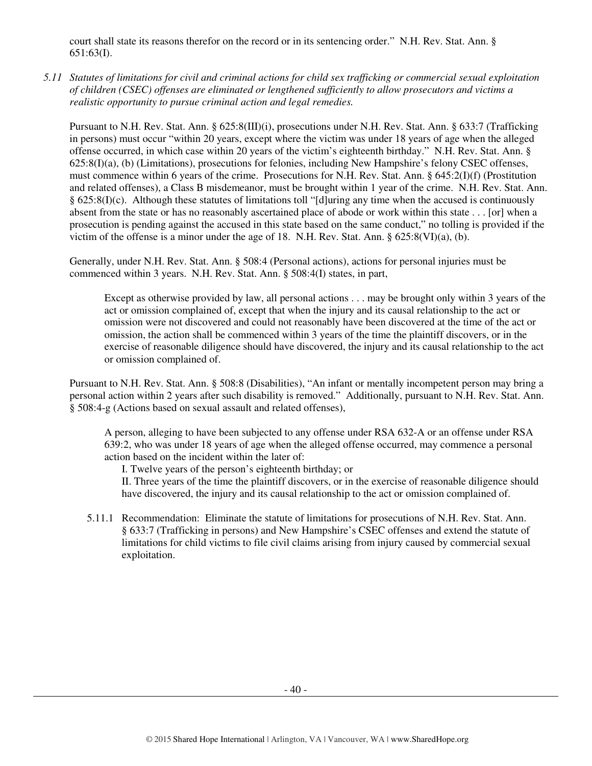court shall state its reasons therefor on the record or in its sentencing order." N.H. Rev. Stat. Ann. § 651:63(I).

*5.11 Statutes of limitations for civil and criminal actions for child sex trafficking or commercial sexual exploitation of children (CSEC) offenses are eliminated or lengthened sufficiently to allow prosecutors and victims a realistic opportunity to pursue criminal action and legal remedies.*

Pursuant to N.H. Rev. Stat. Ann. § 625:8(III)(i), prosecutions under N.H. Rev. Stat. Ann. § 633:7 (Trafficking in persons) must occur "within 20 years, except where the victim was under 18 years of age when the alleged offense occurred, in which case within 20 years of the victim's eighteenth birthday." N.H. Rev. Stat. Ann. § 625:8(I)(a), (b) (Limitations), prosecutions for felonies, including New Hampshire's felony CSEC offenses, must commence within 6 years of the crime. Prosecutions for N.H. Rev. Stat. Ann. § 645:2(I)(f) (Prostitution and related offenses), a Class B misdemeanor, must be brought within 1 year of the crime. N.H. Rev. Stat. Ann. § 625:8(I)(c). Although these statutes of limitations toll "[d]uring any time when the accused is continuously absent from the state or has no reasonably ascertained place of abode or work within this state . . . [or] when a prosecution is pending against the accused in this state based on the same conduct," no tolling is provided if the victim of the offense is a minor under the age of 18. N.H. Rev. Stat. Ann. § 625:8(VI)(a), (b).

Generally, under N.H. Rev. Stat. Ann. § 508:4 (Personal actions), actions for personal injuries must be commenced within 3 years. N.H. Rev. Stat. Ann. § 508:4(I) states, in part,

> Except as otherwise provided by law, all personal actions . . . may be brought only within 3 years of the act or omission complained of, except that when the injury and its causal relationship to the act or omission were not discovered and could not reasonably have been discovered at the time of the act or omission, the action shall be commenced within 3 years of the time the plaintiff discovers, or in the exercise of reasonable diligence should have discovered, the injury and its causal relationship to the act or omission complained of.

Pursuant to N.H. Rev. Stat. Ann. § 508:8 (Disabilities), "An infant or mentally incompetent person may bring a personal action within 2 years after such disability is removed." Additionally, pursuant to N.H. Rev. Stat. Ann. § 508:4-g (Actions based on sexual assault and related offenses),

> A person, alleging to have been subjected to any offense under RSA 632-A or an offense under RSA 639:2, who was under 18 years of age when the alleged offense occurred, may commence a personal action based on the incident within the later of:
>
> I. Twelve years of the person's eighteenth birthday; or
>
> II. Three years of the time the plaintiff discovers, or in the exercise of reasonable diligence should have discovered, the injury and its causal relationship to the act or omission complained of.

5.11.1 Recommendation: Eliminate the statute of limitations for prosecutions of N.H. Rev. Stat. Ann. § 633:7 (Trafficking in persons) and New Hampshire's CSEC offenses and extend the statute of limitations for child victims to file civil claims arising from injury caused by commercial sexual exploitation.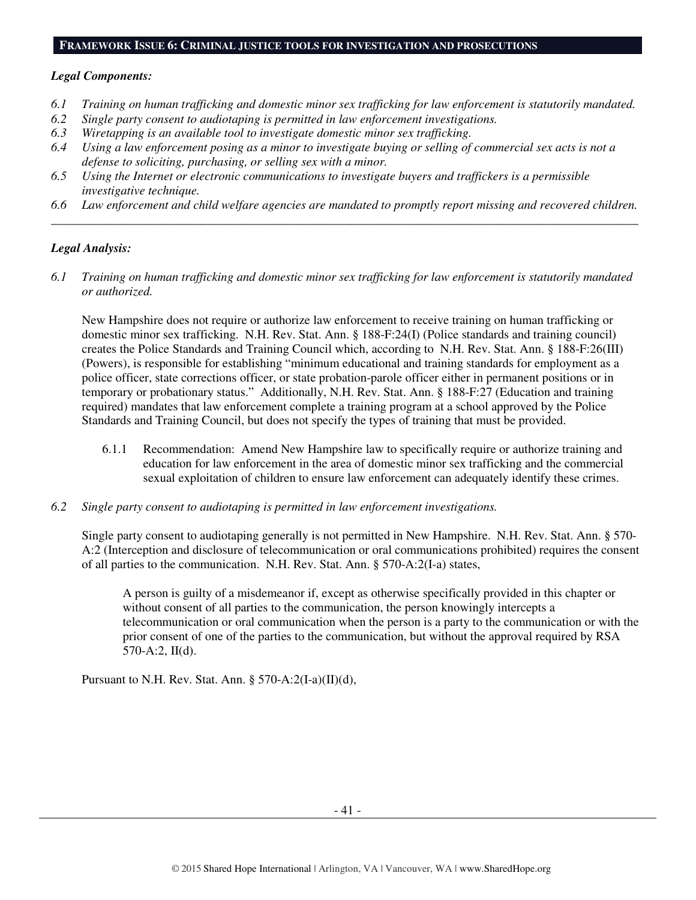## FRAMEWORK ISSUE 6: CRIMINAL JUSTICE TOOLS FOR INVESTIGATION AND PROSECUTIONS

***Legal Components:***

*6.1 Training on human trafficking and domestic minor sex trafficking for law enforcement is statutorily mandated.*
*6.2 Single party consent to audiotaping is permitted in law enforcement investigations.*
*6.3 Wiretapping is an available tool to investigate domestic minor sex trafficking.*
*6.4 Using a law enforcement posing as a minor to investigate buying or selling of commercial sex acts is not a defense to soliciting, purchasing, or selling sex with a minor.*
*6.5 Using the Internet or electronic communications to investigate buyers and traffickers is a permissible investigative technique.*
*6.6 Law enforcement and child welfare agencies are mandated to promptly report missing and recovered children.*

---

***Legal Analysis:***

*6.1 Training on human trafficking and domestic minor sex trafficking for law enforcement is statutorily mandated or authorized.*

New Hampshire does not require or authorize law enforcement to receive training on human trafficking or domestic minor sex trafficking. N.H. Rev. Stat. Ann. § 188-F:24(I) (Police standards and training council) creates the Police Standards and Training Council which, according to N.H. Rev. Stat. Ann. § 188-F:26(III) (Powers), is responsible for establishing "minimum educational and training standards for employment as a police officer, state corrections officer, or state probation-parole officer either in permanent positions or in temporary or probationary status." Additionally, N.H. Rev. Stat. Ann. § 188-F:27 (Education and training required) mandates that law enforcement complete a training program at a school approved by the Police Standards and Training Council, but does not specify the types of training that must be provided.

6.1.1 Recommendation: Amend New Hampshire law to specifically require or authorize training and education for law enforcement in the area of domestic minor sex trafficking and the commercial sexual exploitation of children to ensure law enforcement can adequately identify these crimes.

*6.2 Single party consent to audiotaping is permitted in law enforcement investigations.*

Single party consent to audiotaping generally is not permitted in New Hampshire. N.H. Rev. Stat. Ann. § 570-A:2 (Interception and disclosure of telecommunication or oral communications prohibited) requires the consent of all parties to the communication. N.H. Rev. Stat. Ann. § 570-A:2(I-a) states,

> A person is guilty of a misdemeanor if, except as otherwise specifically provided in this chapter or without consent of all parties to the communication, the person knowingly intercepts a telecommunication or oral communication when the person is a party to the communication or with the prior consent of one of the parties to the communication, but without the approval required by RSA 570-A:2, II(d).

Pursuant to N.H. Rev. Stat. Ann. § 570-A:2(I-a)(II)(d),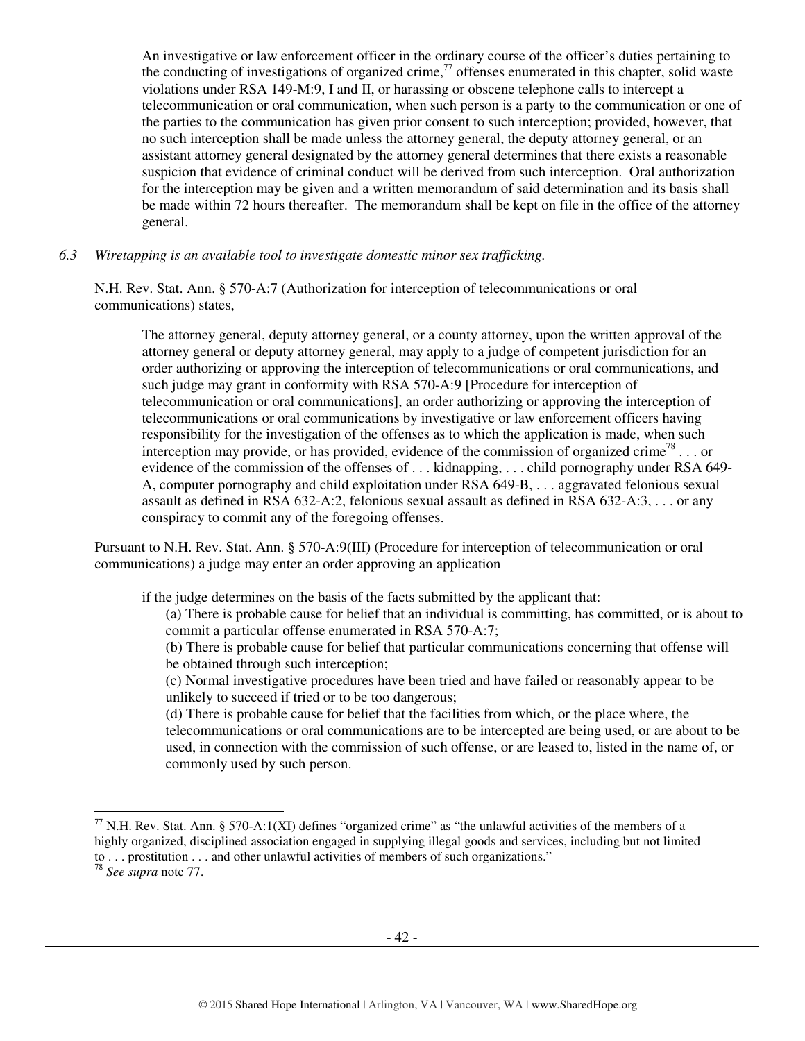> An investigative or law enforcement officer in the ordinary course of the officer's duties pertaining to the conducting of investigations of organized crime,[77] offenses enumerated in this chapter, solid waste violations under RSA 149-M:9, I and II, or harassing or obscene telephone calls to intercept a telecommunication or oral communication, when such person is a party to the communication or one of the parties to the communication has given prior consent to such interception; provided, however, that no such interception shall be made unless the attorney general, the deputy attorney general, or an assistant attorney general designated by the attorney general determines that there exists a reasonable suspicion that evidence of criminal conduct will be derived from such interception. Oral authorization for the interception may be given and a written memorandum of said determination and its basis shall be made within 72 hours thereafter. The memorandum shall be kept on file in the office of the attorney general.

*6.3 Wiretapping is an available tool to investigate domestic minor sex trafficking.*

N.H. Rev. Stat. Ann. § 570-A:7 (Authorization for interception of telecommunications or oral communications) states,

> The attorney general, deputy attorney general, or a county attorney, upon the written approval of the attorney general or deputy attorney general, may apply to a judge of competent jurisdiction for an order authorizing or approving the interception of telecommunications or oral communications, and such judge may grant in conformity with RSA 570-A:9 [Procedure for interception of telecommunication or oral communications], an order authorizing or approving the interception of telecommunications or oral communications by investigative or law enforcement officers having responsibility for the investigation of the offenses as to which the application is made, when such interception may provide, or has provided, evidence of the commission of organized crime[78] . . . or evidence of the commission of the offenses of . . . kidnapping, . . . child pornography under RSA 649-A, computer pornography and child exploitation under RSA 649-B, . . . aggravated felonious sexual assault as defined in RSA 632-A:2, felonious sexual assault as defined in RSA 632-A:3, . . . or any conspiracy to commit any of the foregoing offenses.

Pursuant to N.H. Rev. Stat. Ann. § 570-A:9(III) (Procedure for interception of telecommunication or oral communications) a judge may enter an order approving an application

> if the judge determines on the basis of the facts submitted by the applicant that:
>
> (a) There is probable cause for belief that an individual is committing, has committed, or is about to commit a particular offense enumerated in RSA 570-A:7;
>
> (b) There is probable cause for belief that particular communications concerning that offense will be obtained through such interception;
>
> (c) Normal investigative procedures have been tried and have failed or reasonably appear to be unlikely to succeed if tried or to be too dangerous;
>
> (d) There is probable cause for belief that the facilities from which, or the place where, the telecommunications or oral communications are to be intercepted are being used, or are about to be used, in connection with the commission of such offense, or are leased to, listed in the name of, or commonly used by such person.

---

[77] N.H. Rev. Stat. Ann. § 570-A:1(XI) defines "organized crime" as "the unlawful activities of the members of a highly organized, disciplined association engaged in supplying illegal goods and services, including but not limited to . . . prostitution . . . and other unlawful activities of members of such organizations."

[78] *See supra* note 77.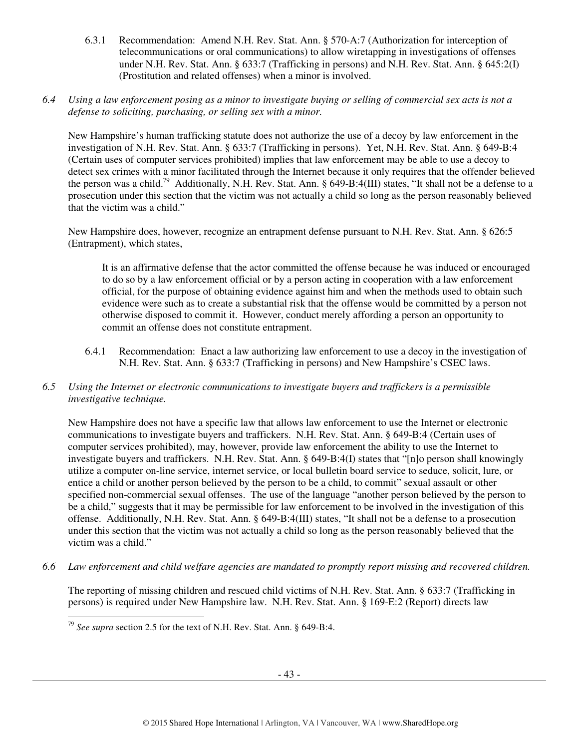6.3.1 Recommendation: Amend N.H. Rev. Stat. Ann. § 570-A:7 (Authorization for interception of telecommunications or oral communications) to allow wiretapping in investigations of offenses under N.H. Rev. Stat. Ann. § 633:7 (Trafficking in persons) and N.H. Rev. Stat. Ann. § 645:2(I) (Prostitution and related offenses) when a minor is involved.

*6.4 Using a law enforcement posing as a minor to investigate buying or selling of commercial sex acts is not a defense to soliciting, purchasing, or selling sex with a minor.*

New Hampshire's human trafficking statute does not authorize the use of a decoy by law enforcement in the investigation of N.H. Rev. Stat. Ann. § 633:7 (Trafficking in persons). Yet, N.H. Rev. Stat. Ann. § 649-B:4 (Certain uses of computer services prohibited) implies that law enforcement may be able to use a decoy to detect sex crimes with a minor facilitated through the Internet because it only requires that the offender believed the person was a child.[79] Additionally, N.H. Rev. Stat. Ann. § 649-B:4(III) states, "It shall not be a defense to a prosecution under this section that the victim was not actually a child so long as the person reasonably believed that the victim was a child."

New Hampshire does, however, recognize an entrapment defense pursuant to N.H. Rev. Stat. Ann. § 626:5 (Entrapment), which states,

> It is an affirmative defense that the actor committed the offense because he was induced or encouraged to do so by a law enforcement official or by a person acting in cooperation with a law enforcement official, for the purpose of obtaining evidence against him and when the methods used to obtain such evidence were such as to create a substantial risk that the offense would be committed by a person not otherwise disposed to commit it. However, conduct merely affording a person an opportunity to commit an offense does not constitute entrapment.

6.4.1 Recommendation: Enact a law authorizing law enforcement to use a decoy in the investigation of N.H. Rev. Stat. Ann. § 633:7 (Trafficking in persons) and New Hampshire's CSEC laws.

*6.5 Using the Internet or electronic communications to investigate buyers and traffickers is a permissible investigative technique.*

New Hampshire does not have a specific law that allows law enforcement to use the Internet or electronic communications to investigate buyers and traffickers. N.H. Rev. Stat. Ann. § 649-B:4 (Certain uses of computer services prohibited), may, however, provide law enforcement the ability to use the Internet to investigate buyers and traffickers. N.H. Rev. Stat. Ann. § 649-B:4(I) states that "[n]o person shall knowingly utilize a computer on-line service, internet service, or local bulletin board service to seduce, solicit, lure, or entice a child or another person believed by the person to be a child, to commit" sexual assault or other specified non-commercial sexual offenses. The use of the language "another person believed by the person to be a child," suggests that it may be permissible for law enforcement to be involved in the investigation of this offense. Additionally, N.H. Rev. Stat. Ann. § 649-B:4(III) states, "It shall not be a defense to a prosecution under this section that the victim was not actually a child so long as the person reasonably believed that the victim was a child."

*6.6 Law enforcement and child welfare agencies are mandated to promptly report missing and recovered children.*

The reporting of missing children and rescued child victims of N.H. Rev. Stat. Ann. § 633:7 (Trafficking in persons) is required under New Hampshire law. N.H. Rev. Stat. Ann. § 169-E:2 (Report) directs law

---

[79] *See supra* section 2.5 for the text of N.H. Rev. Stat. Ann. § 649-B:4.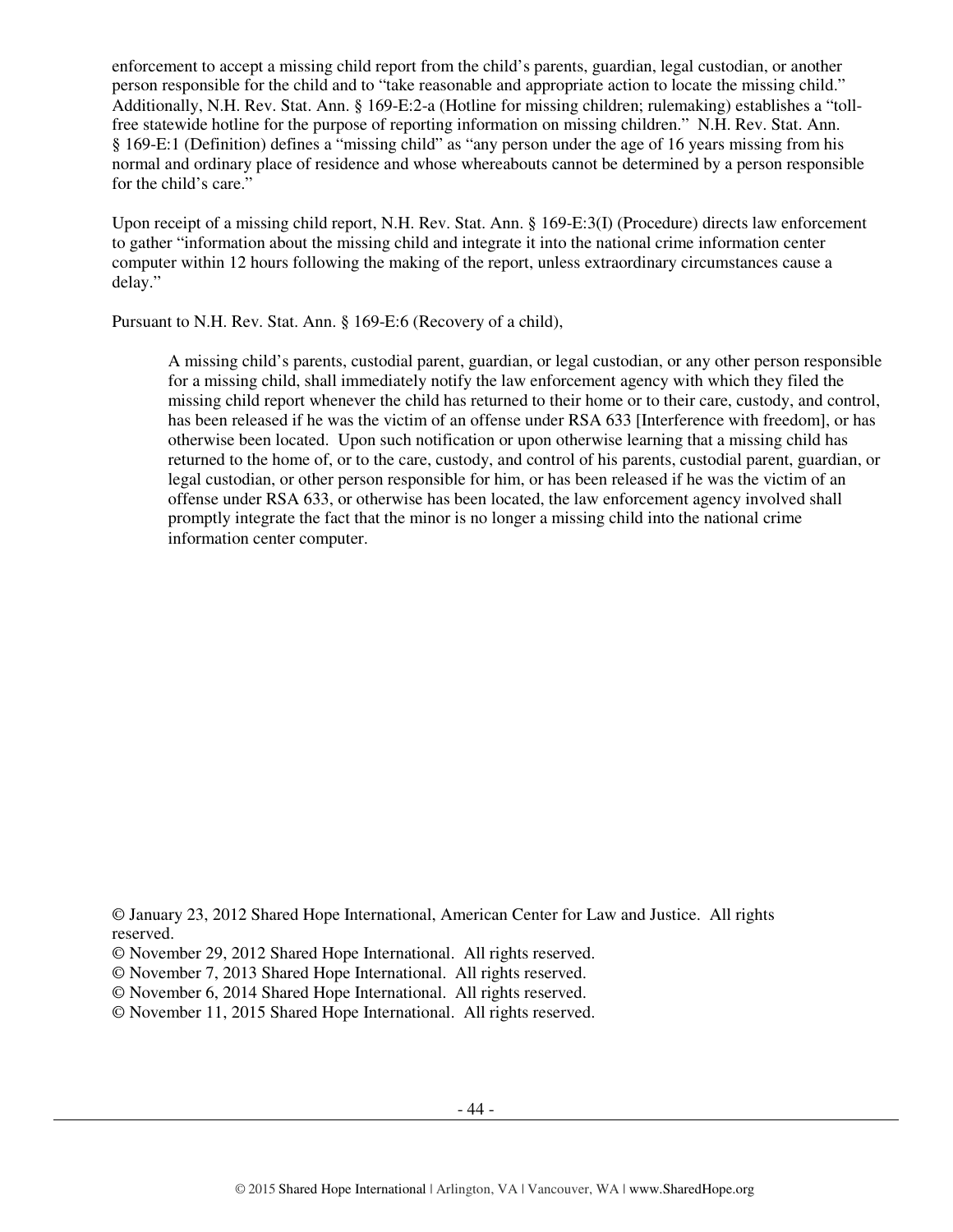enforcement to accept a missing child report from the child's parents, guardian, legal custodian, or another person responsible for the child and to "take reasonable and appropriate action to locate the missing child." Additionally, N.H. Rev. Stat. Ann. § 169-E:2-a (Hotline for missing children; rulemaking) establishes a "toll-free statewide hotline for the purpose of reporting information on missing children." N.H. Rev. Stat. Ann. § 169-E:1 (Definition) defines a "missing child" as "any person under the age of 16 years missing from his normal and ordinary place of residence and whose whereabouts cannot be determined by a person responsible for the child's care."

Upon receipt of a missing child report, N.H. Rev. Stat. Ann. § 169-E:3(I) (Procedure) directs law enforcement to gather "information about the missing child and integrate it into the national crime information center computer within 12 hours following the making of the report, unless extraordinary circumstances cause a delay."

Pursuant to N.H. Rev. Stat. Ann. § 169-E:6 (Recovery of a child),

> A missing child's parents, custodial parent, guardian, or legal custodian, or any other person responsible for a missing child, shall immediately notify the law enforcement agency with which they filed the missing child report whenever the child has returned to their home or to their care, custody, and control, has been released if he was the victim of an offense under RSA 633 [Interference with freedom], or has otherwise been located. Upon such notification or upon otherwise learning that a missing child has returned to the home of, or to the care, custody, and control of his parents, custodial parent, guardian, or legal custodian, or other person responsible for him, or has been released if he was the victim of an offense under RSA 633, or otherwise has been located, the law enforcement agency involved shall promptly integrate the fact that the minor is no longer a missing child into the national crime information center computer.

© January 23, 2012 Shared Hope International, American Center for Law and Justice. All rights reserved.
© November 29, 2012 Shared Hope International. All rights reserved.
© November 7, 2013 Shared Hope International. All rights reserved.
© November 6, 2014 Shared Hope International. All rights reserved.
© November 11, 2015 Shared Hope International. All rights reserved.